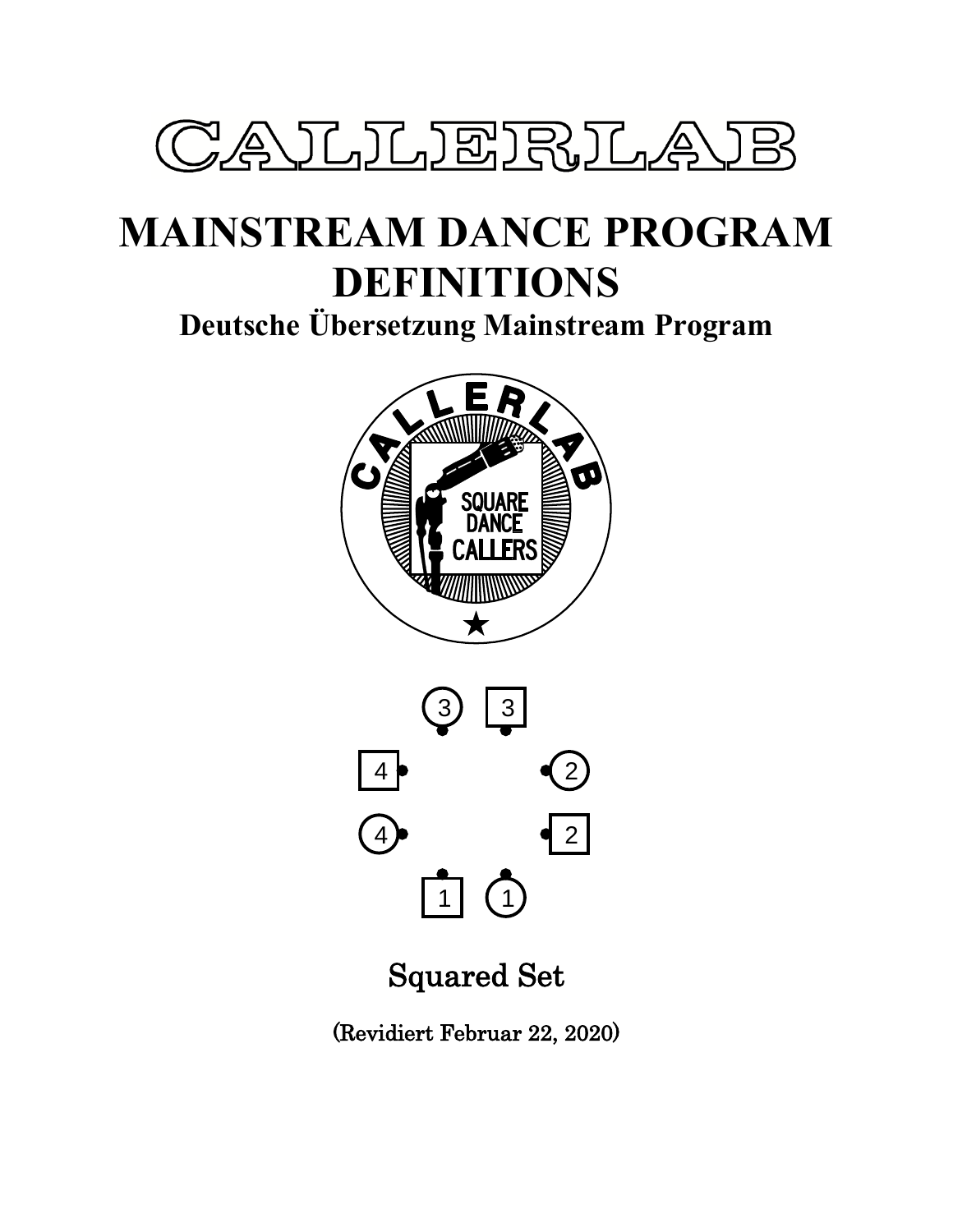# CALLERLAB

# MAINSTREAM DANCE PROGRAM DEFINITIONS

## Deutsche Übersetzung Mainstream Program

Squared Set

(Revidiert Februar 22, 2020)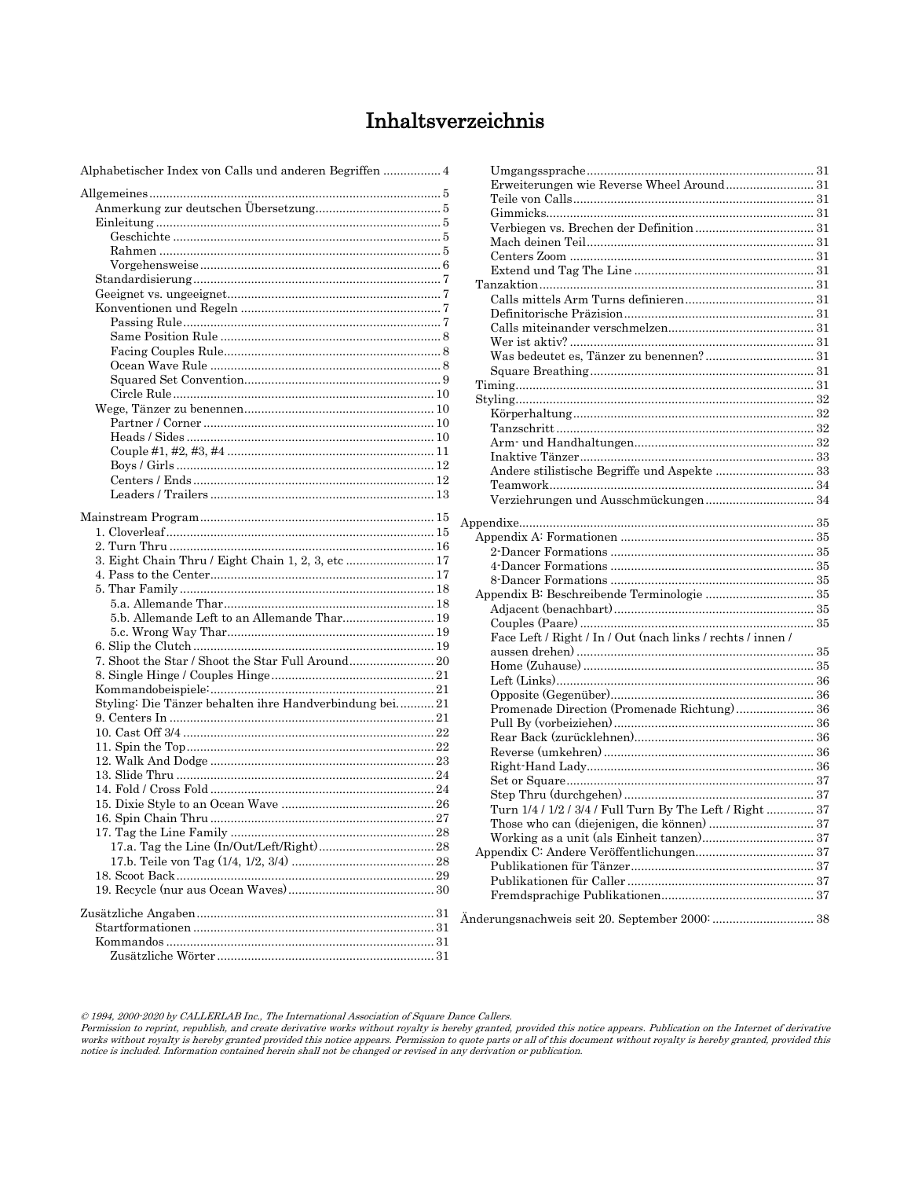# Inhaltsverzeichnis

- Alphabetischer Index von Calls und anderen Begriffen ..... 4
- Allgemeines ..... 5
  - Anmerkung zur deutschen Übersetzung ..... 5
  - Einleitung ..... 5
    - Geschichte ..... 5
    - Rahmen ..... 5
    - Vorgehensweise ..... 6
  - Standardisierung ..... 7
  - Geeignet vs. ungeeignet ..... 7
  - Konventionen und Regeln ..... 7
    - Passing Rule ..... 7
    - Same Position Rule ..... 8
    - Facing Couples Rule ..... 8
    - Ocean Wave Rule ..... 8
    - Squared Set Convention ..... 9
    - Circle Rule ..... 10
  - Wege, Tänzer zu benennen ..... 10
    - Partner / Corner ..... 10
    - Heads / Sides ..... 10
    - Couple #1, #2, #3, #4 ..... 11
    - Boys / Girls ..... 12
    - Centers / Ends ..... 12
    - Leaders / Trailers ..... 13
- Mainstream Program ..... 15
  - 1. Cloverleaf ..... 15
  - 2. Turn Thru ..... 16
  - 3. Eight Chain Thru / Eight Chain 1, 2, 3, etc ..... 17
  - 4. Pass to the Center ..... 17
  - 5. Thar Family ..... 18
    - 5.a. Allemande Thar ..... 18
    - 5.b. Allemande Left to an Allemande Thar ..... 19
    - 5.c. Wrong Way Thar ..... 19
  - 6. Slip the Clutch ..... 19
  - 7. Shoot the Star / Shoot the Star Full Around ..... 20
  - 8. Single Hinge / Couples Hinge ..... 21
  - Kommandobeispiele: ..... 21
  - Styling: Die Tänzer behalten ihre Handverbindung bei. ..... 21
  - 9. Centers In ..... 21
  - 10. Cast Off 3/4 ..... 22
  - 11. Spin the Top ..... 22
  - 12. Walk And Dodge ..... 23
  - 13. Slide Thru ..... 24
  - 14. Fold / Cross Fold ..... 24
  - 15. Dixie Style to an Ocean Wave ..... 26
  - 16. Spin Chain Thru ..... 27
  - 17. Tag the Line Family ..... 28
    - 17.a. Tag the Line (In/Out/Left/Right) ..... 28
    - 17.b. Teile von Tag (1/4, 1/2, 3/4) ..... 28
  - 18. Scoot Back ..... 29
  - 19. Recycle (nur aus Ocean Waves) ..... 30
- Zusätzliche Angaben ..... 31
  - Startformationen ..... 31
  - Kommandos ..... 31
    - Zusätzliche Wörter ..... 31
    - Umgangssprache ..... 31
    - Erweiterungen wie Reverse Wheel Around ..... 31
    - Teile von Calls ..... 31
    - Gimmicks ..... 31
    - Verbiegen vs. Brechen der Definition ..... 31
    - Mach deinen Teil ..... 31
    - Centers Zoom ..... 31
    - Extend und Tag The Line ..... 31
  - Tanzaktion ..... 31
    - Calls mittels Arm Turns definieren ..... 31
    - Definitorische Präzision ..... 31
    - Calls miteinander verschmelzen ..... 31
    - Wer ist aktiv? ..... 31
    - Was bedeutet es, Tänzer zu benennen? ..... 31
    - Square Breathing ..... 31
  - Timing ..... 31
  - Styling ..... 32
    - Körperhaltung ..... 32
    - Tanzschritt ..... 32
    - Arm- und Handhaltungen ..... 32
    - Inaktive Tänzer ..... 33
    - Andere stilistische Begriffe und Aspekte ..... 33
    - Teamwork ..... 34
    - Verziehrungen und Ausschmückungen ..... 34
- Appendixe ..... 35
  - Appendix A: Formationen ..... 35
    - 2-Dancer Formations ..... 35
    - 4-Dancer Formations ..... 35
    - 8-Dancer Formations ..... 35
  - Appendix B: Beschreibende Terminologie ..... 35
    - Adjacent (benachbart) ..... 35
    - Couples (Paare) ..... 35
    - Face Left / Right / In / Out (nach links / rechts / innen / aussen drehen) ..... 35
    - Home (Zuhause) ..... 35
    - Left (Links) ..... 36
    - Opposite (Gegenüber) ..... 36
    - Promenade Direction (Promenade Richtung) ..... 36
    - Pull By (vorbeiziehen) ..... 36
    - Rear Back (zurücklehnen) ..... 36
    - Reverse (umkehren) ..... 36
    - Right-Hand Lady ..... 36
    - Set or Square ..... 37
    - Step Thru (durchgehen) ..... 37
    - Turn 1/4 / 1/2 / 3/4 / Full Turn By The Left / Right ..... 37
    - Those who can (diejenigen, die können) ..... 37
    - Working as a unit (als Einheit tanzen) ..... 37
  - Appendix C: Andere Veröffentlichungen ..... 37
    - Publikationen für Tänzer ..... 37
    - Publikationen für Caller ..... 37
    - Fremdsprachige Publikationen ..... 37
- Änderungsnachweis seit 20. September 2000: ..... 38

*© 1994, 2000-2020 by CALLERLAB Inc., The International Association of Square Dance Callers.*
*Permission to reprint, republish, and create derivative works without royalty is hereby granted, provided this notice appears. Publication on the Internet of derivative works without royalty is hereby granted provided this notice appears. Permission to quote parts or all of this document without royalty is hereby granted, provided this notice is included. Information contained herein shall not be changed or revised in any derivation or publication.*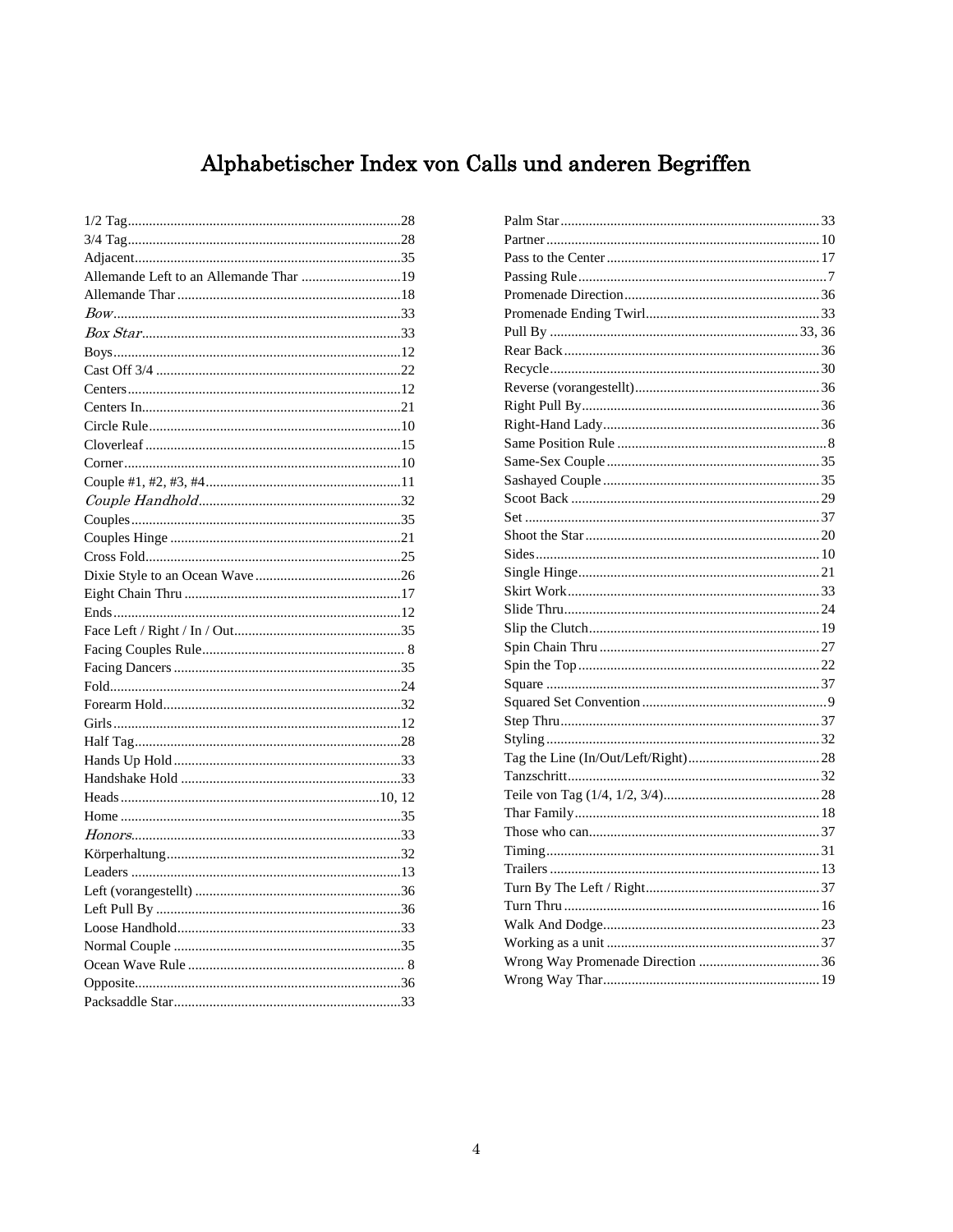# Alphabetischer Index von Calls und anderen Begriffen

1/2 Tag....28
3/4 Tag....28
Adjacent....35
Allemande Left to an Allemande Thar....19
Allemande Thar....18
*Bow*....33
*Box Star*....33
Boys....12
Cast Off 3/4....22
Centers....12
Centers In....21
Circle Rule....10
Cloverleaf....15
Corner....10
Couple #1, #2, #3, #4....11
*Couple Handhold*....32
Couples....35
Couples Hinge....21
Cross Fold....25
Dixie Style to an Ocean Wave....26
Eight Chain Thru....17
Ends....12
Face Left / Right / In / Out....35
Facing Couples Rule....8
Facing Dancers....35
Fold....24
Forearm Hold....32
Girls....12
Half Tag....28
Hands Up Hold....33
Handshake Hold....33
Heads....10, 12
Home....35
*Honors*....33
Körperhaltung....32
Leaders....13
Left (vorangestellt)....36
Left Pull By....36
Loose Handhold....33
Normal Couple....35
Ocean Wave Rule....8
Opposite....36
Packsaddle Star....33
Palm Star....33
Partner....10
Pass to the Center....17
Passing Rule....7
Promenade Direction....36
Promenade Ending Twirl....33
Pull By....33, 36
Rear Back....36
Recycle....30
Reverse (vorangestellt)....36
Right Pull By....36
Right-Hand Lady....36
Same Position Rule....8
Same-Sex Couple....35
Sashayed Couple....35
Scoot Back....29
Set....37
Shoot the Star....20
Sides....10
Single Hinge....21
Skirt Work....33
Slide Thru....24
Slip the Clutch....19
Spin Chain Thru....27
Spin the Top....22
Square....37
Squared Set Convention....9
Step Thru....37
Styling....32
Tag the Line (In/Out/Left/Right)....28
Tanzschritt....32
Teile von Tag (1/4, 1/2, 3/4)....28
Thar Family....18
Those who can....37
Timing....31
Trailers....13
Turn By The Left / Right....37
Turn Thru....16
Walk And Dodge....23
Working as a unit....37
Wrong Way Promenade Direction....36
Wrong Way Thar....19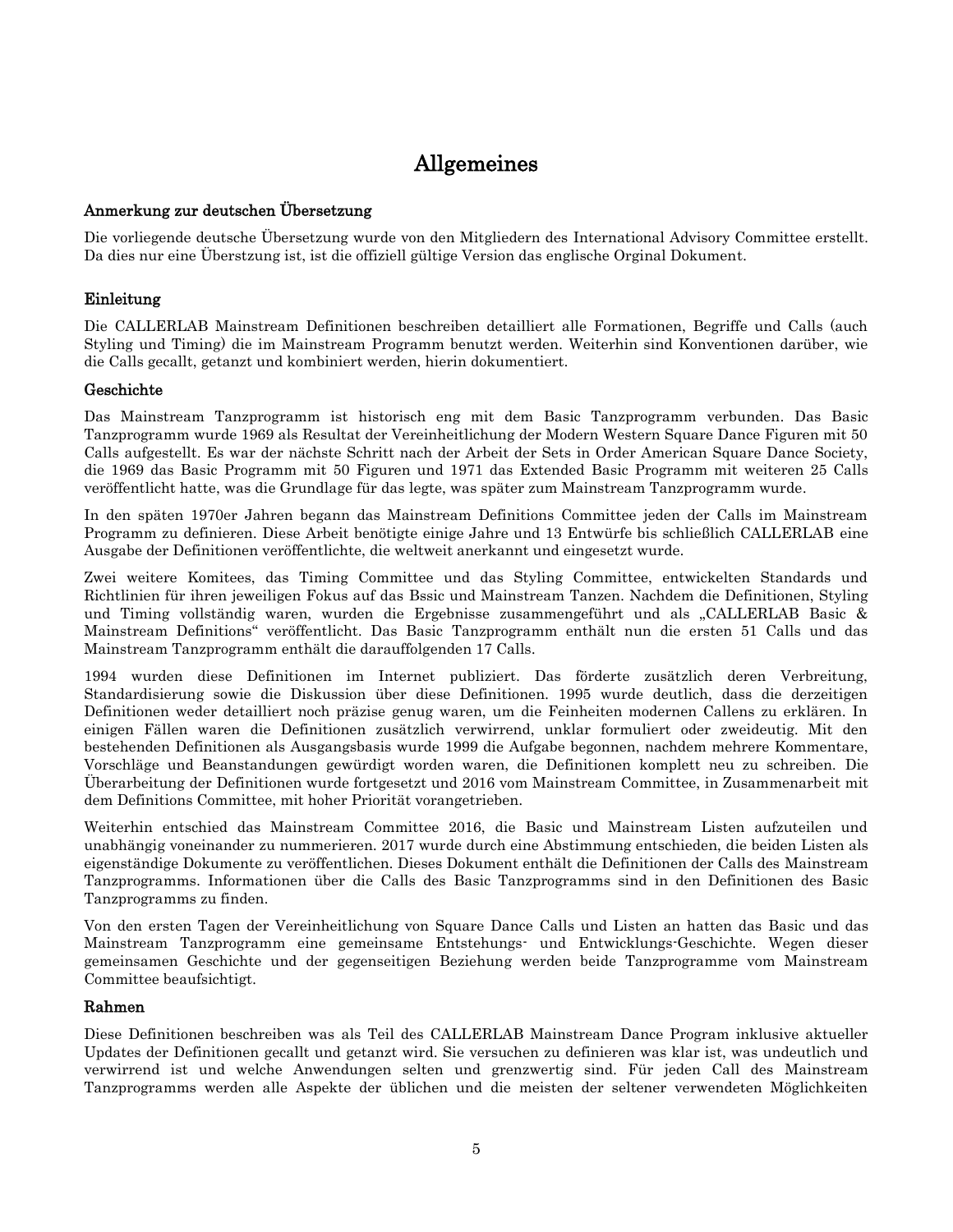# Allgemeines

### Anmerkung zur deutschen Übersetzung

Die vorliegende deutsche Übersetzung wurde von den Mitgliedern des International Advisory Committee erstellt. Da dies nur eine Überstzung ist, ist die offiziell gültige Version das englische Orginal Dokument.

### Einleitung

Die CALLERLAB Mainstream Definitionen beschreiben detailliert alle Formationen, Begriffe und Calls (auch Styling und Timing) die im Mainstream Programm benutzt werden. Weiterhin sind Konventionen darüber, wie die Calls gecallt, getanzt und kombiniert werden, hierin dokumentiert.

### Geschichte

Das Mainstream Tanzprogramm ist historisch eng mit dem Basic Tanzprogramm verbunden. Das Basic Tanzprogramm wurde 1969 als Resultat der Vereinheitlichung der Modern Western Square Dance Figuren mit 50 Calls aufgestellt. Es war der nächste Schritt nach der Arbeit der Sets in Order American Square Dance Society, die 1969 das Basic Programm mit 50 Figuren und 1971 das Extended Basic Programm mit weiteren 25 Calls veröffentlicht hatte, was die Grundlage für das legte, was später zum Mainstream Tanzprogramm wurde.

In den späten 1970er Jahren begann das Mainstream Definitions Committee jeden der Calls im Mainstream Programm zu definieren. Diese Arbeit benötigte einige Jahre und 13 Entwürfe bis schließlich CALLERLAB eine Ausgabe der Definitionen veröffentlichte, die weltweit anerkannt und eingesetzt wurde.

Zwei weitere Komitees, das Timing Committee und das Styling Committee, entwickelten Standards und Richtlinien für ihren jeweiligen Fokus auf das Bssic und Mainstream Tanzen. Nachdem die Definitionen, Styling und Timing vollständig waren, wurden die Ergebnisse zusammengeführt und als „CALLERLAB Basic & Mainstream Definitions" veröffentlicht. Das Basic Tanzprogramm enthält nun die ersten 51 Calls und das Mainstream Tanzprogramm enthält die darauffolgenden 17 Calls.

1994 wurden diese Definitionen im Internet publiziert. Das förderte zusätzlich deren Verbreitung, Standardisierung sowie die Diskussion über diese Definitionen. 1995 wurde deutlich, dass die derzeitigen Definitionen weder detailliert noch präzise genug waren, um die Feinheiten modernen Callens zu erklären. In einigen Fällen waren die Definitionen zusätzlich verwirrend, unklar formuliert oder zweideutig. Mit den bestehenden Definitionen als Ausgangsbasis wurde 1999 die Aufgabe begonnen, nachdem mehrere Kommentare, Vorschläge und Beanstandungen gewürdigt worden waren, die Definitionen komplett neu zu schreiben. Die Überarbeitung der Definitionen wurde fortgesetzt und 2016 vom Mainstream Committee, in Zusammenarbeit mit dem Definitions Committee, mit hoher Priorität vorangetrieben.

Weiterhin entschied das Mainstream Committee 2016, die Basic und Mainstream Listen aufzuteilen und unabhängig voneinander zu nummerieren. 2017 wurde durch eine Abstimmung entschieden, die beiden Listen als eigenständige Dokumente zu veröffentlichen. Dieses Dokument enthält die Definitionen der Calls des Mainstream Tanzprogramms. Informationen über die Calls des Basic Tanzprogramms sind in den Definitionen des Basic Tanzprogramms zu finden.

Von den ersten Tagen der Vereinheitlichung von Square Dance Calls und Listen an hatten das Basic und das Mainstream Tanzprogramm eine gemeinsame Entstehungs- und Entwicklungs-Geschichte. Wegen dieser gemeinsamen Geschichte und der gegenseitigen Beziehung werden beide Tanzprogramme vom Mainstream Committee beaufsichtigt.

### Rahmen

Diese Definitionen beschreiben was als Teil des CALLERLAB Mainstream Dance Program inklusive aktueller Updates der Definitionen gecallt und getanzt wird. Sie versuchen zu definieren was klar ist, was undeutlich und verwirrend ist und welche Anwendungen selten und grenzwertig sind. Für jeden Call des Mainstream Tanzprogramms werden alle Aspekte der üblichen und die meisten der seltener verwendeten Möglichkeiten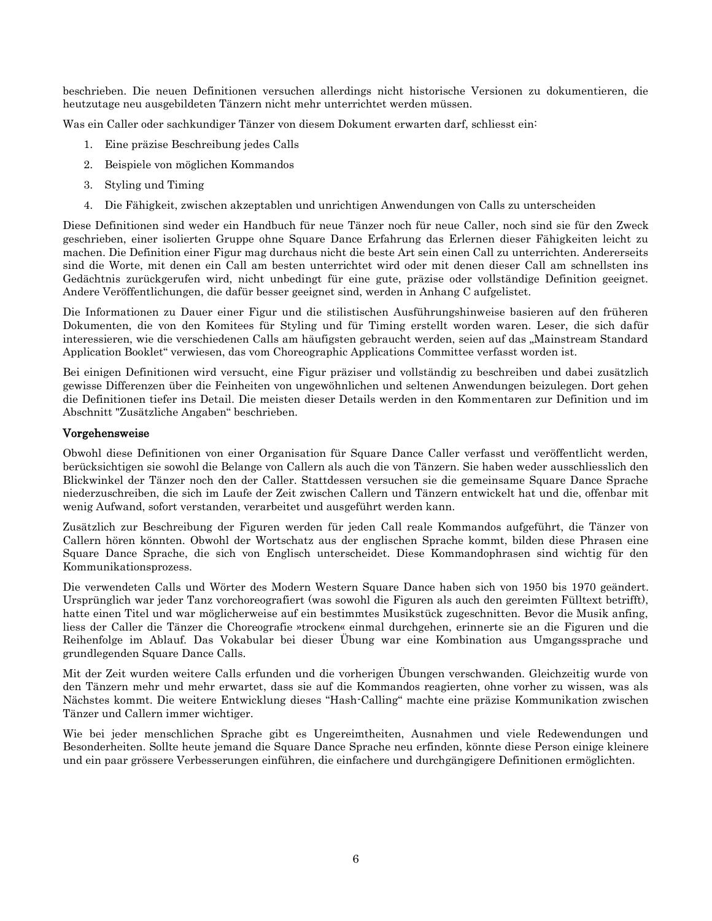beschrieben. Die neuen Definitionen versuchen allerdings nicht historische Versionen zu dokumentieren, die heutzutage neu ausgebildeten Tänzern nicht mehr unterrichtet werden müssen.

Was ein Caller oder sachkundiger Tänzer von diesem Dokument erwarten darf, schliesst ein:

1. Eine präzise Beschreibung jedes Calls
2. Beispiele von möglichen Kommandos
3. Styling und Timing
4. Die Fähigkeit, zwischen akzeptablen und unrichtigen Anwendungen von Calls zu unterscheiden

Diese Definitionen sind weder ein Handbuch für neue Tänzer noch für neue Caller, noch sind sie für den Zweck geschrieben, einer isolierten Gruppe ohne Square Dance Erfahrung das Erlernen dieser Fähigkeiten leicht zu machen. Die Definition einer Figur mag durchaus nicht die beste Art sein einen Call zu unterrichten. Andererseits sind die Worte, mit denen ein Call am besten unterrichtet wird oder mit denen dieser Call am schnellsten ins Gedächtnis zurückgerufen wird, nicht unbedingt für eine gute, präzise oder vollständige Definition geeignet. Andere Veröffentlichungen, die dafür besser geeignet sind, werden in Anhang C aufgelistet.

Die Informationen zu Dauer einer Figur und die stilistischen Ausführungshinweise basieren auf den früheren Dokumenten, die von den Komitees für Styling und für Timing erstellt worden waren. Leser, die sich dafür interessieren, wie die verschiedenen Calls am häufigsten gebraucht werden, seien auf das „Mainstream Standard Application Booklet" verwiesen, das vom Choreographic Applications Committee verfasst worden ist.

Bei einigen Definitionen wird versucht, eine Figur präziser und vollständig zu beschreiben und dabei zusätzlich gewisse Differenzen über die Feinheiten von ungewöhnlichen und seltenen Anwendungen beizulegen. Dort gehen die Definitionen tiefer ins Detail. Die meisten dieser Details werden in den Kommentaren zur Definition und im Abschnitt "Zusätzliche Angaben" beschrieben.

## Vorgehensweise

Obwohl diese Definitionen von einer Organisation für Square Dance Caller verfasst und veröffentlicht werden, berücksichtigen sie sowohl die Belange von Callern als auch die von Tänzern. Sie haben weder ausschliesslich den Blickwinkel der Tänzer noch den der Caller. Stattdessen versuchen sie die gemeinsame Square Dance Sprache niederzuschreiben, die sich im Laufe der Zeit zwischen Callern und Tänzern entwickelt hat und die, offenbar mit wenig Aufwand, sofort verstanden, verarbeitet und ausgeführt werden kann.

Zusätzlich zur Beschreibung der Figuren werden für jeden Call reale Kommandos aufgeführt, die Tänzer von Callern hören könnten. Obwohl der Wortschatz aus der englischen Sprache kommt, bilden diese Phrasen eine Square Dance Sprache, die sich von Englisch unterscheidet. Diese Kommandophrasen sind wichtig für den Kommunikationsprozess.

Die verwendeten Calls und Wörter des Modern Western Square Dance haben sich von 1950 bis 1970 geändert. Ursprünglich war jeder Tanz vorchoreografiert (was sowohl die Figuren als auch den gereimten Fülltext betrifft), hatte einen Titel und war möglicherweise auf ein bestimmtes Musikstück zugeschnitten. Bevor die Musik anfing, liess der Caller die Tänzer die Choreografie »trocken« einmal durchgehen, erinnerte sie an die Figuren und die Reihenfolge im Ablauf. Das Vokabular bei dieser Übung war eine Kombination aus Umgangssprache und grundlegenden Square Dance Calls.

Mit der Zeit wurden weitere Calls erfunden und die vorherigen Übungen verschwanden. Gleichzeitig wurde von den Tänzern mehr und mehr erwartet, dass sie auf die Kommandos reagierten, ohne vorher zu wissen, was als Nächstes kommt. Die weitere Entwicklung dieses "Hash-Calling" machte eine präzise Kommunikation zwischen Tänzer und Callern immer wichtiger.

Wie bei jeder menschlichen Sprache gibt es Ungereimtheiten, Ausnahmen und viele Redewendungen und Besonderheiten. Sollte heute jemand die Square Dance Sprache neu erfinden, könnte diese Person einige kleinere und ein paar grössere Verbesserungen einführen, die einfachere und durchgängigere Definitionen ermöglichten.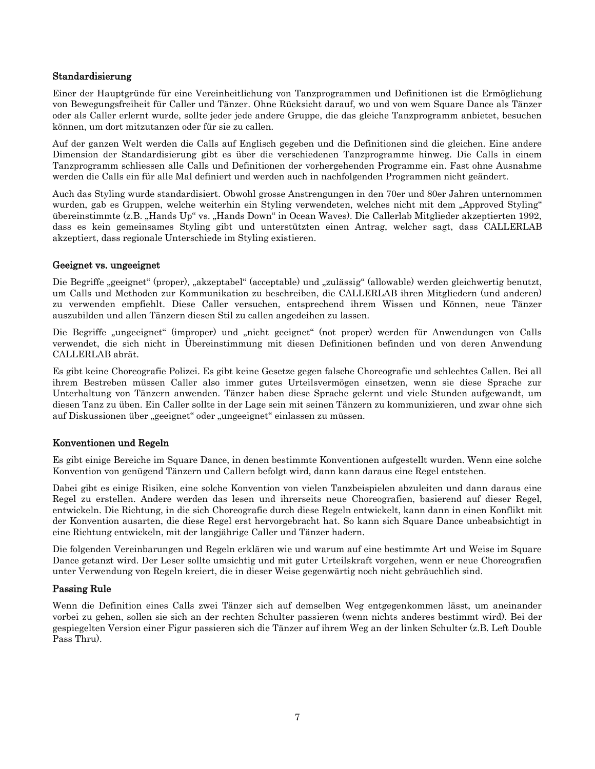### Standardisierung

Einer der Hauptgründe für eine Vereinheitlichung von Tanzprogrammen und Definitionen ist die Ermöglichung von Bewegungsfreiheit für Caller und Tänzer. Ohne Rücksicht darauf, wo und von wem Square Dance als Tänzer oder als Caller erlernt wurde, sollte jeder jede andere Gruppe, die das gleiche Tanzprogramm anbietet, besuchen können, um dort mitzutanzen oder für sie zu callen.

Auf der ganzen Welt werden die Calls auf Englisch gegeben und die Definitionen sind die gleichen. Eine andere Dimension der Standardisierung gibt es über die verschiedenen Tanzprogramme hinweg. Die Calls in einem Tanzprogramm schliessen alle Calls und Definitionen der vorhergehenden Programme ein. Fast ohne Ausnahme werden die Calls ein für alle Mal definiert und werden auch in nachfolgenden Programmen nicht geändert.

Auch das Styling wurde standardisiert. Obwohl grosse Anstrengungen in den 70er und 80er Jahren unternommen wurden, gab es Gruppen, welche weiterhin ein Styling verwendeten, welches nicht mit dem „Approved Styling“ übereinstimmte (z.B. „Hands Up“ vs. „Hands Down“ in Ocean Waves). Die Callerlab Mitglieder akzeptierten 1992, dass es kein gemeinsames Styling gibt und unterstützten einen Antrag, welcher sagt, dass CALLERLAB akzeptiert, dass regionale Unterschiede im Styling existieren.

### Geeignet vs. ungeeignet

Die Begriffe „geeignet“ (proper), „akzeptabel“ (acceptable) und „zulässig“ (allowable) werden gleichwertig benutzt, um Calls und Methoden zur Kommunikation zu beschreiben, die CALLERLAB ihren Mitgliedern (und anderen) zu verwenden empfiehlt. Diese Caller versuchen, entsprechend ihrem Wissen und Können, neue Tänzer auszubilden und allen Tänzern diesen Stil zu callen angedeihen zu lassen.

Die Begriffe „ungeeignet“ (improper) und „nicht geeignet“ (not proper) werden für Anwendungen von Calls verwendet, die sich nicht in Übereinstimmung mit diesen Definitionen befinden und von deren Anwendung CALLERLAB abrät.

Es gibt keine Choreografie Polizei. Es gibt keine Gesetze gegen falsche Choreografie und schlechtes Callen. Bei all ihrem Bestreben müssen Caller also immer gutes Urteilsvermögen einsetzen, wenn sie diese Sprache zur Unterhaltung von Tänzern anwenden. Tänzer haben diese Sprache gelernt und viele Stunden aufgewandt, um diesen Tanz zu üben. Ein Caller sollte in der Lage sein mit seinen Tänzern zu kommunizieren, und zwar ohne sich auf Diskussionen über „geeignet“ oder „ungeeignet“ einlassen zu müssen.

### Konventionen und Regeln

Es gibt einige Bereiche im Square Dance, in denen bestimmte Konventionen aufgestellt wurden. Wenn eine solche Konvention von genügend Tänzern und Callern befolgt wird, dann kann daraus eine Regel entstehen.

Dabei gibt es einige Risiken, eine solche Konvention von vielen Tanzbeispielen abzuleiten und dann daraus eine Regel zu erstellen. Andere werden das lesen und ihrerseits neue Choreografien, basierend auf dieser Regel, entwickeln. Die Richtung, in die sich Choreografie durch diese Regeln entwickelt, kann dann in einen Konflikt mit der Konvention ausarten, die diese Regel erst hervorgebracht hat. So kann sich Square Dance unbeabsichtigt in eine Richtung entwickeln, mit der langjährige Caller und Tänzer hadern.

Die folgenden Vereinbarungen und Regeln erklären wie und warum auf eine bestimmte Art und Weise im Square Dance getanzt wird. Der Leser sollte umsichtig und mit guter Urteilskraft vorgehen, wenn er neue Choreografien unter Verwendung von Regeln kreiert, die in dieser Weise gegenwärtig noch nicht gebräuchlich sind.

### Passing Rule

Wenn die Definition eines Calls zwei Tänzer sich auf demselben Weg entgegenkommen lässt, um aneinander vorbei zu gehen, sollen sie sich an der rechten Schulter passieren (wenn nichts anderes bestimmt wird). Bei der gespiegelten Version einer Figur passieren sich die Tänzer auf ihrem Weg an der linken Schulter (z.B. Left Double Pass Thru).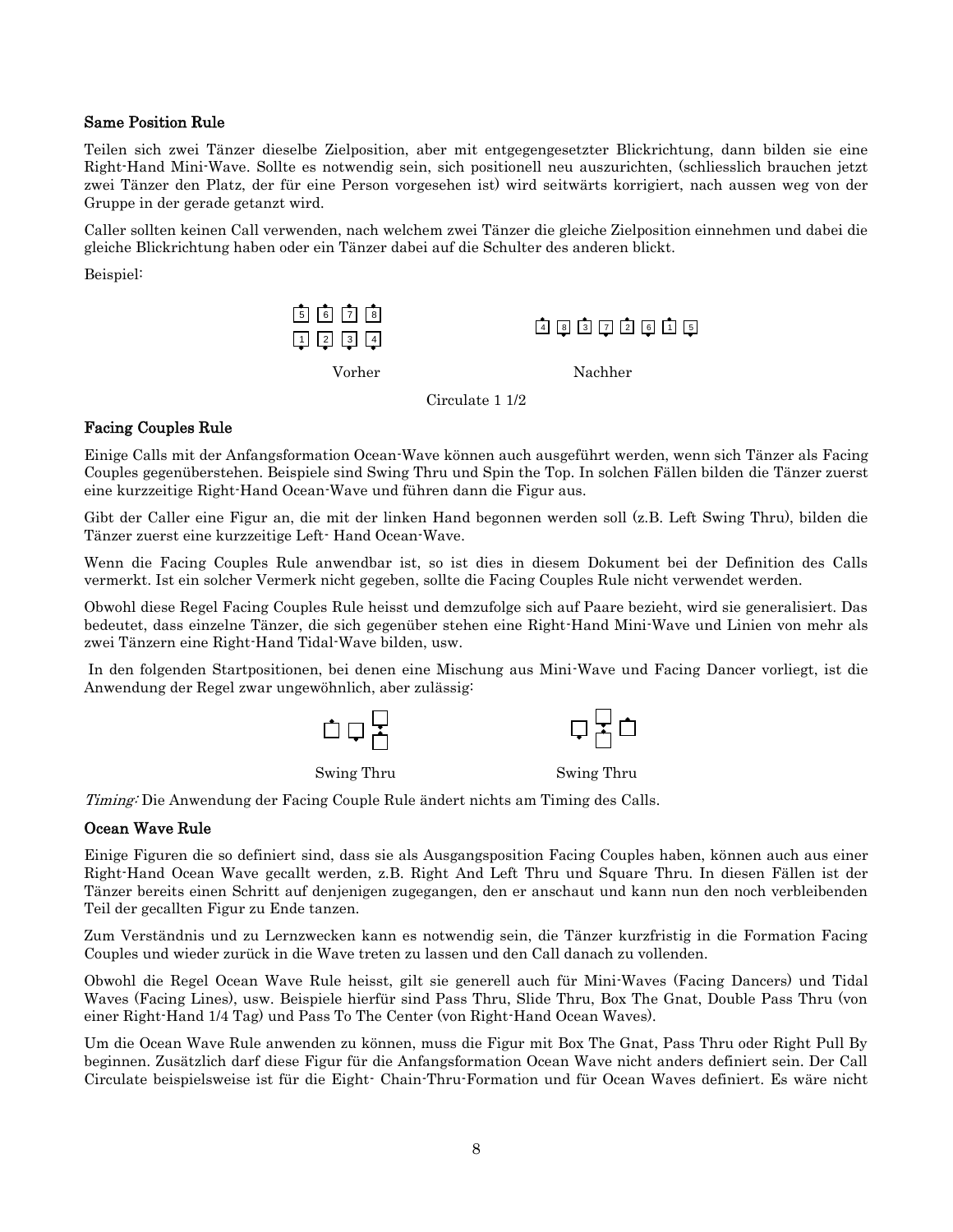### Same Position Rule

Teilen sich zwei Tänzer dieselbe Zielposition, aber mit entgegengesetzter Blickrichtung, dann bilden sie eine Right-Hand Mini-Wave. Sollte es notwendig sein, sich positionell neu auszurichten, (schliesslich brauchen jetzt zwei Tänzer den Platz, der für eine Person vorgesehen ist) wird seitwärts korrigiert, nach aussen weg von der Gruppe in der gerade getanzt wird.

Caller sollten keinen Call verwenden, nach welchem zwei Tänzer die gleiche Zielposition einnehmen und dabei die gleiche Blickrichtung haben oder ein Tänzer dabei auf die Schulter des anderen blickt.

Beispiel:

Vorher Nachher

Circulate 1 1/2

### Facing Couples Rule

Einige Calls mit der Anfangsformation Ocean-Wave können auch ausgeführt werden, wenn sich Tänzer als Facing Couples gegenüberstehen. Beispiele sind Swing Thru und Spin the Top. In solchen Fällen bilden die Tänzer zuerst eine kurzzeitige Right-Hand Ocean-Wave und führen dann die Figur aus.

Gibt der Caller eine Figur an, die mit der linken Hand begonnen werden soll (z.B. Left Swing Thru), bilden die Tänzer zuerst eine kurzzeitige Left- Hand Ocean-Wave.

Wenn die Facing Couples Rule anwendbar ist, so ist dies in diesem Dokument bei der Definition des Calls vermerkt. Ist ein solcher Vermerk nicht gegeben, sollte die Facing Couples Rule nicht verwendet werden.

Obwohl diese Regel Facing Couples Rule heisst und demzufolge sich auf Paare bezieht, wird sie generalisiert. Das bedeutet, dass einzelne Tänzer, die sich gegenüber stehen eine Right-Hand Mini-Wave und Linien von mehr als zwei Tänzern eine Right-Hand Tidal-Wave bilden, usw.

In den folgenden Startpositionen, bei denen eine Mischung aus Mini-Wave und Facing Dancer vorliegt, ist die Anwendung der Regel zwar ungewöhnlich, aber zulässig:

Swing Thru Swing Thru

*Timing:* Die Anwendung der Facing Couple Rule ändert nichts am Timing des Calls.

### Ocean Wave Rule

Einige Figuren die so definiert sind, dass sie als Ausgangsposition Facing Couples haben, können auch aus einer Right-Hand Ocean Wave gecallt werden, z.B. Right And Left Thru und Square Thru. In diesen Fällen ist der Tänzer bereits einen Schritt auf denjenigen zugegangen, den er anschaut und kann nun den noch verbleibenden Teil der gecallten Figur zu Ende tanzen.

Zum Verständnis und zu Lernzwecken kann es notwendig sein, die Tänzer kurzfristig in die Formation Facing Couples und wieder zurück in die Wave treten zu lassen und den Call danach zu vollenden.

Obwohl die Regel Ocean Wave Rule heisst, gilt sie generell auch für Mini-Waves (Facing Dancers) und Tidal Waves (Facing Lines), usw. Beispiele hierfür sind Pass Thru, Slide Thru, Box The Gnat, Double Pass Thru (von einer Right-Hand 1/4 Tag) und Pass To The Center (von Right-Hand Ocean Waves).

Um die Ocean Wave Rule anwenden zu können, muss die Figur mit Box The Gnat, Pass Thru oder Right Pull By beginnen. Zusätzlich darf diese Figur für die Anfangsformation Ocean Wave nicht anders definiert sein. Der Call Circulate beispielsweise ist für die Eight- Chain-Thru-Formation und für Ocean Waves definiert. Es wäre nicht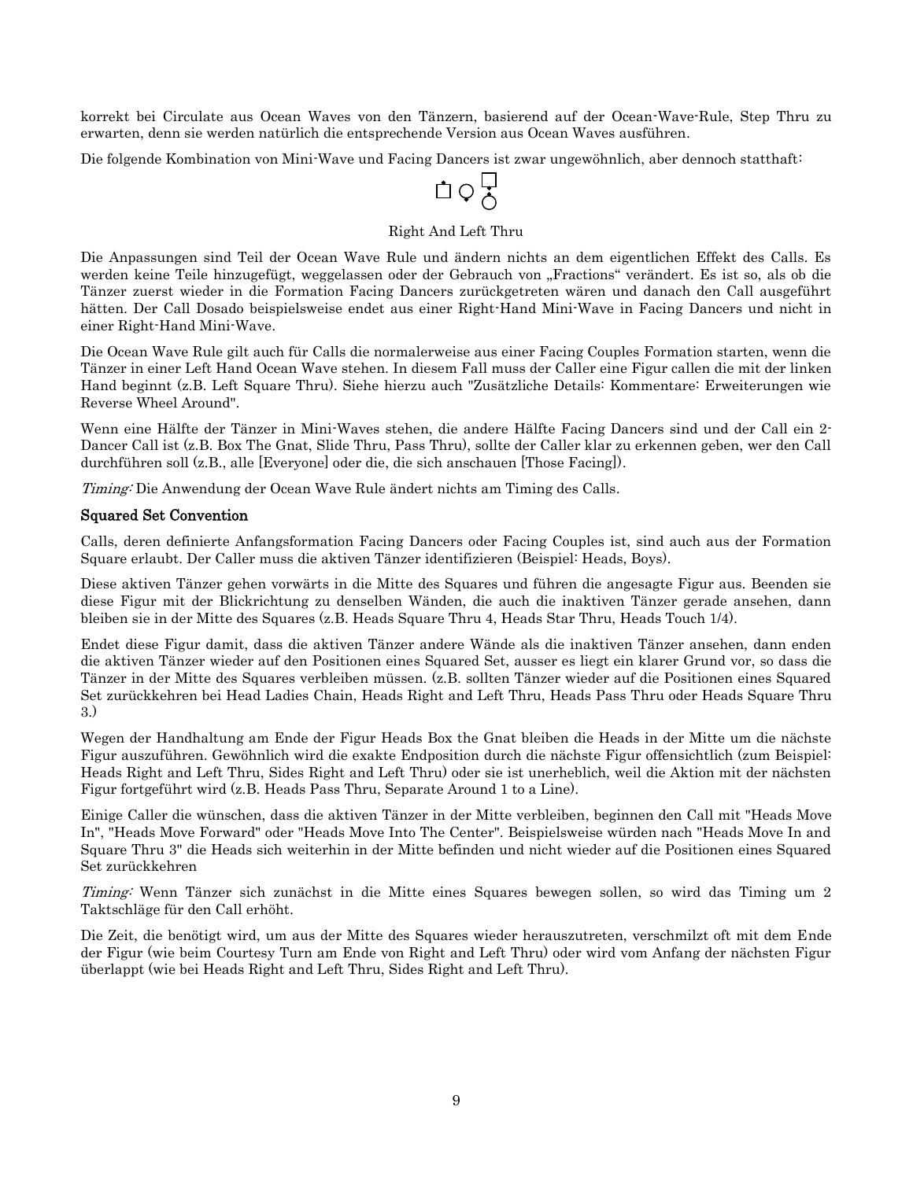korrekt bei Circulate aus Ocean Waves von den Tänzern, basierend auf der Ocean-Wave-Rule, Step Thru zu erwarten, denn sie werden natürlich die entsprechende Version aus Ocean Waves ausführen.

Die folgende Kombination von Mini-Wave und Facing Dancers ist zwar ungewöhnlich, aber dennoch statthaft:

Right And Left Thru

Die Anpassungen sind Teil der Ocean Wave Rule und ändern nichts an dem eigentlichen Effekt des Calls. Es werden keine Teile hinzugefügt, weggelassen oder der Gebrauch von „Fractions" verändert. Es ist so, als ob die Tänzer zuerst wieder in die Formation Facing Dancers zurückgetreten wären und danach den Call ausgeführt hätten. Der Call Dosado beispielsweise endet aus einer Right-Hand Mini-Wave in Facing Dancers und nicht in einer Right-Hand Mini-Wave.

Die Ocean Wave Rule gilt auch für Calls die normalerweise aus einer Facing Couples Formation starten, wenn die Tänzer in einer Left Hand Ocean Wave stehen. In diesem Fall muss der Caller eine Figur callen die mit der linken Hand beginnt (z.B. Left Square Thru). Siehe hierzu auch "Zusätzliche Details: Kommentare: Erweiterungen wie Reverse Wheel Around".

Wenn eine Hälfte der Tänzer in Mini-Waves stehen, die andere Hälfte Facing Dancers sind und der Call ein 2-Dancer Call ist (z.B. Box The Gnat, Slide Thru, Pass Thru), sollte der Caller klar zu erkennen geben, wer den Call durchführen soll (z.B., alle [Everyone] oder die, die sich anschauen [Those Facing]).

*Timing:* Die Anwendung der Ocean Wave Rule ändert nichts am Timing des Calls.

### Squared Set Convention

Calls, deren definierte Anfangsformation Facing Dancers oder Facing Couples ist, sind auch aus der Formation Square erlaubt. Der Caller muss die aktiven Tänzer identifizieren (Beispiel: Heads, Boys).

Diese aktiven Tänzer gehen vorwärts in die Mitte des Squares und führen die angesagte Figur aus. Beenden sie diese Figur mit der Blickrichtung zu denselben Wänden, die auch die inaktiven Tänzer gerade ansehen, dann bleiben sie in der Mitte des Squares (z.B. Heads Square Thru 4, Heads Star Thru, Heads Touch 1/4).

Endet diese Figur damit, dass die aktiven Tänzer andere Wände als die inaktiven Tänzer ansehen, dann enden die aktiven Tänzer wieder auf den Positionen eines Squared Set, ausser es liegt ein klarer Grund vor, so dass die Tänzer in der Mitte des Squares verbleiben müssen. (z.B. sollten Tänzer wieder auf die Positionen eines Squared Set zurückkehren bei Head Ladies Chain, Heads Right and Left Thru, Heads Pass Thru oder Heads Square Thru 3.)

Wegen der Handhaltung am Ende der Figur Heads Box the Gnat bleiben die Heads in der Mitte um die nächste Figur auszuführen. Gewöhnlich wird die exakte Endposition durch die nächste Figur offensichtlich (zum Beispiel: Heads Right and Left Thru, Sides Right and Left Thru) oder sie ist unerheblich, weil die Aktion mit der nächsten Figur fortgeführt wird (z.B. Heads Pass Thru, Separate Around 1 to a Line).

Einige Caller die wünschen, dass die aktiven Tänzer in der Mitte verbleiben, beginnen den Call mit "Heads Move In", "Heads Move Forward" oder "Heads Move Into The Center". Beispielsweise würden nach "Heads Move In and Square Thru 3" die Heads sich weiterhin in der Mitte befinden und nicht wieder auf die Positionen eines Squared Set zurückkehren

*Timing:* Wenn Tänzer sich zunächst in die Mitte eines Squares bewegen sollen, so wird das Timing um 2 Taktschläge für den Call erhöht.

Die Zeit, die benötigt wird, um aus der Mitte des Squares wieder herauszutreten, verschmilzt oft mit dem Ende der Figur (wie beim Courtesy Turn am Ende von Right and Left Thru) oder wird vom Anfang der nächsten Figur überlappt (wie bei Heads Right and Left Thru, Sides Right and Left Thru).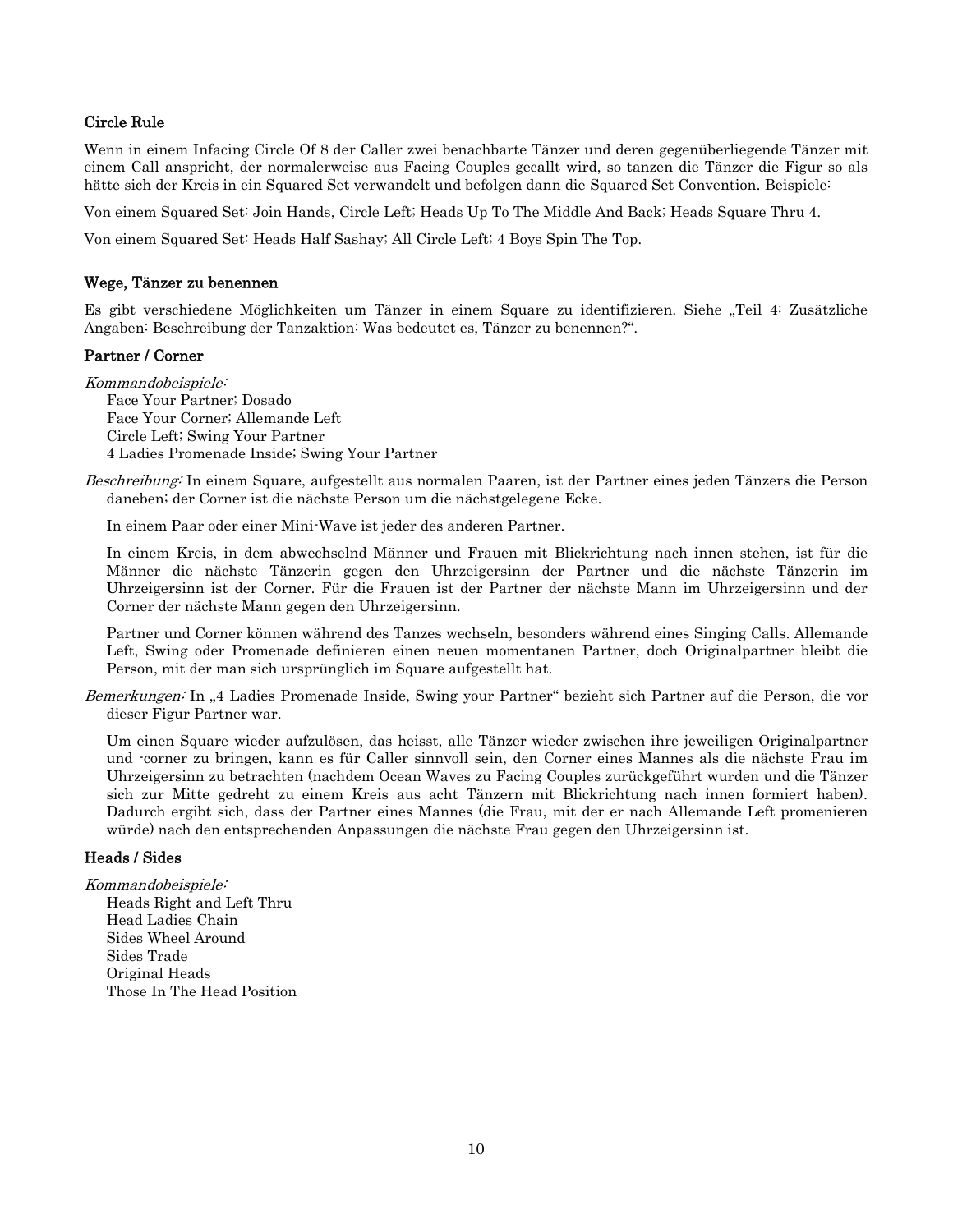### Circle Rule

Wenn in einem Infacing Circle Of 8 der Caller zwei benachbarte Tänzer und deren gegenüberliegende Tänzer mit einem Call anspricht, der normalerweise aus Facing Couples gecallt wird, so tanzen die Tänzer die Figur so als hätte sich der Kreis in ein Squared Set verwandelt und befolgen dann die Squared Set Convention. Beispiele:

Von einem Squared Set: Join Hands, Circle Left; Heads Up To The Middle And Back; Heads Square Thru 4.

Von einem Squared Set: Heads Half Sashay; All Circle Left; 4 Boys Spin The Top.

### Wege, Tänzer zu benennen

Es gibt verschiedene Möglichkeiten um Tänzer in einem Square zu identifizieren. Siehe „Teil 4: Zusätzliche Angaben: Beschreibung der Tanzaktion: Was bedeutet es, Tänzer zu benennen?".

### Partner / Corner

*Kommandobeispiele:*

Face Your Partner; Dosado
Face Your Corner; Allemande Left
Circle Left; Swing Your Partner
4 Ladies Promenade Inside; Swing Your Partner

*Beschreibung:* In einem Square, aufgestellt aus normalen Paaren, ist der Partner eines jeden Tänzers die Person daneben; der Corner ist die nächste Person um die nächstgelegene Ecke.

In einem Paar oder einer Mini-Wave ist jeder des anderen Partner.

In einem Kreis, in dem abwechselnd Männer und Frauen mit Blickrichtung nach innen stehen, ist für die Männer die nächste Tänzerin gegen den Uhrzeigersinn der Partner und die nächste Tänzerin im Uhrzeigersinn ist der Corner. Für die Frauen ist der Partner der nächste Mann im Uhrzeigersinn und der Corner der nächste Mann gegen den Uhrzeigersinn.

Partner und Corner können während des Tanzes wechseln, besonders während eines Singing Calls. Allemande Left, Swing oder Promenade definieren einen neuen momentanen Partner, doch Originalpartner bleibt die Person, mit der man sich ursprünglich im Square aufgestellt hat.

*Bemerkungen:* In „4 Ladies Promenade Inside, Swing your Partner" bezieht sich Partner auf die Person, die vor dieser Figur Partner war.

Um einen Square wieder aufzulösen, das heisst, alle Tänzer wieder zwischen ihre jeweiligen Originalpartner und -corner zu bringen, kann es für Caller sinnvoll sein, den Corner eines Mannes als die nächste Frau im Uhrzeigersinn zu betrachten (nachdem Ocean Waves zu Facing Couples zurückgeführt wurden und die Tänzer sich zur Mitte gedreht zu einem Kreis aus acht Tänzern mit Blickrichtung nach innen formiert haben). Dadurch ergibt sich, dass der Partner eines Mannes (die Frau, mit der er nach Allemande Left promenieren würde) nach den entsprechenden Anpassungen die nächste Frau gegen den Uhrzeigersinn ist.

### Heads / Sides

*Kommandobeispiele:*

Heads Right and Left Thru
Head Ladies Chain
Sides Wheel Around
Sides Trade
Original Heads
Those In The Head Position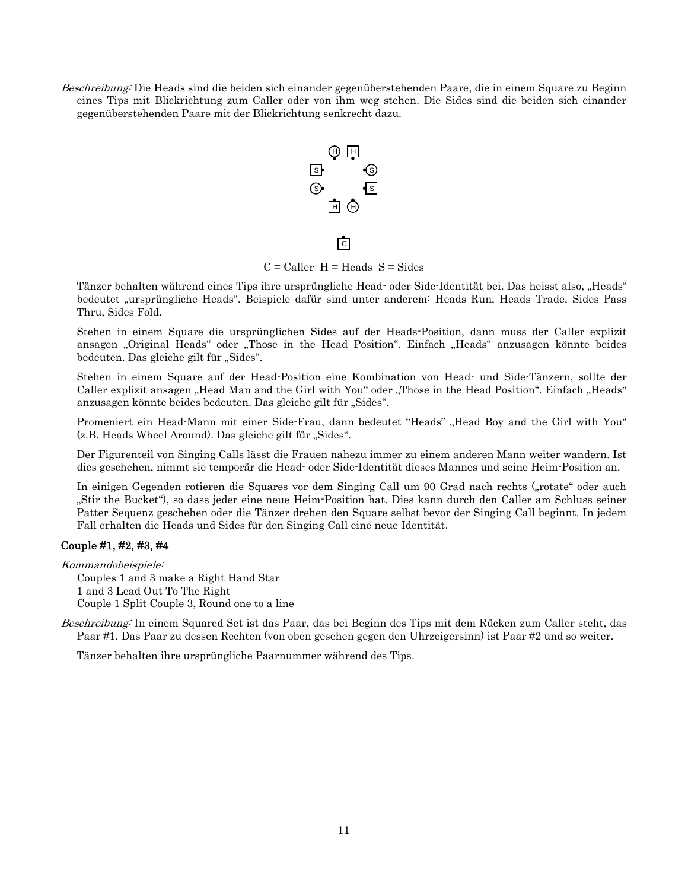*Beschreibung:* Die Heads sind die beiden sich einander gegenüberstehenden Paare, die in einem Square zu Beginn eines Tips mit Blickrichtung zum Caller oder von ihm weg stehen. Die Sides sind die beiden sich einander gegenüberstehenden Paare mit der Blickrichtung senkrecht dazu.

C = Caller  H = Heads  S = Sides

Tänzer behalten während eines Tips ihre ursprüngliche Head- oder Side-Identität bei. Das heisst also, „Heads" bedeutet „ursprüngliche Heads". Beispiele dafür sind unter anderem: Heads Run, Heads Trade, Sides Pass Thru, Sides Fold.

Stehen in einem Square die ursprünglichen Sides auf der Heads-Position, dann muss der Caller explizit ansagen „Original Heads" oder „Those in the Head Position". Einfach „Heads" anzusagen könnte beides bedeuten. Das gleiche gilt für „Sides".

Stehen in einem Square auf der Head-Position eine Kombination von Head- und Side-Tänzern, sollte der Caller explizit ansagen „Head Man and the Girl with You" oder „Those in the Head Position". Einfach „Heads" anzusagen könnte beides bedeuten. Das gleiche gilt für „Sides".

Promeniert ein Head-Mann mit einer Side-Frau, dann bedeutet "Heads" „Head Boy and the Girl with You" (z.B. Heads Wheel Around). Das gleiche gilt für „Sides".

Der Figurenteil von Singing Calls lässt die Frauen nahezu immer zu einem anderen Mann weiter wandern. Ist dies geschehen, nimmt sie temporär die Head- oder Side-Identität dieses Mannes und seine Heim-Position an.

In einigen Gegenden rotieren die Squares vor dem Singing Call um 90 Grad nach rechts („rotate" oder auch „Stir the Bucket"), so dass jeder eine neue Heim-Position hat. Dies kann durch den Caller am Schluss seiner Patter Sequenz geschehen oder die Tänzer drehen den Square selbst bevor der Singing Call beginnt. In jedem Fall erhalten die Heads und Sides für den Singing Call eine neue Identität.

### Couple #1, #2, #3, #4

*Kommandobeispiele:*

Couples 1 and 3 make a Right Hand Star
1 and 3 Lead Out To The Right
Couple 1 Split Couple 3, Round one to a line

*Beschreibung:* In einem Squared Set ist das Paar, das bei Beginn des Tips mit dem Rücken zum Caller steht, das Paar #1. Das Paar zu dessen Rechten (von oben gesehen gegen den Uhrzeigersinn) ist Paar #2 und so weiter.

Tänzer behalten ihre ursprüngliche Paarnummer während des Tips.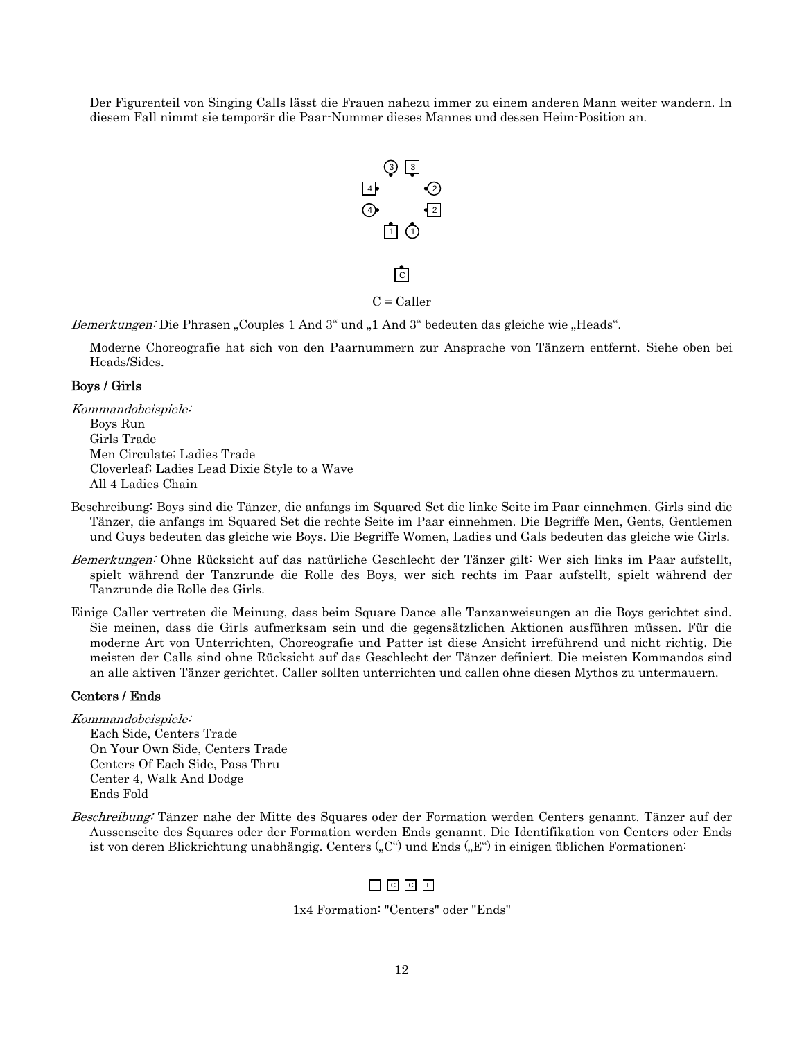Der Figurenteil von Singing Calls lässt die Frauen nahezu immer zu einem anderen Mann weiter wandern. In diesem Fall nimmt sie temporär die Paar-Nummer dieses Mannes und dessen Heim-Position an.

C = Caller

*Bemerkungen:* Die Phrasen „Couples 1 And 3" und „1 And 3" bedeuten das gleiche wie „Heads".

Moderne Choreografie hat sich von den Paarnummern zur Ansprache von Tänzern entfernt. Siehe oben bei Heads/Sides.

### Boys / Girls

*Kommandobeispiele:*

Boys Run
Girls Trade
Men Circulate; Ladies Trade
Cloverleaf; Ladies Lead Dixie Style to a Wave
All 4 Ladies Chain

Beschreibung: Boys sind die Tänzer, die anfangs im Squared Set die linke Seite im Paar einnehmen. Girls sind die Tänzer, die anfangs im Squared Set die rechte Seite im Paar einnehmen. Die Begriffe Men, Gents, Gentlemen und Guys bedeuten das gleiche wie Boys. Die Begriffe Women, Ladies und Gals bedeuten das gleiche wie Girls.

*Bemerkungen:* Ohne Rücksicht auf das natürliche Geschlecht der Tänzer gilt: Wer sich links im Paar aufstellt, spielt während der Tanzrunde die Rolle des Boys, wer sich rechts im Paar aufstellt, spielt während der Tanzrunde die Rolle des Girls.

Einige Caller vertreten die Meinung, dass beim Square Dance alle Tanzanweisungen an die Boys gerichtet sind. Sie meinen, dass die Girls aufmerksam sein und die gegensätzlichen Aktionen ausführen müssen. Für die moderne Art von Unterrichten, Choreografie und Patter ist diese Ansicht irreführend und nicht richtig. Die meisten der Calls sind ohne Rücksicht auf das Geschlecht der Tänzer definiert. Die meisten Kommandos sind an alle aktiven Tänzer gerichtet. Caller sollten unterrichten und callen ohne diesen Mythos zu untermauern.

### Centers / Ends

*Kommandobeispiele:*

Each Side, Centers Trade
On Your Own Side, Centers Trade
Centers Of Each Side, Pass Thru
Center 4, Walk And Dodge
Ends Fold

*Beschreibung:* Tänzer nahe der Mitte des Squares oder der Formation werden Centers genannt. Tänzer auf der Aussenseite des Squares oder der Formation werden Ends genannt. Die Identifikation von Centers oder Ends ist von deren Blickrichtung unabhängig. Centers („C") und Ends („E") in einigen üblichen Formationen:

E C C E

1x4 Formation: "Centers" oder "Ends"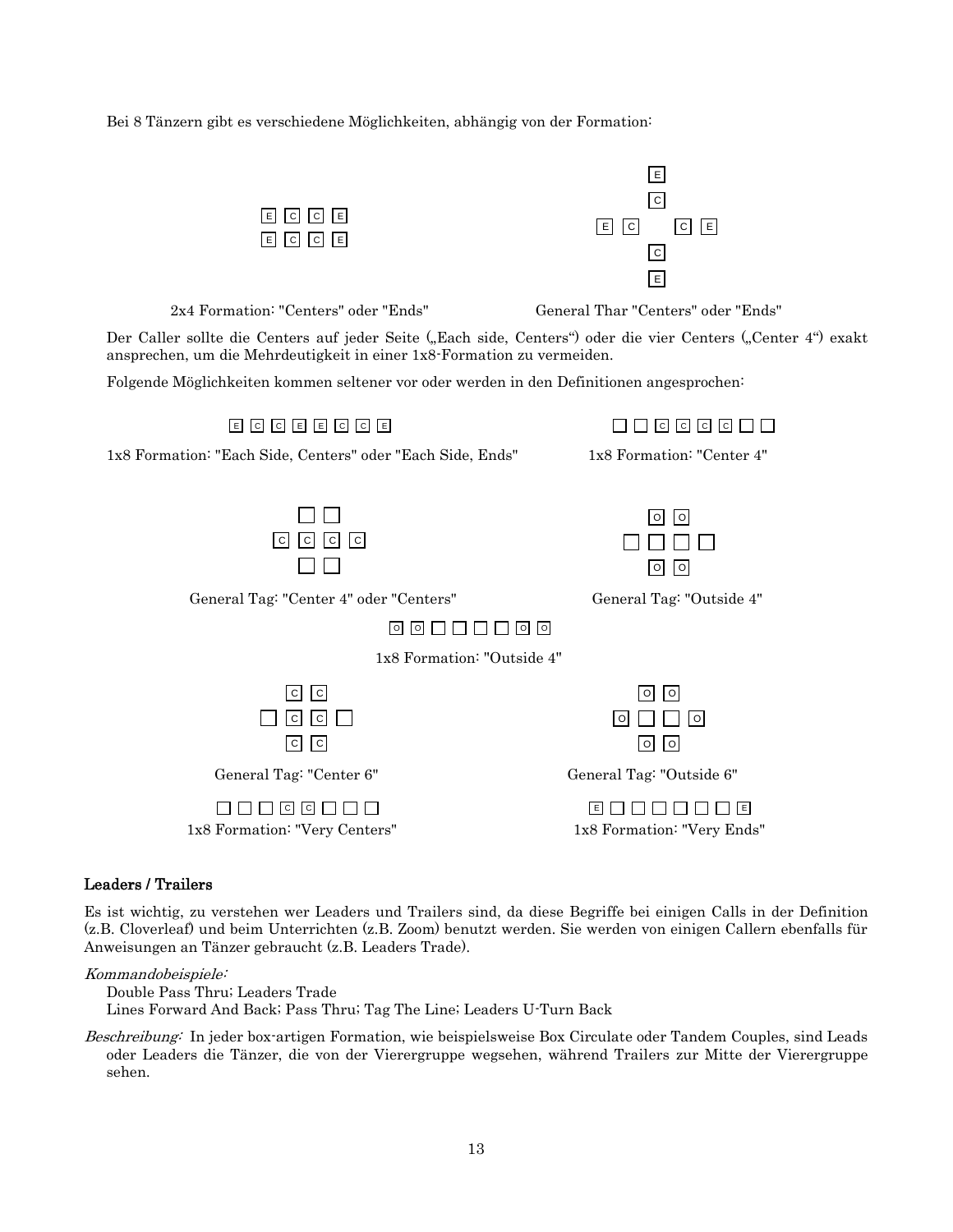Bei 8 Tänzern gibt es verschiedene Möglichkeiten, abhängig von der Formation:

```
E C C E
E C C E
```

2x4 Formation: "Centers" oder "Ends"

```
      E
      C
E C       C E
      C
      E
```

General Thar "Centers" oder "Ends"

Der Caller sollte die Centers auf jeder Seite („Each side, Centers") oder die vier Centers („Center 4") exakt ansprechen, um die Mehrdeutigkeit in einer 1x8-Formation zu vermeiden.

Folgende Möglichkeiten kommen seltener vor oder werden in den Definitionen angesprochen:

```
E C C E E C C E
```

1x8 Formation: "Each Side, Centers" oder "Each Side, Ends"

```
□ □ C C C C □ □
```

1x8 Formation: "Center 4"

```
  □ □
C C C C
  □ □
```

General Tag: "Center 4" oder "Centers"

```
  O O
□ □ □ □
  O O
```

General Tag: "Outside 4"

```
O O □ □ □ □ O O
```

1x8 Formation: "Outside 4"

```
  C C
□ C C □
  C C
```

General Tag: "Center 6"

```
  O O
O □ □ O
  O O
```

General Tag: "Outside 6"

```
□ □ □ C C □ □ □
```

1x8 Formation: "Very Centers"

```
E □ □ □ □ □ □ E
```

1x8 Formation: "Very Ends"

## Leaders / Trailers

Es ist wichtig, zu verstehen wer Leaders und Trailers sind, da diese Begriffe bei einigen Calls in der Definition (z.B. Cloverleaf) und beim Unterrichten (z.B. Zoom) benutzt werden. Sie werden von einigen Callern ebenfalls für Anweisungen an Tänzer gebraucht (z.B. Leaders Trade).

*Kommandobeispiele:*

Double Pass Thru; Leaders Trade
Lines Forward And Back; Pass Thru; Tag The Line; Leaders U-Turn Back

*Beschreibung:* In jeder box-artigen Formation, wie beispielsweise Box Circulate oder Tandem Couples, sind Leads oder Leaders die Tänzer, die von der Vierergruppe wegsehen, während Trailers zur Mitte der Vierergruppe sehen.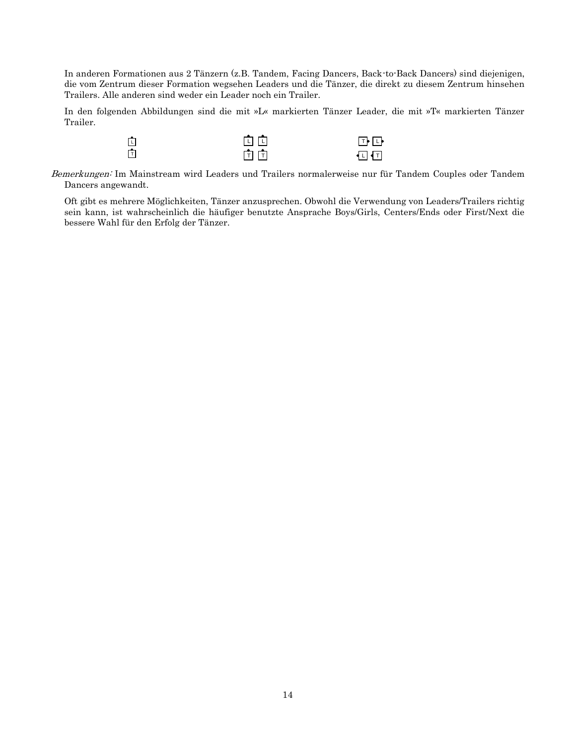In anderen Formationen aus 2 Tänzern (z.B. Tandem, Facing Dancers, Back-to-Back Dancers) sind diejenigen, die vom Zentrum dieser Formation wegsehen Leaders und die Tänzer, die direkt zu diesem Zentrum hinsehen Trailers. Alle anderen sind weder ein Leader noch ein Trailer.

In den folgenden Abbildungen sind die mit »L« markierten Tänzer Leader, die mit »T« markierten Tänzer Trailer.

*Bemerkungen:* Im Mainstream wird Leaders und Trailers normalerweise nur für Tandem Couples oder Tandem Dancers angewandt.

Oft gibt es mehrere Möglichkeiten, Tänzer anzusprechen. Obwohl die Verwendung von Leaders/Trailers richtig sein kann, ist wahrscheinlich die häufiger benutzte Ansprache Boys/Girls, Centers/Ends oder First/Next die bessere Wahl für den Erfolg der Tänzer.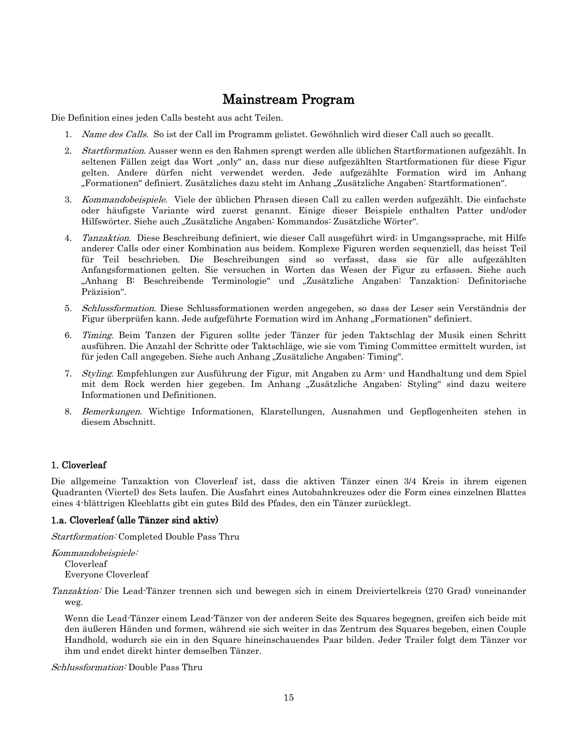# Mainstream Program

Die Definition eines jeden Calls besteht aus acht Teilen.

1. *Name des Calls*. So ist der Call im Programm gelistet. Gewöhnlich wird dieser Call auch so gecallt.
2. *Startformation*. Ausser wenn es den Rahmen sprengt werden alle üblichen Startformationen aufgezählt. In seltenen Fällen zeigt das Wort „only" an, dass nur diese aufgezählten Startformationen für diese Figur gelten. Andere dürfen nicht verwendet werden. Jede aufgezählte Formation wird im Anhang „Formationen" definiert. Zusätzliches dazu steht im Anhang „Zusätzliche Angaben: Startformationen".
3. *Kommandobeispiele*. Viele der üblichen Phrasen diesen Call zu callen werden aufgezählt. Die einfachste oder häufigste Variante wird zuerst genannt. Einige dieser Beispiele enthalten Patter und/oder Hilfswörter. Siehe auch „Zusätzliche Angaben: Kommandos: Zusätzliche Wörter".
4. *Tanzaktion*. Diese Beschreibung definiert, wie dieser Call ausgeführt wird; in Umgangssprache, mit Hilfe anderer Calls oder einer Kombination aus beidem. Komplexe Figuren werden sequenziell, das heisst Teil für Teil beschrieben. Die Beschreibungen sind so verfasst, dass sie für alle aufgezählten Anfangsformationen gelten. Sie versuchen in Worten das Wesen der Figur zu erfassen. Siehe auch „Anhang B: Beschreibende Terminologie" und „Zusätzliche Angaben: Tanzaktion: Definitorische Präzision".
5. *Schlussformation*. Diese Schlussformationen werden angegeben, so dass der Leser sein Verständnis der Figur überprüfen kann. Jede aufgeführte Formation wird im Anhang „Formationen" definiert.
6. *Timing*. Beim Tanzen der Figuren sollte jeder Tänzer für jeden Taktschlag der Musik einen Schritt ausführen. Die Anzahl der Schritte oder Taktschläge, wie sie vom Timing Committee ermittelt wurden, ist für jeden Call angegeben. Siehe auch Anhang „Zusätzliche Angaben: Timing".
7. *Styling*. Empfehlungen zur Ausführung der Figur, mit Angaben zu Arm- und Handhaltung und dem Spiel mit dem Rock werden hier gegeben. Im Anhang „Zusätzliche Angaben: Styling" sind dazu weitere Informationen und Definitionen.
8. *Bemerkungen*. Wichtige Informationen, Klarstellungen, Ausnahmen und Gepflogenheiten stehen in diesem Abschnitt.

## 1. Cloverleaf

Die allgemeine Tanzaktion von Cloverleaf ist, dass die aktiven Tänzer einen 3/4 Kreis in ihrem eigenen Quadranten (Viertel) des Sets laufen. Die Ausfahrt eines Autobahnkreuzes oder die Form eines einzelnen Blattes eines 4-blättrigen Kleeblatts gibt ein gutes Bild des Pfades, den ein Tänzer zurücklegt.

### 1.a. Cloverleaf (alle Tänzer sind aktiv)

*Startformation:* Completed Double Pass Thru

*Kommandobeispiele:*
Cloverleaf
Everyone Cloverleaf

*Tanzaktion:* Die Lead-Tänzer trennen sich und bewegen sich in einem Dreiviertelkreis (270 Grad) voneinander weg.

Wenn die Lead-Tänzer einem Lead-Tänzer von der anderen Seite des Squares begegnen, greifen sich beide mit den äußeren Händen und formen, während sie sich weiter in das Zentrum des Squares begeben, einen Couple Handhold, wodurch sie ein in den Square hineinschauendes Paar bilden. Jeder Trailer folgt dem Tänzer vor ihm und endet direkt hinter demselben Tänzer.

*Schlussformation:* Double Pass Thru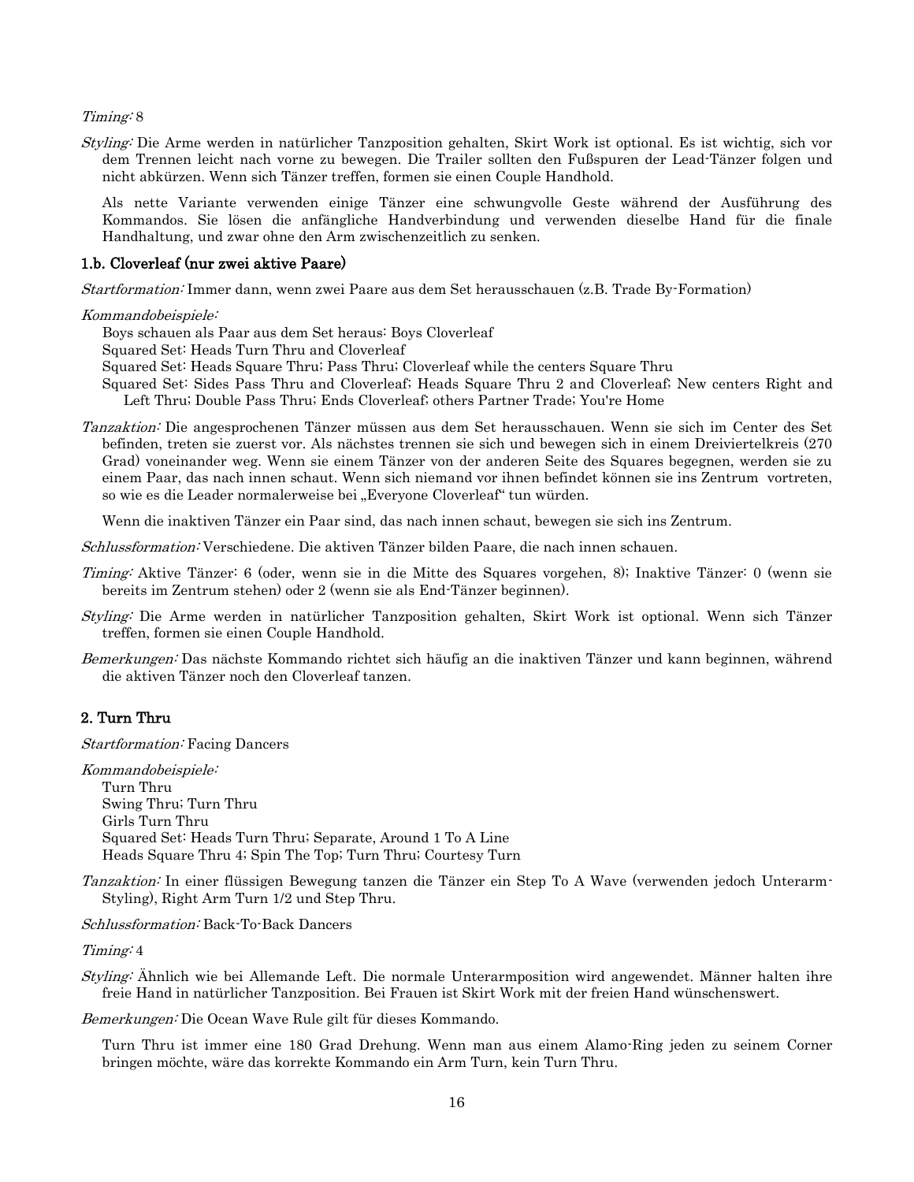*Timing:* 8

*Styling:* Die Arme werden in natürlicher Tanzposition gehalten, Skirt Work ist optional. Es ist wichtig, sich vor dem Trennen leicht nach vorne zu bewegen. Die Trailer sollten den Fußspuren der Lead-Tänzer folgen und nicht abkürzen. Wenn sich Tänzer treffen, formen sie einen Couple Handhold.

Als nette Variante verwenden einige Tänzer eine schwungvolle Geste während der Ausführung des Kommandos. Sie lösen die anfängliche Handverbindung und verwenden dieselbe Hand für die finale Handhaltung, und zwar ohne den Arm zwischenzeitlich zu senken.

### 1.b. Cloverleaf (nur zwei aktive Paare)

*Startformation:* Immer dann, wenn zwei Paare aus dem Set herausschauen (z.B. Trade By-Formation)

*Kommandobeispiele:*

Boys schauen als Paar aus dem Set heraus: Boys Cloverleaf
Squared Set: Heads Turn Thru and Cloverleaf
Squared Set: Heads Square Thru; Pass Thru; Cloverleaf while the centers Square Thru
Squared Set: Sides Pass Thru and Cloverleaf; Heads Square Thru 2 and Cloverleaf; New centers Right and Left Thru; Double Pass Thru; Ends Cloverleaf; others Partner Trade; You're Home

*Tanzaktion:* Die angesprochenen Tänzer müssen aus dem Set herausschauen. Wenn sie sich im Center des Set befinden, treten sie zuerst vor. Als nächstes trennen sie sich und bewegen sich in einem Dreiviertelkreis (270 Grad) voneinander weg. Wenn sie einem Tänzer von der anderen Seite des Squares begegnen, werden sie zu einem Paar, das nach innen schaut. Wenn sich niemand vor ihnen befindet können sie ins Zentrum vortreten, so wie es die Leader normalerweise bei „Everyone Cloverleaf“ tun würden.

Wenn die inaktiven Tänzer ein Paar sind, das nach innen schaut, bewegen sie sich ins Zentrum.

*Schlussformation:* Verschiedene. Die aktiven Tänzer bilden Paare, die nach innen schauen.

*Timing:* Aktive Tänzer: 6 (oder, wenn sie in die Mitte des Squares vorgehen, 8); Inaktive Tänzer: 0 (wenn sie bereits im Zentrum stehen) oder 2 (wenn sie als End-Tänzer beginnen).

*Styling:* Die Arme werden in natürlicher Tanzposition gehalten, Skirt Work ist optional. Wenn sich Tänzer treffen, formen sie einen Couple Handhold.

*Bemerkungen:* Das nächste Kommando richtet sich häufig an die inaktiven Tänzer und kann beginnen, während die aktiven Tänzer noch den Cloverleaf tanzen.

## 2. Turn Thru

*Startformation:* Facing Dancers

*Kommandobeispiele:*

Turn Thru
Swing Thru; Turn Thru
Girls Turn Thru
Squared Set: Heads Turn Thru; Separate, Around 1 To A Line
Heads Square Thru 4; Spin The Top; Turn Thru; Courtesy Turn

*Tanzaktion:* In einer flüssigen Bewegung tanzen die Tänzer ein Step To A Wave (verwenden jedoch Unterarm-Styling), Right Arm Turn 1/2 and Step Thru.

*Schlussformation:* Back-To-Back Dancers

*Timing:* 4

*Styling:* Ähnlich wie bei Allemande Left. Die normale Unterarmposition wird angewendet. Männer halten ihre freie Hand in natürlicher Tanzposition. Bei Frauen ist Skirt Work mit der freien Hand wünschenswert.

*Bemerkungen:* Die Ocean Wave Rule gilt für dieses Kommando.

Turn Thru ist immer eine 180 Grad Drehung. Wenn man aus einem Alamo-Ring jeden zu seinem Corner bringen möchte, wäre das korrekte Kommando ein Arm Turn, kein Turn Thru.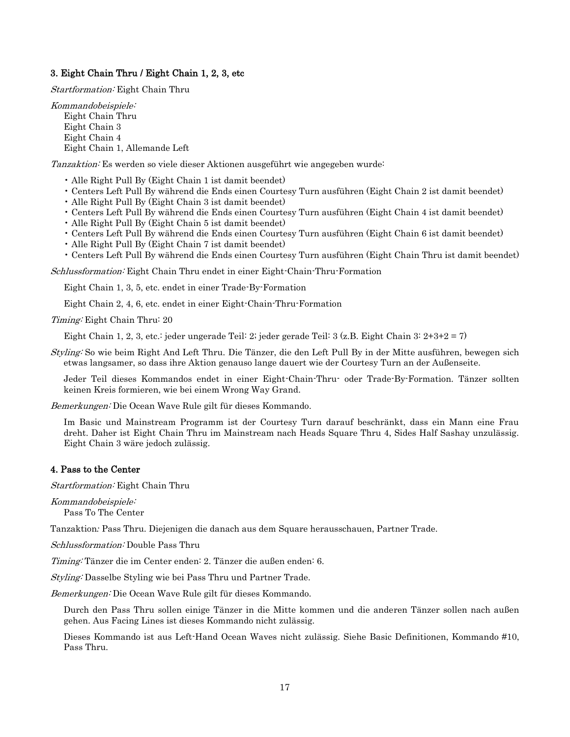### 3. Eight Chain Thru / Eight Chain 1, 2, 3, etc

*Startformation:* Eight Chain Thru

*Kommandobeispiele:*
Eight Chain Thru
Eight Chain 3
Eight Chain 4
Eight Chain 1, Allemande Left

*Tanzaktion:* Es werden so viele dieser Aktionen ausgeführt wie angegeben wurde:

- Alle Right Pull By (Eight Chain 1 ist damit beendet)
- Centers Left Pull By während die Ends einen Courtesy Turn ausführen (Eight Chain 2 ist damit beendet)
- Alle Right Pull By (Eight Chain 3 ist damit beendet)
- Centers Left Pull By während die Ends einen Courtesy Turn ausführen (Eight Chain 4 ist damit beendet)
- Alle Right Pull By (Eight Chain 5 ist damit beendet)
- Centers Left Pull By während die Ends einen Courtesy Turn ausführen (Eight Chain 6 ist damit beendet)
- Alle Right Pull By (Eight Chain 7 ist damit beendet)
- Centers Left Pull By während die Ends einen Courtesy Turn ausführen (Eight Chain Thru ist damit beendet)

*Schlussformation:* Eight Chain Thru endet in einer Eight-Chain-Thru-Formation

Eight Chain 1, 3, 5, etc. endet in einer Trade-By-Formation

Eight Chain 2, 4, 6, etc. endet in einer Eight-Chain-Thru-Formation

*Timing:* Eight Chain Thru: 20

Eight Chain 1, 2, 3, etc.: jeder ungerade Teil: 2; jeder gerade Teil: 3 (z.B. Eight Chain 3: 2+3+2 = 7)

*Styling:* So wie beim Right And Left Thru. Die Tänzer, die den Left Pull By in der Mitte ausführen, bewegen sich etwas langsamer, so dass ihre Aktion genauso lange dauert wie der Courtesy Turn an der Außenseite.

Jeder Teil dieses Kommandos endet in einer Eight-Chain-Thru- oder Trade-By-Formation. Tänzer sollten keinen Kreis formieren, wie bei einem Wrong Way Grand.

*Bemerkungen:* Die Ocean Wave Rule gilt für dieses Kommando.

Im Basic und Mainstream Programm ist der Courtesy Turn darauf beschränkt, dass ein Mann eine Frau dreht. Daher ist Eight Chain Thru im Mainstream nach Heads Square Thru 4, Sides Half Sashay unzulässig. Eight Chain 3 wäre jedoch zulässig.

### 4. Pass to the Center

*Startformation:* Eight Chain Thru

*Kommandobeispiele:*
Pass To The Center

Tanzaktion*:* Pass Thru. Diejenigen die danach aus dem Square herausschauen, Partner Trade.

*Schlussformation:* Double Pass Thru

*Timing:* Tänzer die im Center enden: 2. Tänzer die außen enden: 6.

*Styling:* Dasselbe Styling wie bei Pass Thru und Partner Trade.

*Bemerkungen:* Die Ocean Wave Rule gilt für dieses Kommando.

Durch den Pass Thru sollen einige Tänzer in die Mitte kommen und die anderen Tänzer sollen nach außen gehen. Aus Facing Lines ist dieses Kommando nicht zulässig.

Dieses Kommando ist aus Left-Hand Ocean Waves nicht zulässig. Siehe Basic Definitionen, Kommando #10, Pass Thru.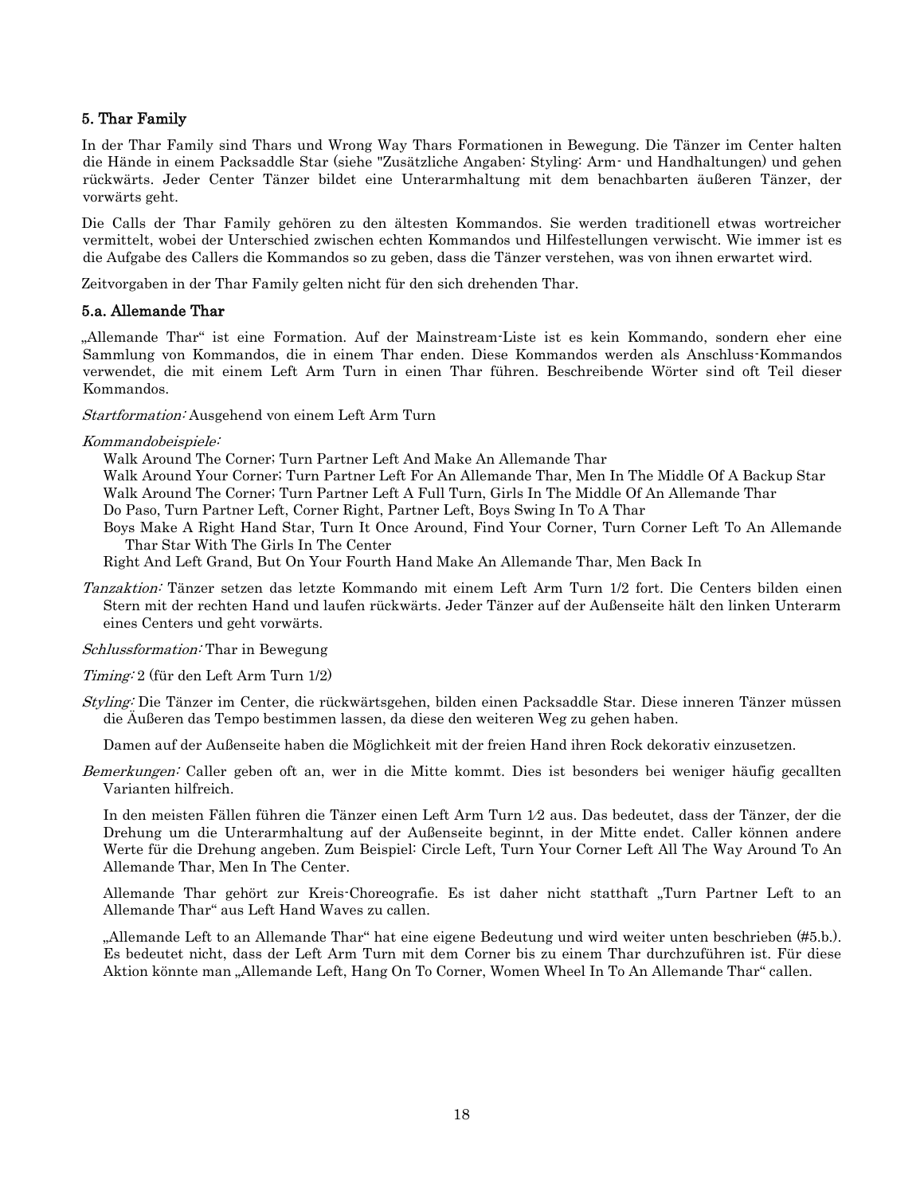## 5. Thar Family

In der Thar Family sind Thars und Wrong Way Thars Formationen in Bewegung. Die Tänzer im Center halten die Hände in einem Packsaddle Star (siehe "Zusätzliche Angaben: Styling: Arm- und Handhaltungen) und gehen rückwärts. Jeder Center Tänzer bildet eine Unterarmhaltung mit dem benachbarten äußeren Tänzer, der vorwärts geht.

Die Calls der Thar Family gehören zu den ältesten Kommandos. Sie werden traditionell etwas wortreicher vermittelt, wobei der Unterschied zwischen echten Kommandos und Hilfestellungen verwischt. Wie immer ist es die Aufgabe des Callers die Kommandos so zu geben, dass die Tänzer verstehen, was von ihnen erwartet wird.

Zeitvorgaben in der Thar Family gelten nicht für den sich drehenden Thar.

### 5.a. Allemande Thar

„Allemande Thar" ist eine Formation. Auf der Mainstream-Liste ist es kein Kommando, sondern eher eine Sammlung von Kommandos, die in einem Thar enden. Diese Kommandos werden als Anschluss-Kommandos verwendet, die mit einem Left Arm Turn in einen Thar führen. Beschreibende Wörter sind oft Teil dieser Kommandos.

*Startformation:* Ausgehend von einem Left Arm Turn

*Kommandobeispiele:*

Walk Around The Corner; Turn Partner Left And Make An Allemande Thar
Walk Around Your Corner; Turn Partner Left For An Allemande Thar, Men In The Middle Of A Backup Star
Walk Around The Corner; Turn Partner Left A Full Turn, Girls In The Middle Of An Allemande Thar
Do Paso, Turn Partner Left, Corner Right, Partner Left, Boys Swing In To A Thar
Boys Make A Right Hand Star, Turn It Once Around, Find Your Corner, Turn Corner Left To An Allemande Thar Star With The Girls In The Center
Right And Left Grand, But On Your Fourth Hand Make An Allemande Thar, Men Back In

*Tanzaktion:* Tänzer setzen das letzte Kommando mit einem Left Arm Turn 1/2 fort. Die Centers bilden einen Stern mit der rechten Hand und laufen rückwärts. Jeder Tänzer auf der Außenseite hält den linken Unterarm eines Centers und geht vorwärts.

*Schlussformation:* Thar in Bewegung

*Timing:* 2 (für den Left Arm Turn 1/2)

*Styling:* Die Tänzer im Center, die rückwärtsgehen, bilden einen Packsaddle Star. Diese inneren Tänzer müssen die Äußeren das Tempo bestimmen lassen, da diese den weiteren Weg zu gehen haben.

Damen auf der Außenseite haben die Möglichkeit mit der freien Hand ihren Rock dekorativ einzusetzen.

*Bemerkungen:* Caller geben oft an, wer in die Mitte kommt. Dies ist besonders bei weniger häufig gecallten Varianten hilfreich.

In den meisten Fällen führen die Tänzer einen Left Arm Turn 1⁄2 aus. Das bedeutet, dass der Tänzer, der die Drehung um die Unterarmhaltung auf der Außenseite beginnt, in der Mitte endet. Caller können andere Werte für die Drehung angeben. Zum Beispiel: Circle Left, Turn Your Corner Left All The Way Around To An Allemande Thar, Men In The Center.

Allemande Thar gehört zur Kreis-Choreografie. Es ist daher nicht statthaft „Turn Partner Left to an Allemande Thar" aus Left Hand Waves zu callen.

„Allemande Left to an Allemande Thar" hat eine eigene Bedeutung und wird weiter unten beschrieben (#5.b.). Es bedeutet nicht, dass der Left Arm Turn mit dem Corner bis zu einem Thar durchzuführen ist. Für diese Aktion könnte man „Allemande Left, Hang On To Corner, Women Wheel In To An Allemande Thar" callen.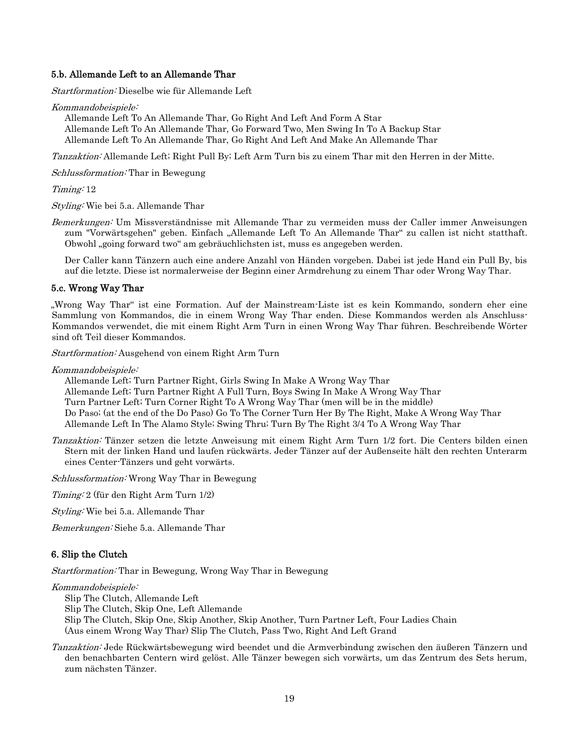### 5.b. Allemande Left to an Allemande Thar

*Startformation:* Dieselbe wie für Allemande Left

*Kommandobeispiele:*

Allemande Left To An Allemande Thar, Go Right And Left And Form A Star
Allemande Left To An Allemande Thar, Go Forward Two, Men Swing In To A Backup Star
Allemande Left To An Allemande Thar, Go Right And Left And Make An Allemande Thar

*Tanzaktion:* Allemande Left; Right Pull By; Left Arm Turn bis zu einem Thar mit den Herren in der Mitte.

*Schlussformation:* Thar in Bewegung

*Timing:* 12

*Styling:* Wie bei 5.a. Allemande Thar

*Bemerkungen:* Um Missverständnisse mit Allemande Thar zu vermeiden muss der Caller immer Anweisungen zum "Vorwärtsgehen" geben. Einfach „Allemande Left To An Allemande Thar“ zu callen ist nicht statthaft. Obwohl „going forward two“ am gebräuchlichsten ist, muss es angegeben werden.

Der Caller kann Tänzern auch eine andere Anzahl von Händen vorgeben. Dabei ist jede Hand ein Pull By, bis auf die letzte. Diese ist normalerweise der Beginn einer Armdrehung zu einem Thar oder Wrong Way Thar.

### 5.c. Wrong Way Thar

„Wrong Way Thar“ ist eine Formation. Auf der Mainstream-Liste ist es kein Kommando, sondern eher eine Sammlung von Kommandos, die in einem Wrong Way Thar enden. Diese Kommandos werden als Anschluss-Kommandos verwendet, die mit einem Right Arm Turn in einen Wrong Way Thar führen. Beschreibende Wörter sind oft Teil dieser Kommandos.

*Startformation:* Ausgehend von einem Right Arm Turn

*Kommandobeispiele:*

Allemande Left; Turn Partner Right, Girls Swing In Make A Wrong Way Thar
Allemande Left; Turn Partner Right A Full Turn, Boys Swing In Make A Wrong Way Thar
Turn Partner Left; Turn Corner Right To A Wrong Way Thar (men will be in the middle)
Do Paso; (at the end of the Do Paso) Go To The Corner Turn Her By The Right, Make A Wrong Way Thar
Allemande Left In The Alamo Style; Swing Thru; Turn By The Right 3/4 To A Wrong Way Thar

*Tanzaktion:* Tänzer setzen die letzte Anweisung mit einem Right Arm Turn 1/2 fort. Die Centers bilden einen Stern mit der linken Hand und laufen rückwärts. Jeder Tänzer auf der Außenseite hält den rechten Unterarm eines Center-Tänzers und geht vorwärts.

*Schlussformation:* Wrong Way Thar in Bewegung

*Timing:* 2 (für den Right Arm Turn 1/2)

*Styling:* Wie bei 5.a. Allemande Thar

*Bemerkungen:* Siehe 5.a. Allemande Thar

### 6. Slip the Clutch

*Startformation:* Thar in Bewegung, Wrong Way Thar in Bewegung

*Kommandobeispiele:*

Slip The Clutch, Allemande Left
Slip The Clutch, Skip One, Left Allemande
Slip The Clutch, Skip One, Skip Another, Skip Another, Turn Partner Left, Four Ladies Chain
(Aus einem Wrong Way Thar) Slip The Clutch, Pass Two, Right And Left Grand

*Tanzaktion:* Jede Rückwärtsbewegung wird beendet und die Armverbindung zwischen den äußeren Tänzern und den benachbarten Centern wird gelöst. Alle Tänzer bewegen sich vorwärts, um das Zentrum des Sets herum, zum nächsten Tänzer.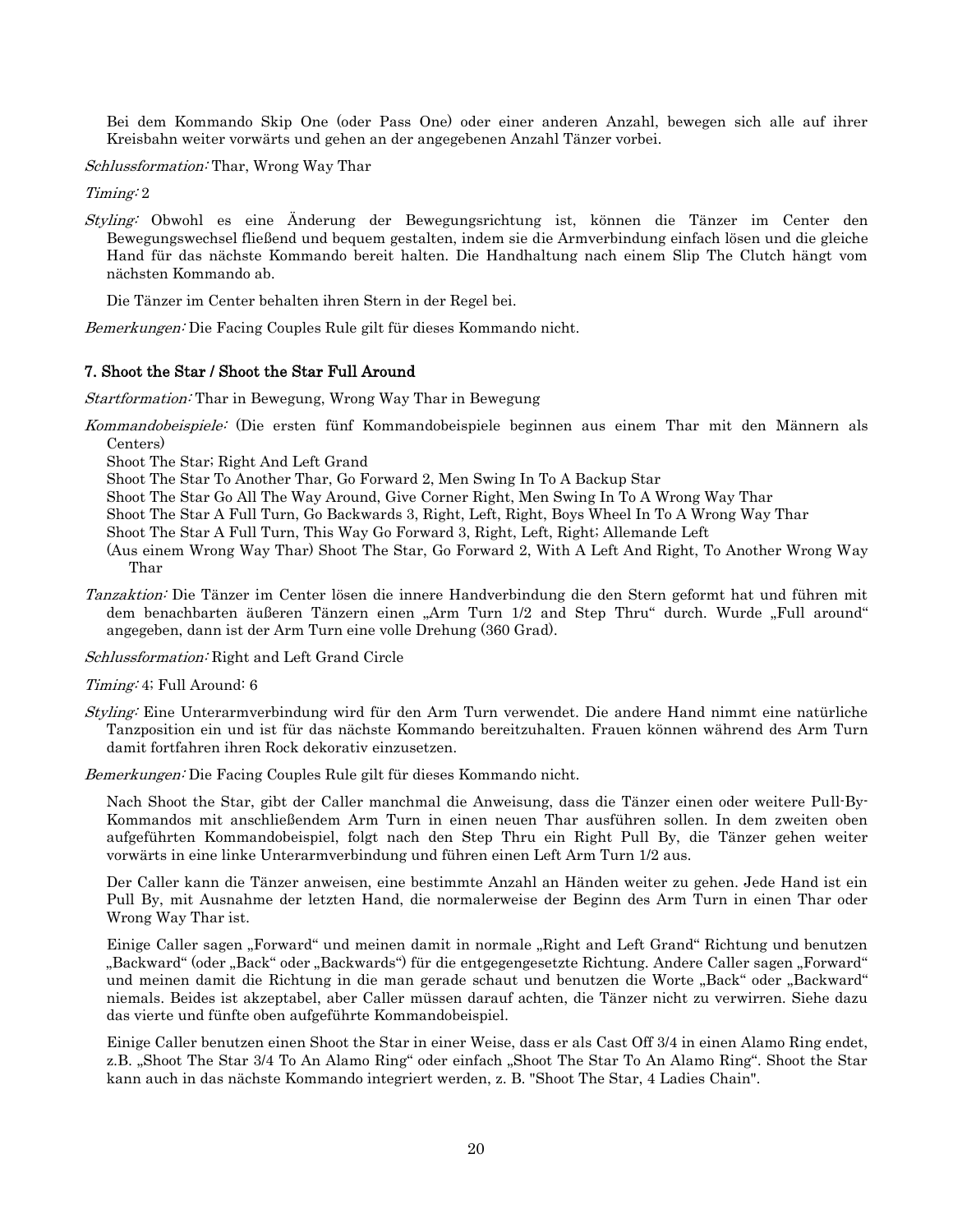Bei dem Kommando Skip One (oder Pass One) oder einer anderen Anzahl, bewegen sich alle auf ihrer Kreisbahn weiter vorwärts und gehen an der angegebenen Anzahl Tänzer vorbei.

*Schlussformation:* Thar, Wrong Way Thar

*Timing:* 2

*Styling:* Obwohl es eine Änderung der Bewegungsrichtung ist, können die Tänzer im Center den Bewegungswechsel fließend und bequem gestalten, indem sie die Armverbindung einfach lösen und die gleiche Hand für das nächste Kommando bereit halten. Die Handhaltung nach einem Slip The Clutch hängt vom nächsten Kommando ab.

Die Tänzer im Center behalten ihren Stern in der Regel bei.

*Bemerkungen:* Die Facing Couples Rule gilt für dieses Kommando nicht.

### 7. Shoot the Star / Shoot the Star Full Around

*Startformation:* Thar in Bewegung, Wrong Way Thar in Bewegung

*Kommandobeispiele:* (Die ersten fünf Kommandobeispiele beginnen aus einem Thar mit den Männern als Centers)

Shoot The Star; Right And Left Grand
Shoot The Star To Another Thar, Go Forward 2, Men Swing In To A Backup Star
Shoot The Star Go All The Way Around, Give Corner Right, Men Swing In To A Wrong Way Thar
Shoot The Star A Full Turn, Go Backwards 3, Right, Left, Right, Boys Wheel In To A Wrong Way Thar
Shoot The Star A Full Turn, This Way Go Forward 3, Right, Left, Right; Allemande Left
(Aus einem Wrong Way Thar) Shoot The Star, Go Forward 2, With A Left And Right, To Another Wrong Way Thar

*Tanzaktion:* Die Tänzer im Center lösen die innere Handverbindung die den Stern geformt hat und führen mit dem benachbarten äußeren Tänzern einen „Arm Turn 1/2 and Step Thru" durch. Wurde „Full around" angegeben, dann ist der Arm Turn eine volle Drehung (360 Grad).

*Schlussformation:* Right and Left Grand Circle

*Timing:* 4; Full Around: 6

*Styling:* Eine Unterarmverbindung wird für den Arm Turn verwendet. Die andere Hand nimmt eine natürliche Tanzposition ein und ist für das nächste Kommando bereitzuhalten. Frauen können während des Arm Turn damit fortfahren ihren Rock dekorativ einzusetzen.

*Bemerkungen:* Die Facing Couples Rule gilt für dieses Kommando nicht.

Nach Shoot the Star, gibt der Caller manchmal die Anweisung, dass die Tänzer einen oder weitere Pull-By-Kommandos mit anschließendem Arm Turn in einen neuen Thar ausführen sollen. In dem zweiten oben aufgeführten Kommandobeispiel, folgt nach den Step Thru ein Right Pull By, die Tänzer gehen weiter vorwärts in eine linke Unterarmverbindung und führen einen Left Arm Turn 1/2 aus.

Der Caller kann die Tänzer anweisen, eine bestimmte Anzahl an Händen weiter zu gehen. Jede Hand ist ein Pull By, mit Ausnahme der letzten Hand, die normalerweise der Beginn des Arm Turn in einen Thar oder Wrong Way Thar ist.

Einige Caller sagen „Forward" und meinen damit in normale „Right and Left Grand" Richtung und benutzen „Backward" (oder „Back" oder „Backwards") für die entgegengesetzte Richtung. Andere Caller sagen „Forward" und meinen damit die Richtung in die man gerade schaut und benutzen die Worte „Back" oder „Backward" niemals. Beides ist akzeptabel, aber Caller müssen darauf achten, die Tänzer nicht zu verwirren. Siehe dazu das vierte und fünfte oben aufgeführte Kommandobeispiel.

Einige Caller benutzen einen Shoot the Star in einer Weise, dass er als Cast Off 3/4 in einen Alamo Ring endet, z.B. „Shoot The Star 3/4 To An Alamo Ring" oder einfach „Shoot The Star To An Alamo Ring". Shoot the Star kann auch in das nächste Kommando integriert werden, z. B. "Shoot The Star, 4 Ladies Chain".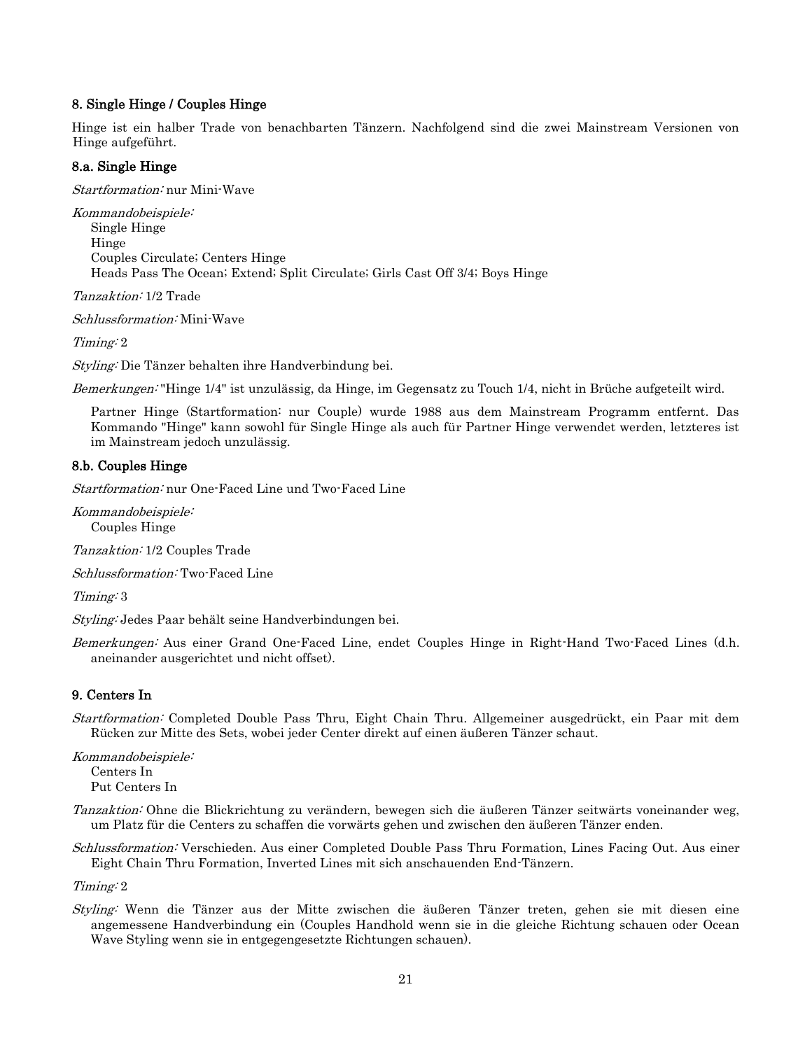## 8. Single Hinge / Couples Hinge

Hinge ist ein halber Trade von benachbarten Tänzern. Nachfolgend sind die zwei Mainstream Versionen von Hinge aufgeführt.

### 8.a. Single Hinge

*Startformation:* nur Mini-Wave

*Kommandobeispiele:*
Single Hinge
Hinge
Couples Circulate; Centers Hinge
Heads Pass The Ocean; Extend; Split Circulate; Girls Cast Off 3/4; Boys Hinge

*Tanzaktion:* 1/2 Trade

*Schlussformation:* Mini-Wave

*Timing:* 2

*Styling:* Die Tänzer behalten ihre Handverbindung bei.

*Bemerkungen:* "Hinge 1/4" ist unzulässig, da Hinge, im Gegensatz zu Touch 1/4, nicht in Brüche aufgeteilt wird.

Partner Hinge (Startformation: nur Couple) wurde 1988 aus dem Mainstream Programm entfernt. Das Kommando "Hinge" kann sowohl für Single Hinge als auch für Partner Hinge verwendet werden, letzteres ist im Mainstream jedoch unzulässig.

### 8.b. Couples Hinge

*Startformation:* nur One-Faced Line und Two-Faced Line

*Kommandobeispiele:*
Couples Hinge

*Tanzaktion:* 1/2 Couples Trade

*Schlussformation:* Two-Faced Line

*Timing:* 3

*Styling:* Jedes Paar behält seine Handverbindungen bei.

*Bemerkungen:* Aus einer Grand One-Faced Line, endet Couples Hinge in Right-Hand Two-Faced Lines (d.h. aneinander ausgerichtet und nicht offset).

## 9. Centers In

*Startformation:* Completed Double Pass Thru, Eight Chain Thru. Allgemeiner ausgedrückt, ein Paar mit dem Rücken zur Mitte des Sets, wobei jeder Center direkt auf einen äußeren Tänzer schaut.

*Kommandobeispiele:*
Centers In
Put Centers In

*Tanzaktion:* Ohne die Blickrichtung zu verändern, bewegen sich die äußeren Tänzer seitwärts voneinander weg, um Platz für die Centers zu schaffen die vorwärts gehen und zwischen den äußeren Tänzer enden.

*Schlussformation:* Verschieden. Aus einer Completed Double Pass Thru Formation, Lines Facing Out. Aus einer Eight Chain Thru Formation, Inverted Lines mit sich anschauenden End-Tänzern.

*Timing:* 2

*Styling:* Wenn die Tänzer aus der Mitte zwischen die äußeren Tänzer treten, gehen sie mit diesen eine angemessene Handverbindung ein (Couples Handhold wenn sie in die gleiche Richtung schauen oder Ocean Wave Styling wenn sie in entgegengesetzte Richtungen schauen).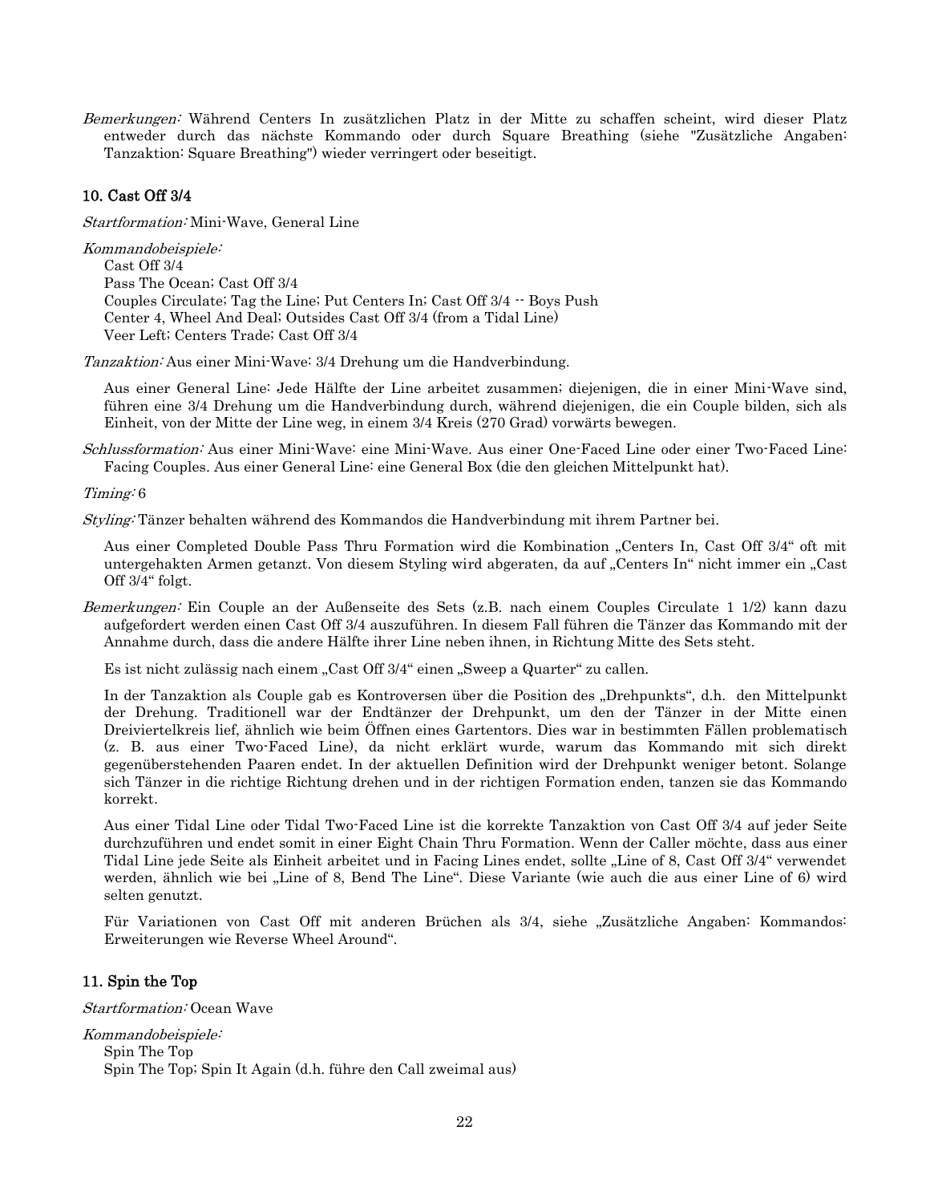*Bemerkungen:* Während Centers In zusätzlichen Platz in der Mitte zu schaffen scheint, wird dieser Platz entweder durch das nächste Kommando oder durch Square Breathing (siehe "Zusätzliche Angaben: Tanzaktion: Square Breathing") wieder verringert oder beseitigt.

### 10. Cast Off 3/4

*Startformation:* Mini-Wave, General Line

*Kommandobeispiele:*
Cast Off 3/4
Pass The Ocean; Cast Off 3/4
Couples Circulate; Tag the Line; Put Centers In; Cast Off 3/4 -- Boys Push
Center 4, Wheel And Deal; Outsides Cast Off 3/4 (from a Tidal Line)
Veer Left; Centers Trade; Cast Off 3/4

*Tanzaktion:* Aus einer Mini-Wave: 3/4 Drehung um die Handverbindung.

Aus einer General Line: Jede Hälfte der Line arbeitet zusammen; diejenigen, die in einer Mini-Wave sind, führen eine 3/4 Drehung um die Handverbindung durch, während diejenigen, die ein Couple bilden, sich als Einheit, von der Mitte der Line weg, in einem 3/4 Kreis (270 Grad) vorwärts bewegen.

*Schlussformation:* Aus einer Mini-Wave: eine Mini-Wave. Aus einer One-Faced Line oder einer Two-Faced Line: Facing Couples. Aus einer General Line: eine General Box (die den gleichen Mittelpunkt hat).

*Timing:* 6

*Styling:* Tänzer behalten während des Kommandos die Handverbindung mit ihrem Partner bei.

Aus einer Completed Double Pass Thru Formation wird die Kombination „Centers In, Cast Off 3/4" oft mit untergehakten Armen getanzt. Von diesem Styling wird abgeraten, da auf „Centers In" nicht immer ein „Cast Off 3/4" folgt.

*Bemerkungen:* Ein Couple an der Außenseite des Sets (z.B. nach einem Couples Circulate 1 1/2) kann dazu aufgefordert werden einen Cast Off 3/4 auszuführen. In diesem Fall führen die Tänzer das Kommando mit der Annahme durch, dass die andere Hälfte ihrer Line neben ihnen, in Richtung Mitte des Sets steht.

Es ist nicht zulässig nach einem „Cast Off 3/4" einen „Sweep a Quarter" zu callen.

In der Tanzaktion als Couple gab es Kontroversen über die Position des „Drehpunkts", d.h. den Mittelpunkt der Drehung. Traditionell war der Endtänzer der Drehpunkt, um den der Tänzer in der Mitte einen Dreiviertelkreis lief, ähnlich wie beim Öffnen eines Gartentors. Dies war in bestimmten Fällen problematisch (z. B. aus einer Two-Faced Line), da nicht erklärt wurde, warum das Kommando mit sich direkt gegenüberstehenden Paaren endet. In der aktuellen Definition wird der Drehpunkt weniger betont. Solange sich Tänzer in die richtige Richtung drehen und in der richtigen Formation enden, tanzen sie das Kommando korrekt.

Aus einer Tidal Line oder Tidal Two-Faced Line ist die korrekte Tanzaktion von Cast Off 3/4 auf jeder Seite durchzuführen und endet somit in einer Eight Chain Thru Formation. Wenn der Caller möchte, dass aus einer Tidal Line jede Seite als Einheit arbeitet und in Facing Lines endet, sollte „Line of 8, Cast Off 3/4" verwendet werden, ähnlich wie bei „Line of 8, Bend The Line". Diese Variante (wie auch die aus einer Line of 6) wird selten genutzt.

Für Variationen von Cast Off mit anderen Brüchen als 3/4, siehe „Zusätzliche Angaben: Kommandos: Erweiterungen wie Reverse Wheel Around".

### 11. Spin the Top

*Startformation:* Ocean Wave

*Kommandobeispiele:*
Spin The Top
Spin The Top; Spin It Again (d.h. führe den Call zweimal aus)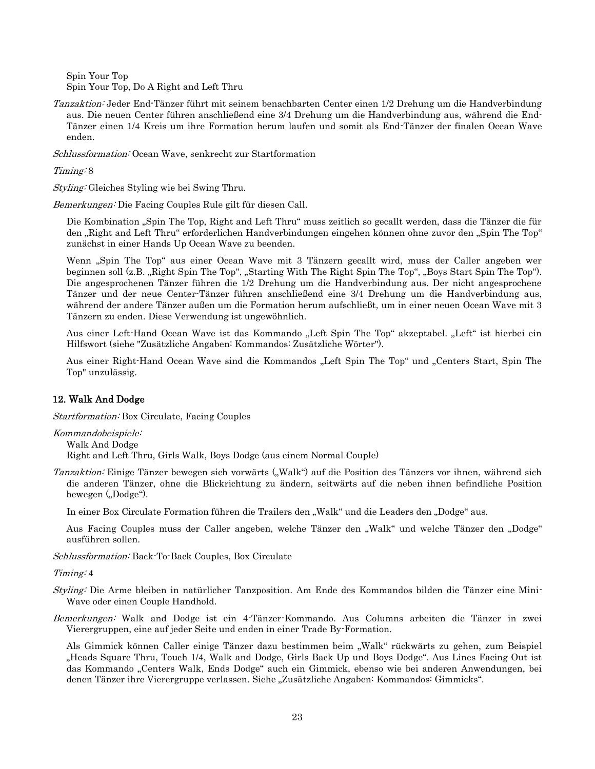Spin Your Top
Spin Your Top, Do A Right and Left Thru

*Tanzaktion:* Jeder End-Tänzer führt mit seinem benachbarten Center einen 1/2 Drehung um die Handverbindung aus. Die neuen Center führen anschließend eine 3/4 Drehung um die Handverbindung aus, während die End-Tänzer einen 1/4 Kreis um ihre Formation herum laufen und somit als End-Tänzer der finalen Ocean Wave enden.

*Schlussformation:* Ocean Wave, senkrecht zur Startformation

*Timing:* 8

*Styling:* Gleiches Styling wie bei Swing Thru.

*Bemerkungen:* Die Facing Couples Rule gilt für diesen Call.

Die Kombination „Spin The Top, Right and Left Thru" muss zeitlich so gecallt werden, dass die Tänzer die für den „Right and Left Thru" erforderlichen Handverbindungen eingehen können ohne zuvor den „Spin The Top" zunächst in einer Hands Up Ocean Wave zu beenden.

Wenn „Spin The Top" aus einer Ocean Wave mit 3 Tänzern gecallt wird, muss der Caller angeben wer beginnen soll (z.B. „Right Spin The Top", „Starting With The Right Spin The Top", „Boys Start Spin The Top"). Die angesprochenen Tänzer führen die 1/2 Drehung um die Handverbindung aus. Der nicht angesprochene Tänzer und der neue Center-Tänzer führen anschließend eine 3/4 Drehung um die Handverbindung aus, während der andere Tänzer außen um die Formation herum aufschließt, um in einer neuen Ocean Wave mit 3 Tänzern zu enden. Diese Verwendung ist ungewöhnlich.

Aus einer Left-Hand Ocean Wave ist das Kommando „Left Spin The Top" akzeptabel. „Left" ist hierbei ein Hilfswort (siehe "Zusätzliche Angaben: Kommandos: Zusätzliche Wörter").

Aus einer Right-Hand Ocean Wave sind die Kommandos „Left Spin The Top" und „Centers Start, Spin The Top" unzulässig.

### 12. Walk And Dodge

*Startformation:* Box Circulate, Facing Couples

*Kommandobeispiele:*
Walk And Dodge
Right and Left Thru, Girls Walk, Boys Dodge (aus einem Normal Couple)

*Tanzaktion:* Einige Tänzer bewegen sich vorwärts („Walk") auf die Position des Tänzers vor ihnen, während sich die anderen Tänzer, ohne die Blickrichtung zu ändern, seitwärts auf die neben ihnen befindliche Position bewegen („Dodge").

In einer Box Circulate Formation führen die Trailers den „Walk" und die Leaders den „Dodge" aus.

Aus Facing Couples muss der Caller angeben, welche Tänzer den „Walk" und welche Tänzer den „Dodge" ausführen sollen.

*Schlussformation:* Back-To-Back Couples, Box Circulate

*Timing:* 4

*Styling:* Die Arme bleiben in natürlicher Tanzposition. Am Ende des Kommandos bilden die Tänzer eine Mini-Wave oder einen Couple Handhold.

*Bemerkungen:* Walk and Dodge ist ein 4-Tänzer-Kommando. Aus Columns arbeiten die Tänzer in zwei Vierergruppen, eine auf jeder Seite und enden in einer Trade By-Formation.

Als Gimmick können Caller einige Tänzer dazu bestimmen beim „Walk" rückwärts zu gehen, zum Beispiel „Heads Square Thru, Touch 1/4, Walk and Dodge, Girls Back Up und Boys Dodge". Aus Lines Facing Out ist das Kommando „Centers Walk, Ends Dodge" auch ein Gimmick, ebenso wie bei anderen Anwendungen, bei denen Tänzer ihre Vierergruppe verlassen. Siehe „Zusätzliche Angaben: Kommandos: Gimmicks".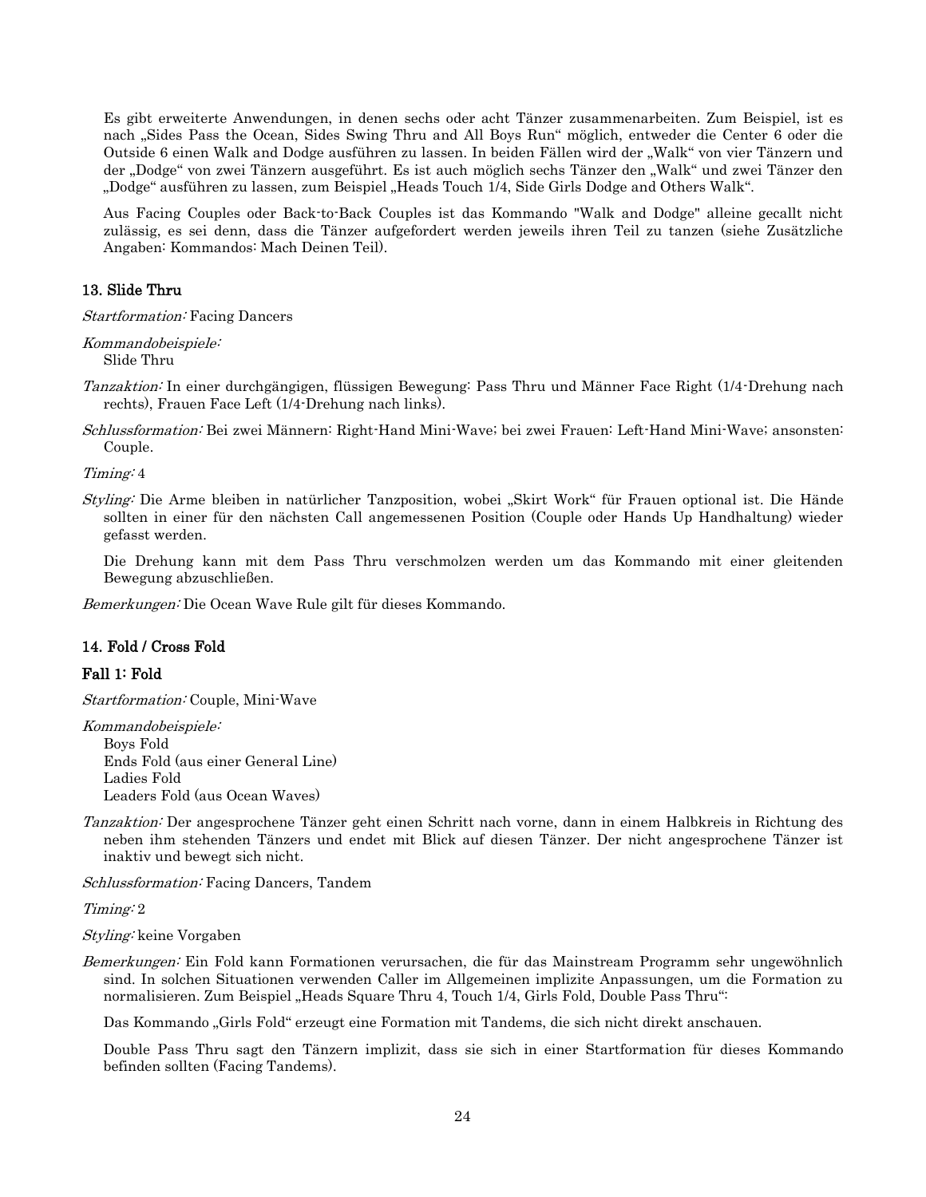Es gibt erweiterte Anwendungen, in denen sechs oder acht Tänzer zusammenarbeiten. Zum Beispiel, ist es nach „Sides Pass the Ocean, Sides Swing Thru and All Boys Run" möglich, entweder die Center 6 oder die Outside 6 einen Walk and Dodge ausführen zu lassen. In beiden Fällen wird der „Walk" von vier Tänzern und der „Dodge" von zwei Tänzern ausgeführt. Es ist auch möglich sechs Tänzer den „Walk" und zwei Tänzer den „Dodge" ausführen zu lassen, zum Beispiel „Heads Touch 1/4, Side Girls Dodge and Others Walk".

Aus Facing Couples oder Back-to-Back Couples ist das Kommando "Walk and Dodge" alleine gecallt nicht zulässig, es sei denn, dass die Tänzer aufgefordert werden jeweils ihren Teil zu tanzen (siehe Zusätzliche Angaben: Kommandos: Mach Deinen Teil).

### 13. Slide Thru

*Startformation:* Facing Dancers

*Kommandobeispiele:*
Slide Thru

*Tanzaktion:* In einer durchgängigen, flüssigen Bewegung: Pass Thru und Männer Face Right (1/4-Drehung nach rechts), Frauen Face Left (1/4-Drehung nach links).

*Schlussformation:* Bei zwei Männern: Right-Hand Mini-Wave; bei zwei Frauen: Left-Hand Mini-Wave; ansonsten: Couple.

*Timing:* 4

*Styling:* Die Arme bleiben in natürlicher Tanzposition, wobei „Skirt Work" für Frauen optional ist. Die Hände sollten in einer für den nächsten Call angemessenen Position (Couple oder Hands Up Handhaltung) wieder gefasst werden.

Die Drehung kann mit dem Pass Thru verschmolzen werden um das Kommando mit einer gleitenden Bewegung abzuschließen.

*Bemerkungen:* Die Ocean Wave Rule gilt für dieses Kommando.

### 14. Fold / Cross Fold

#### Fall 1: Fold

*Startformation:* Couple, Mini-Wave

*Kommandobeispiele:*
Boys Fold
Ends Fold (aus einer General Line)
Ladies Fold
Leaders Fold (aus Ocean Waves)

*Tanzaktion:* Der angesprochene Tänzer geht einen Schritt nach vorne, dann in einem Halbkreis in Richtung des neben ihm stehenden Tänzers und endet mit Blick auf diesen Tänzer. Der nicht angesprochene Tänzer ist inaktiv und bewegt sich nicht.

*Schlussformation:* Facing Dancers, Tandem

*Timing:* 2

*Styling:* keine Vorgaben

*Bemerkungen:* Ein Fold kann Formationen verursachen, die für das Mainstream Programm sehr ungewöhnlich sind. In solchen Situationen verwenden Caller im Allgemeinen implizite Anpassungen, um die Formation zu normalisieren. Zum Beispiel „Heads Square Thru 4, Touch 1/4, Girls Fold, Double Pass Thru":

Das Kommando „Girls Fold" erzeugt eine Formation mit Tandems, die sich nicht direkt anschauen.

Double Pass Thru sagt den Tänzern implizit, dass sie sich in einer Startformation für dieses Kommando befinden sollten (Facing Tandems).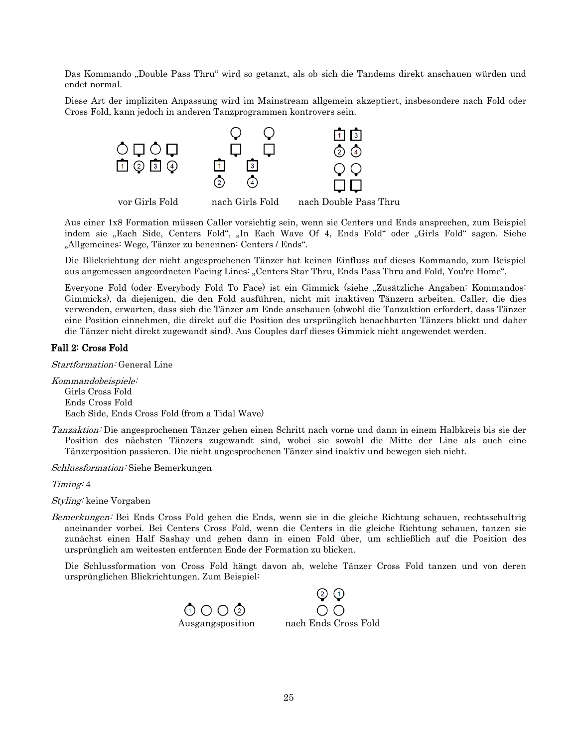Das Kommando „Double Pass Thru“ wird so getanzt, als ob sich die Tandems direkt anschauen würden und endet normal.

Diese Art der impliziten Anpassung wird im Mainstream allgemein akzeptiert, insbesondere nach Fold oder Cross Fold, kann jedoch in anderen Tanzprogrammen kontrovers sein.

vor Girls Fold　　nach Girls Fold　　nach Double Pass Thru

Aus einer 1x8 Formation müssen Caller vorsichtig sein, wenn sie Centers und Ends ansprechen, zum Beispiel indem sie „Each Side, Centers Fold“, „In Each Wave Of 4, Ends Fold“ oder „Girls Fold“ sagen. Siehe „Allgemeines: Wege, Tänzer zu benennen: Centers / Ends“.

Die Blickrichtung der nicht angesprochenen Tänzer hat keinen Einfluss auf dieses Kommando, zum Beispiel aus angemessen angeordneten Facing Lines: „Centers Star Thru, Ends Pass Thru and Fold, You're Home“.

Everyone Fold (oder Everybody Fold To Face) ist ein Gimmick (siehe „Zusätzliche Angaben: Kommandos: Gimmicks), da diejenigen, die den Fold ausführen, nicht mit inaktiven Tänzern arbeiten. Caller, die dies verwenden, erwarten, dass sich die Tänzer am Ende anschauen (obwohl die Tanzaktion erfordert, dass Tänzer eine Position einnehmen, die direkt auf die Position des ursprünglich benachbarten Tänzers blickt und daher die Tänzer nicht direkt zugewandt sind). Aus Couples darf dieses Gimmick nicht angewendet werden.

**Fall 2: Cross Fold**

*Startformation:* General Line

*Kommandobeispiele:*
Girls Cross Fold
Ends Cross Fold
Each Side, Ends Cross Fold (from a Tidal Wave)

*Tanzaktion:* Die angesprochenen Tänzer gehen einen Schritt nach vorne und dann in einem Halbkreis bis sie der Position des nächsten Tänzers zugewandt sind, wobei sie sowohl die Mitte der Line als auch eine Tänzerposition passieren. Die nicht angesprochenen Tänzer sind inaktiv und bewegen sich nicht.

*Schlussformation:* Siehe Bemerkungen

*Timing:* 4

*Styling:* keine Vorgaben

*Bemerkungen:* Bei Ends Cross Fold gehen die Ends, wenn sie in die gleiche Richtung schauen, rechtsschultrig aneinander vorbei. Bei Centers Cross Fold, wenn die Centers in die gleiche Richtung schauen, tanzen sie zunächst einen Half Sashay und gehen dann in einen Fold über, um schließlich auf die Position des ursprünglich am weitesten entfernten Ende der Formation zu blicken.

Die Schlussformation von Cross Fold hängt davon ab, welche Tänzer Cross Fold tanzen und von deren ursprünglichen Blickrichtungen. Zum Beispiel:

Ausgangsposition　　nach Ends Cross Fold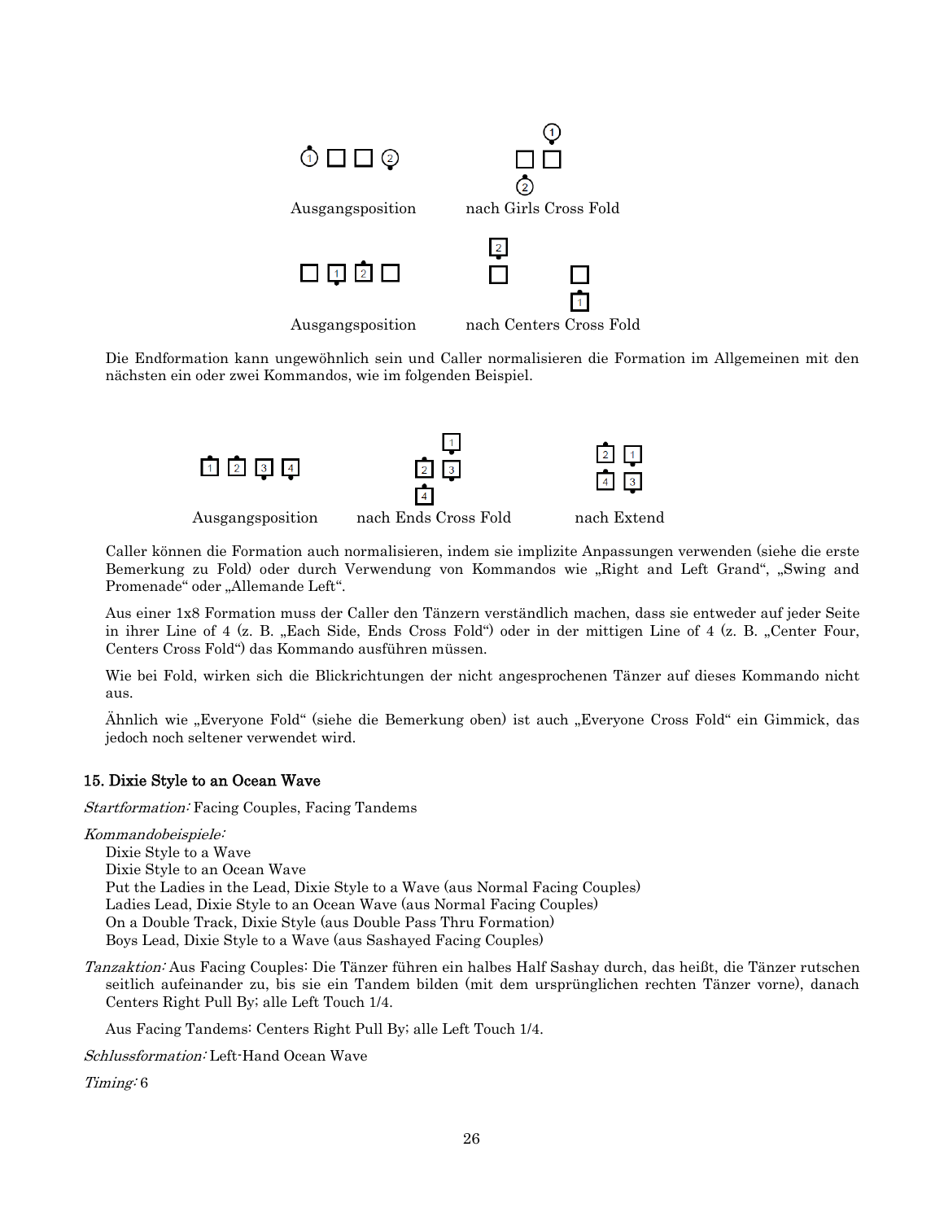Ausgangsposition nach Girls Cross Fold

Ausgangsposition nach Centers Cross Fold

Die Endformation kann ungewöhnlich sein und Caller normalisieren die Formation im Allgemeinen mit den nächsten ein oder zwei Kommandos, wie im folgenden Beispiel.

Ausgangsposition nach Ends Cross Fold nach Extend

Caller können die Formation auch normalisieren, indem sie implizite Anpassungen verwenden (siehe die erste Bemerkung zu Fold) oder durch Verwendung von Kommandos wie „Right and Left Grand", „Swing and Promenade" oder „Allemande Left".

Aus einer 1x8 Formation muss der Caller den Tänzern verständlich machen, dass sie entweder auf jeder Seite in ihrer Line of 4 (z. B. „Each Side, Ends Cross Fold") oder in der mittigen Line of 4 (z. B. „Center Four, Centers Cross Fold") das Kommando ausführen müssen.

Wie bei Fold, wirken sich die Blickrichtungen der nicht angesprochenen Tänzer auf dieses Kommando nicht aus.

Ähnlich wie „Everyone Fold" (siehe die Bemerkung oben) ist auch „Everyone Cross Fold" ein Gimmick, das jedoch noch seltener verwendet wird.

### 15. Dixie Style to an Ocean Wave

*Startformation:* Facing Couples, Facing Tandems

*Kommandobeispiele:*

Dixie Style to a Wave
Dixie Style to an Ocean Wave
Put the Ladies in the Lead, Dixie Style to a Wave (aus Normal Facing Couples)
Ladies Lead, Dixie Style to an Ocean Wave (aus Normal Facing Couples)
On a Double Track, Dixie Style (aus Double Pass Thru Formation)
Boys Lead, Dixie Style to a Wave (aus Sashayed Facing Couples)

*Tanzaktion:* Aus Facing Couples: Die Tänzer führen ein halbes Half Sashay durch, das heißt, die Tänzer rutschen seitlich aufeinander zu, bis sie ein Tandem bilden (mit dem ursprünglichen rechten Tänzer vorne), danach Centers Right Pull By; alle Left Touch 1/4.

Aus Facing Tandems: Centers Right Pull By; alle Left Touch 1/4.

*Schlussformation:* Left-Hand Ocean Wave

*Timing:* 6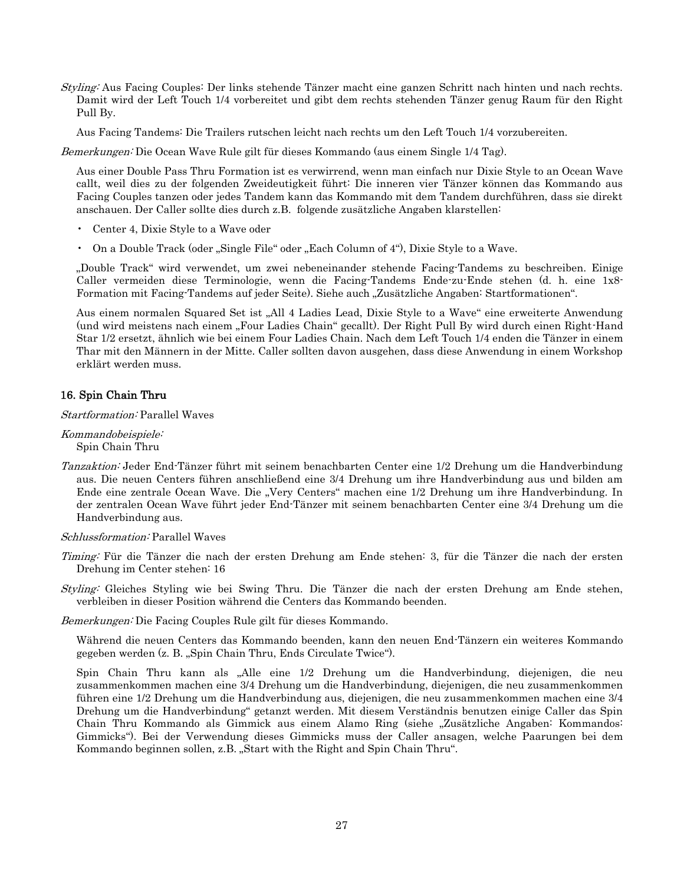*Styling:* Aus Facing Couples: Der links stehende Tänzer macht eine ganzen Schritt nach hinten und nach rechts. Damit wird der Left Touch 1/4 vorbereitet und gibt dem rechts stehenden Tänzer genug Raum für den Right Pull By.

Aus Facing Tandems: Die Trailers rutschen leicht nach rechts um den Left Touch 1/4 vorzubereiten.

*Bemerkungen:* Die Ocean Wave Rule gilt für dieses Kommando (aus einem Single 1/4 Tag).

Aus einer Double Pass Thru Formation ist es verwirrend, wenn man einfach nur Dixie Style to an Ocean Wave callt, weil dies zu der folgenden Zweideutigkeit führt: Die inneren vier Tänzer können das Kommando aus Facing Couples tanzen oder jedes Tandem kann das Kommando mit dem Tandem durchführen, dass sie direkt anschauen. Der Caller sollte dies durch z.B. folgende zusätzliche Angaben klarstellen:

- Center 4, Dixie Style to a Wave oder
- On a Double Track (oder „Single File“ oder „Each Column of 4“), Dixie Style to a Wave.

„Double Track“ wird verwendet, um zwei nebeneinander stehende Facing-Tandems zu beschreiben. Einige Caller vermeiden diese Terminologie, wenn die Facing-Tandems Ende-zu-Ende stehen (d. h. eine 1x8-Formation mit Facing-Tandems auf jeder Seite). Siehe auch „Zusätzliche Angaben: Startformationen“.

Aus einem normalen Squared Set ist „All 4 Ladies Lead, Dixie Style to a Wave“ eine erweiterte Anwendung (und wird meistens nach einem „Four Ladies Chain“ gecallt). Der Right Pull By wird durch einen Right-Hand Star 1/2 ersetzt, ähnlich wie bei einem Four Ladies Chain. Nach dem Left Touch 1/4 enden die Tänzer in einem Thar mit den Männern in der Mitte. Caller sollten davon ausgehen, dass diese Anwendung in einem Workshop erklärt werden muss.

### 16. Spin Chain Thru

*Startformation:* Parallel Waves

*Kommandobeispiele:*
Spin Chain Thru

*Tanzaktion:* Jeder End-Tänzer führt mit seinem benachbarten Center eine 1/2 Drehung um die Handverbindung aus. Die neuen Centers führen anschließend eine 3/4 Drehung um ihre Handverbindung aus und bilden am Ende eine zentrale Ocean Wave. Die „Very Centers“ machen eine 1/2 Drehung um ihre Handverbindung. In der zentralen Ocean Wave führt jeder End-Tänzer mit seinem benachbarten Center eine 3/4 Drehung um die Handverbindung aus.

*Schlussformation:* Parallel Waves

*Timing:* Für die Tänzer die nach der ersten Drehung am Ende stehen: 3, für die Tänzer die nach der ersten Drehung im Center stehen: 16

*Styling:* Gleiches Styling wie bei Swing Thru. Die Tänzer die nach der ersten Drehung am Ende stehen, verbleiben in dieser Position während die Centers das Kommando beenden.

*Bemerkungen:* Die Facing Couples Rule gilt für dieses Kommando.

Während die neuen Centers das Kommando beenden, kann den neuen End-Tänzern ein weiteres Kommando gegeben werden (z. B. „Spin Chain Thru, Ends Circulate Twice“).

Spin Chain Thru kann als „Alle eine 1/2 Drehung um die Handverbindung, diejenigen, die neu zusammenkommen machen eine 3/4 Drehung um die Handverbindung, diejenigen, die neu zusammenkommen führen eine 1/2 Drehung um die Handverbindung aus, diejenigen, die neu zusammenkommen machen eine 3/4 Drehung um die Handverbindung“ getanzt werden. Mit diesem Verständnis benutzen einige Caller das Spin Chain Thru Kommando als Gimmick aus einem Alamo Ring (siehe „Zusätzliche Angaben: Kommandos: Gimmicks“). Bei der Verwendung dieses Gimmicks muss der Caller ansagen, welche Paarungen bei dem Kommando beginnen sollen, z.B. „Start with the Right and Spin Chain Thru“.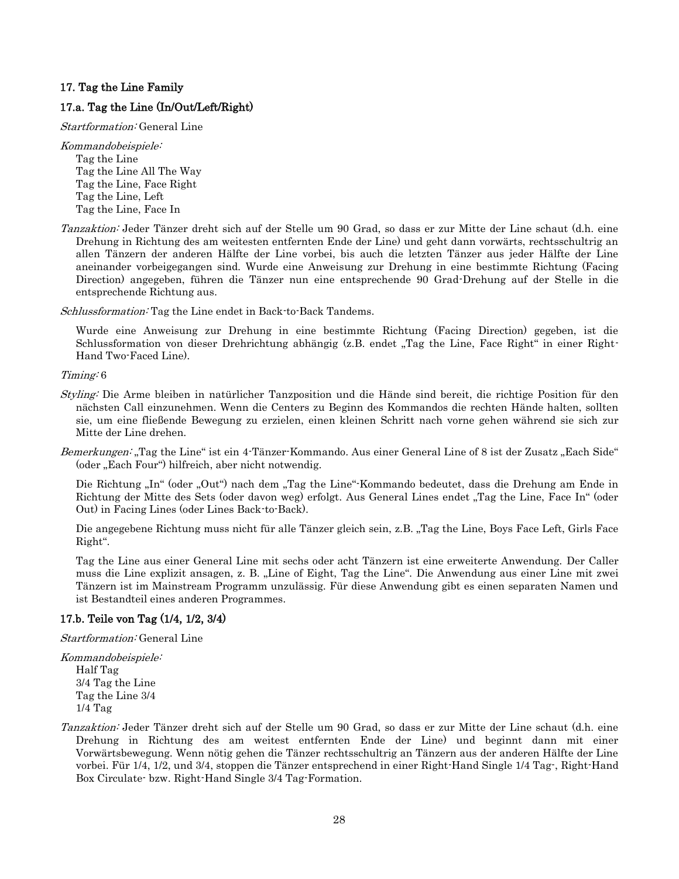### 17. Tag the Line Family

#### 17.a. Tag the Line (In/Out/Left/Right)

*Startformation:* General Line

*Kommandobeispiele:*
Tag the Line
Tag the Line All The Way
Tag the Line, Face Right
Tag the Line, Left
Tag the Line, Face In

*Tanzaktion:* Jeder Tänzer dreht sich auf der Stelle um 90 Grad, so dass er zur Mitte der Line schaut (d.h. eine Drehung in Richtung des am weitesten entfernten Ende der Line) und geht dann vorwärts, rechtsschultrig an allen Tänzern der anderen Hälfte der Line vorbei, bis auch die letzten Tänzer aus jeder Hälfte der Line aneinander vorbeigegangen sind. Wurde eine Anweisung zur Drehung in eine bestimmte Richtung (Facing Direction) angegeben, führen die Tänzer nun eine entsprechende 90 Grad-Drehung auf der Stelle in die entsprechende Richtung aus.

*Schlussformation:* Tag the Line endet in Back-to-Back Tandems.

Wurde eine Anweisung zur Drehung in eine bestimmte Richtung (Facing Direction) gegeben, ist die Schlussformation von dieser Drehrichtung abhängig (z.B. endet „Tag the Line, Face Right" in einer Right-Hand Two-Faced Line).

*Timing:* 6

*Styling:* Die Arme bleiben in natürlicher Tanzposition und die Hände sind bereit, die richtige Position für den nächsten Call einzunehmen. Wenn die Centers zu Beginn des Kommandos die rechten Hände halten, sollten sie, um eine fließende Bewegung zu erzielen, einen kleinen Schritt nach vorne gehen während sie sich zur Mitte der Line drehen.

*Bemerkungen:* „Tag the Line" ist ein 4-Tänzer-Kommando. Aus einer General Line of 8 ist der Zusatz „Each Side" (oder „Each Four") hilfreich, aber nicht notwendig.

Die Richtung „In" (oder „Out") nach dem „Tag the Line"-Kommando bedeutet, dass die Drehung am Ende in Richtung der Mitte des Sets (oder davon weg) erfolgt. Aus General Lines endet „Tag the Line, Face In" (oder Out) in Facing Lines (oder Lines Back-to-Back).

Die angegebene Richtung muss nicht für alle Tänzer gleich sein, z.B. „Tag the Line, Boys Face Left, Girls Face Right".

Tag the Line aus einer General Line mit sechs oder acht Tänzern ist eine erweiterte Anwendung. Der Caller muss die Line explizit ansagen, z. B. „Line of Eight, Tag the Line". Die Anwendung aus einer Line mit zwei Tänzern ist im Mainstream Programm unzulässig. Für diese Anwendung gibt es einen separaten Namen und ist Bestandteil eines anderen Programmes.

#### 17.b. Teile von Tag (1/4, 1/2, 3/4)

*Startformation:* General Line

*Kommandobeispiele:*
Half Tag
3/4 Tag the Line
Tag the Line 3/4
1/4 Tag

*Tanzaktion:* Jeder Tänzer dreht sich auf der Stelle um 90 Grad, so dass er zur Mitte der Line schaut (d.h. eine Drehung in Richtung des am weitest entfernten Ende der Line) und beginnt dann mit einer Vorwärtsbewegung. Wenn nötig gehen die Tänzer rechtsschultrig an Tänzern aus der anderen Hälfte der Line vorbei. Für 1/4, 1/2, und 3/4, stoppen die Tänzer entsprechend in einer Right-Hand Single 1/4 Tag-, Right-Hand Box Circulate- bzw. Right-Hand Single 3/4 Tag-Formation.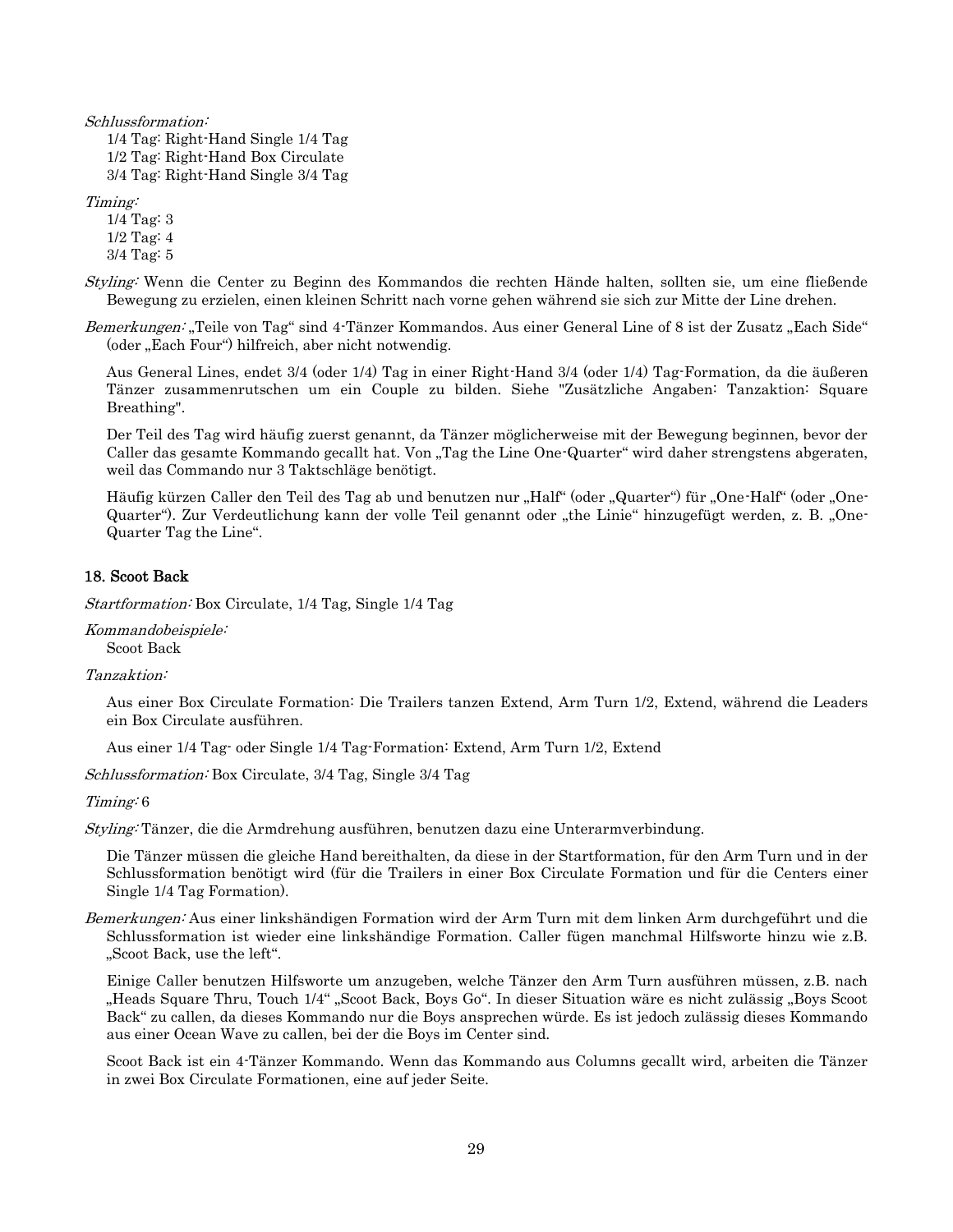*Schlussformation:*
  1/4 Tag: Right-Hand Single 1/4 Tag
  1/2 Tag: Right-Hand Box Circulate
  3/4 Tag: Right-Hand Single 3/4 Tag

*Timing:*
  1/4 Tag: 3
  1/2 Tag: 4
  3/4 Tag: 5

*Styling:* Wenn die Center zu Beginn des Kommandos die rechten Hände halten, sollten sie, um eine fließende Bewegung zu erzielen, einen kleinen Schritt nach vorne gehen während sie sich zur Mitte der Line drehen.

*Bemerkungen:* „Teile von Tag" sind 4-Tänzer Kommandos. Aus einer General Line of 8 ist der Zusatz „Each Side" (oder „Each Four") hilfreich, aber nicht notwendig.

Aus General Lines, endet 3/4 (oder 1/4) Tag in einer Right-Hand 3/4 (oder 1/4) Tag-Formation, da die äußeren Tänzer zusammenrutschen um ein Couple zu bilden. Siehe "Zusätzliche Angaben: Tanzaktion: Square Breathing".

Der Teil des Tag wird häufig zuerst genannt, da Tänzer möglicherweise mit der Bewegung beginnen, bevor der Caller das gesamte Kommando gecallt hat. Von „Tag the Line One-Quarter" wird daher strengstens abgeraten, weil das Commando nur 3 Taktschläge benötigt.

Häufig kürzen Caller den Teil des Tag ab und benutzen nur „Half" (oder „Quarter") für „One-Half" (oder „One-Quarter"). Zur Verdeutlichung kann der volle Teil genannt oder „the Linie" hinzugefügt werden, z. B. „One-Quarter Tag the Line".

**18. Scoot Back**

*Startformation:* Box Circulate, 1/4 Tag, Single 1/4 Tag

*Kommandobeispiele:*
  Scoot Back

*Tanzaktion:*

Aus einer Box Circulate Formation: Die Trailers tanzen Extend, Arm Turn 1/2, Extend, während die Leaders ein Box Circulate ausführen.

Aus einer 1/4 Tag- oder Single 1/4 Tag-Formation: Extend, Arm Turn 1/2, Extend

*Schlussformation:* Box Circulate, 3/4 Tag, Single 3/4 Tag

*Timing:* 6

*Styling:* Tänzer, die die Armdrehung ausführen, benutzen dazu eine Unterarmverbindung.

Die Tänzer müssen die gleiche Hand bereithalten, da diese in der Startformation, für den Arm Turn und in der Schlussformation benötigt wird (für die Trailers in einer Box Circulate Formation und für die Centers einer Single 1/4 Tag Formation).

*Bemerkungen:* Aus einer linkshändigen Formation wird der Arm Turn mit dem linken Arm durchgeführt und die Schlussformation ist wieder eine linkshändige Formation. Caller fügen manchmal Hilfsworte hinzu wie z.B. „Scoot Back, use the left".

Einige Caller benutzen Hilfsworte um anzugeben, welche Tänzer den Arm Turn ausführen müssen, z.B. nach „Heads Square Thru, Touch 1/4" „Scoot Back, Boys Go". In dieser Situation wäre es nicht zulässig „Boys Scoot Back" zu callen, da dieses Kommando nur die Boys ansprechen würde. Es ist jedoch zulässig dieses Kommando aus einer Ocean Wave zu callen, bei der die Boys im Center sind.

Scoot Back ist ein 4-Tänzer Kommando. Wenn das Kommando aus Columns gecallt wird, arbeiten die Tänzer in zwei Box Circulate Formationen, eine auf jeder Seite.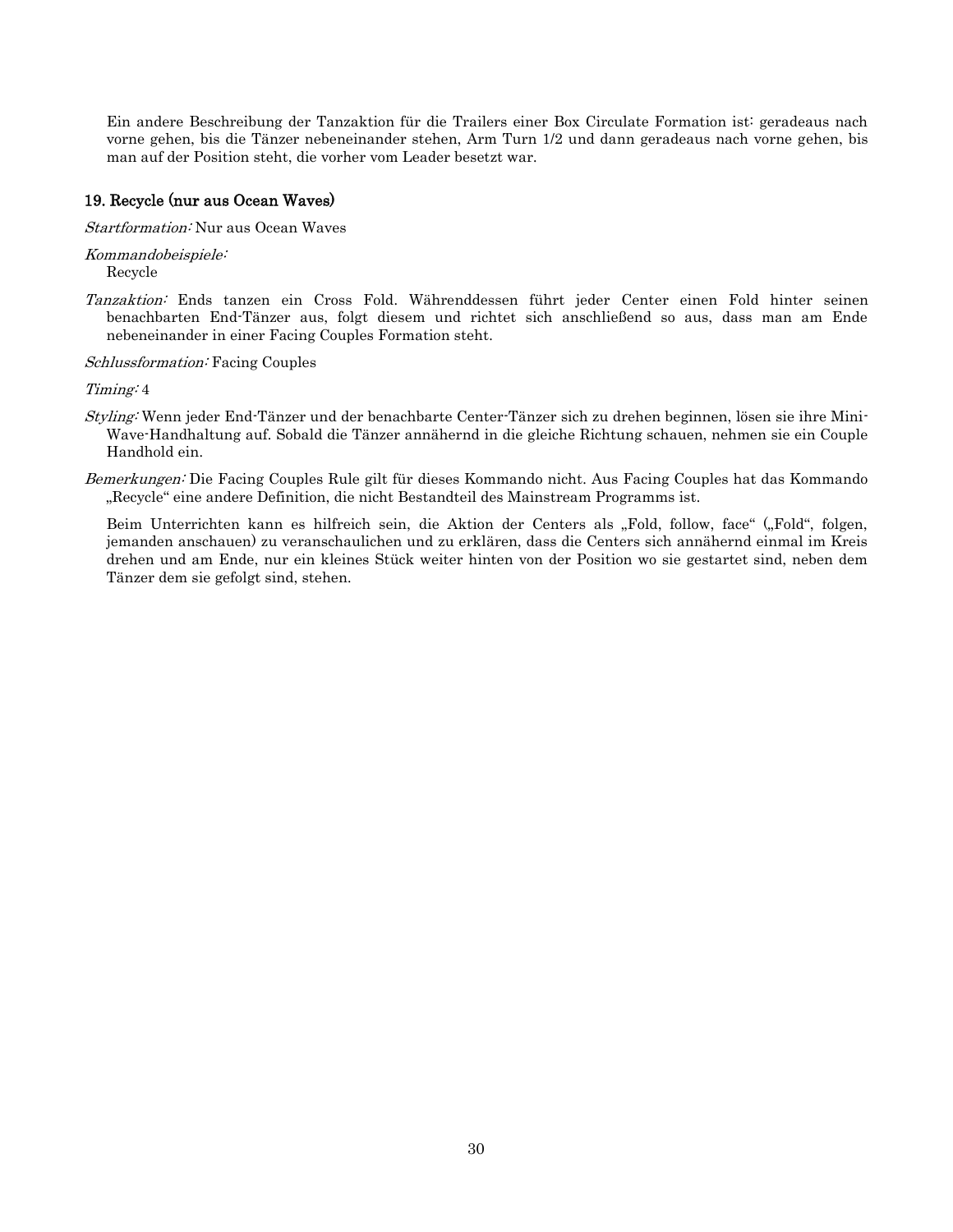Ein andere Beschreibung der Tanzaktion für die Trailers einer Box Circulate Formation ist: geradeaus nach vorne gehen, bis die Tänzer nebeneinander stehen, Arm Turn 1/2 und dann geradeaus nach vorne gehen, bis man auf der Position steht, die vorher vom Leader besetzt war.

## 19. Recycle (nur aus Ocean Waves)

*Startformation:* Nur aus Ocean Waves

*Kommandobeispiele:*
Recycle

*Tanzaktion:* Ends tanzen ein Cross Fold. Währenddessen führt jeder Center einen Fold hinter seinen benachbarten End-Tänzer aus, folgt diesem und richtet sich anschließend so aus, dass man am Ende nebeneinander in einer Facing Couples Formation steht.

*Schlussformation:* Facing Couples

*Timing:* 4

*Styling:* Wenn jeder End-Tänzer und der benachbarte Center-Tänzer sich zu drehen beginnen, lösen sie ihre Mini-Wave-Handhaltung auf. Sobald die Tänzer annähernd in die gleiche Richtung schauen, nehmen sie ein Couple Handhold ein.

*Bemerkungen:* Die Facing Couples Rule gilt für dieses Kommando nicht. Aus Facing Couples hat das Kommando „Recycle" eine andere Definition, die nicht Bestandteil des Mainstream Programms ist.

Beim Unterrichten kann es hilfreich sein, die Aktion der Centers als „Fold, follow, face" („Fold", folgen, jemanden anschauen) zu veranschaulichen und zu erklären, dass die Centers sich annähernd einmal im Kreis drehen und am Ende, nur ein kleines Stück weiter hinten von der Position wo sie gestartet sind, neben dem Tänzer dem sie gefolgt sind, stehen.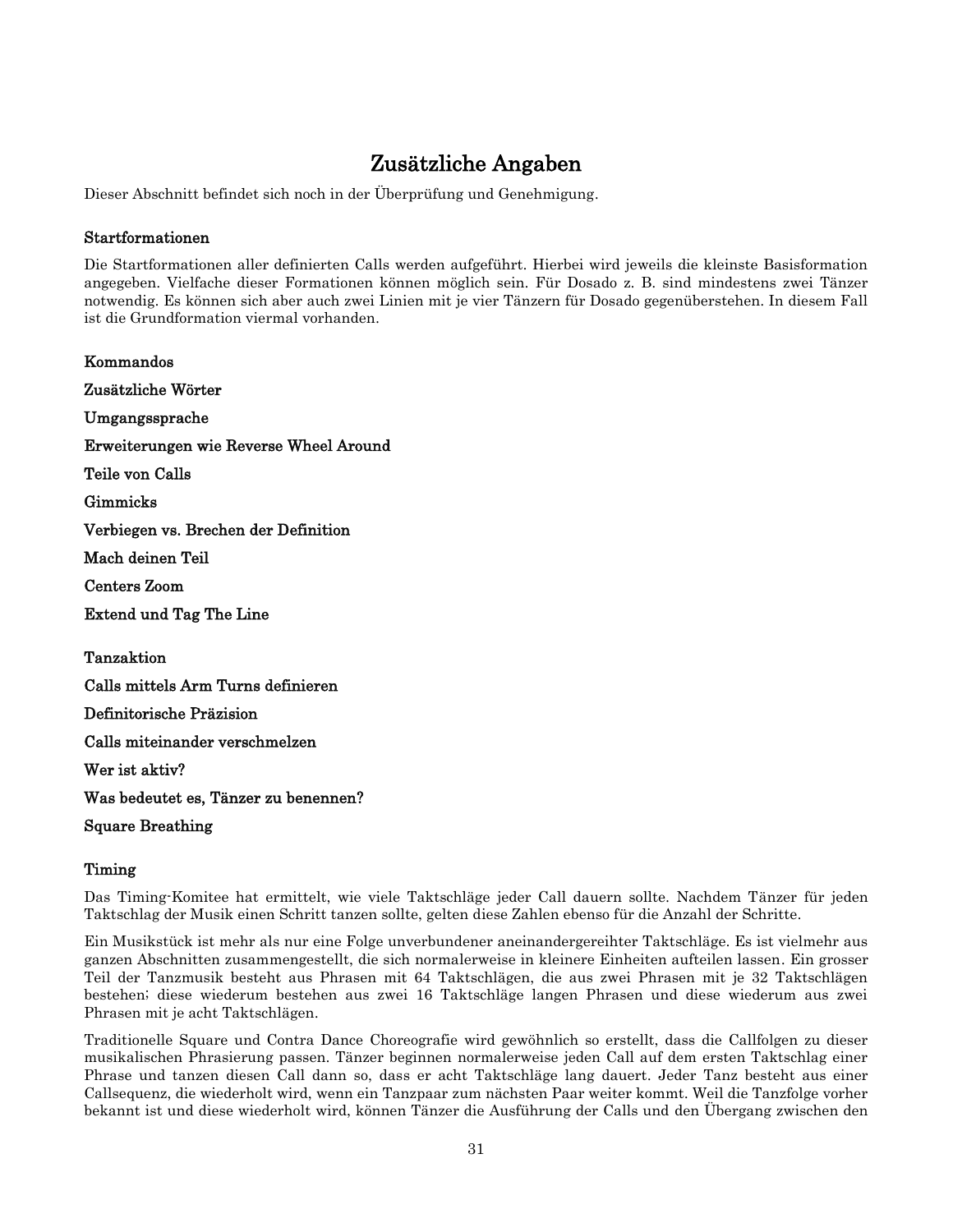# Zusätzliche Angaben

Dieser Abschnitt befindet sich noch in der Überprüfung und Genehmigung.

### Startformationen

Die Startformationen aller definierten Calls werden aufgeführt. Hierbei wird jeweils die kleinste Basisformation angegeben. Vielfache dieser Formationen können möglich sein. Für Dosado z. B. sind mindestens zwei Tänzer notwendig. Es können sich aber auch zwei Linien mit je vier Tänzern für Dosado gegenüberstehen. In diesem Fall ist die Grundformation viermal vorhanden.

### Kommandos

### Zusätzliche Wörter

### Umgangssprache

### Erweiterungen wie Reverse Wheel Around

### Teile von Calls

### Gimmicks

### Verbiegen vs. Brechen der Definition

### Mach deinen Teil

### Centers Zoom

### Extend und Tag The Line

### Tanzaktion

### Calls mittels Arm Turns definieren

### Definitorische Präzision

### Calls miteinander verschmelzen

### Wer ist aktiv?

### Was bedeutet es, Tänzer zu benennen?

### Square Breathing

### Timing

Das Timing-Komitee hat ermittelt, wie viele Taktschläge jeder Call dauern sollte. Nachdem Tänzer für jeden Taktschlag der Musik einen Schritt tanzen sollte, gelten diese Zahlen ebenso für die Anzahl der Schritte.

Ein Musikstück ist mehr als nur eine Folge unverbundener aneinandergereihter Taktschläge. Es ist vielmehr aus ganzen Abschnitten zusammengestellt, die sich normalerweise in kleinere Einheiten aufteilen lassen. Ein grosser Teil der Tanzmusik besteht aus Phrasen mit 64 Taktschlägen, die aus zwei Phrasen mit je 32 Taktschlägen bestehen; diese wiederum bestehen aus zwei 16 Taktschläge langen Phrasen und diese wiederum aus zwei Phrasen mit je acht Taktschlägen.

Traditionelle Square und Contra Dance Choreografie wird gewöhnlich so erstellt, dass die Callfolgen zu dieser musikalischen Phrasierung passen. Tänzer beginnen normalerweise jeden Call auf dem ersten Taktschlag einer Phrase und tanzen diesen Call dann so, dass er acht Taktschläge lang dauert. Jeder Tanz besteht aus einer Callsequenz, die wiederholt wird, wenn ein Tanzpaar zum nächsten Paar weiter kommt. Weil die Tanzfolge vorher bekannt ist und diese wiederholt wird, können Tänzer die Ausführung der Calls und den Übergang zwischen den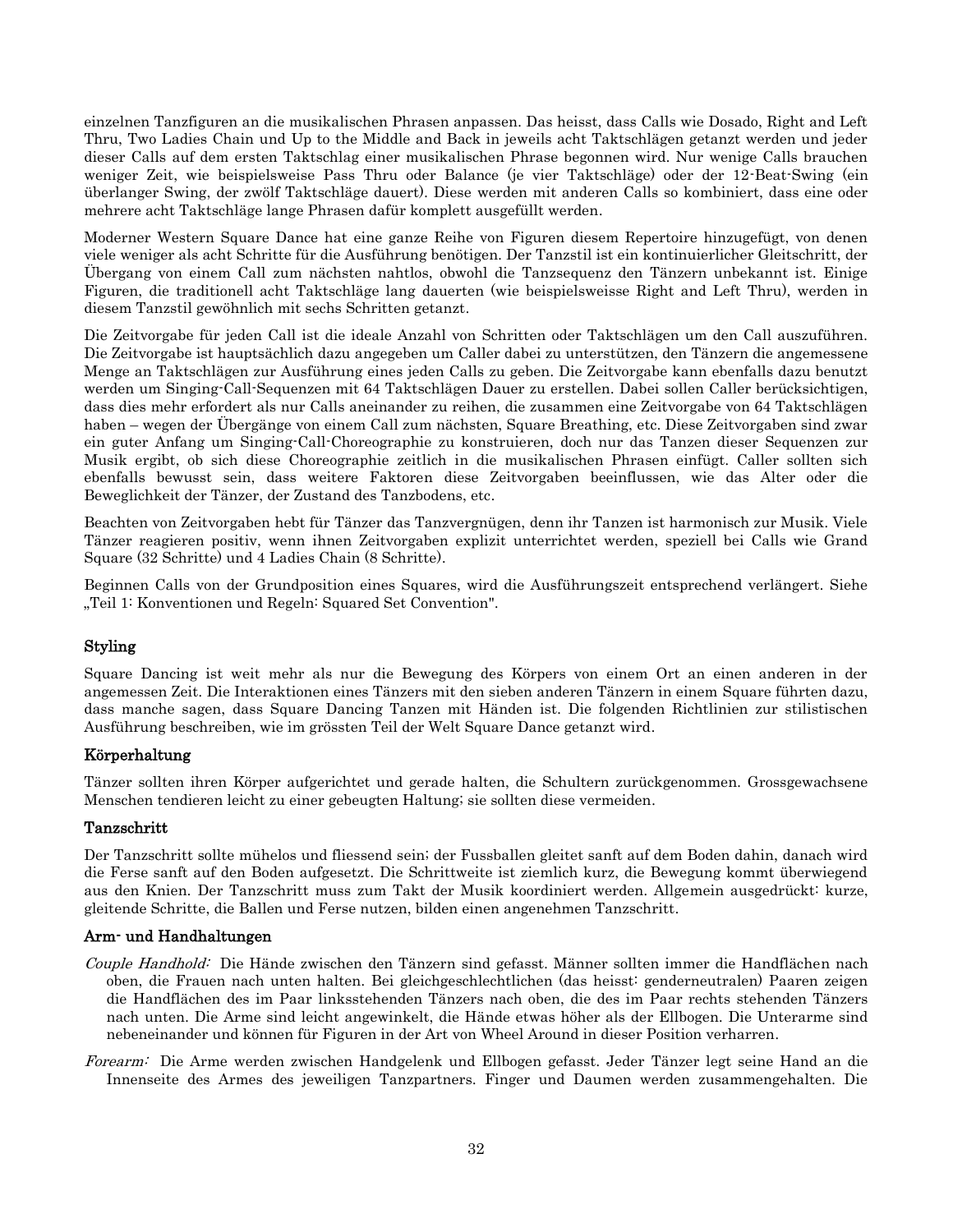einzelnen Tanzfiguren an die musikalischen Phrasen anpassen. Das heisst, dass Calls wie Dosado, Right and Left Thru, Two Ladies Chain und Up to the Middle and Back in jeweils acht Taktschlägen getanzt werden und jeder dieser Calls auf dem ersten Taktschlag einer musikalischen Phrase begonnen wird. Nur wenige Calls brauchen weniger Zeit, wie beispielsweise Pass Thru oder Balance (je vier Taktschläge) oder der 12-Beat-Swing (ein überlanger Swing, der zwölf Taktschläge dauert). Diese werden mit anderen Calls so kombiniert, dass eine oder mehrere acht Taktschläge lange Phrasen dafür komplett ausgefüllt werden.

Moderner Western Square Dance hat eine ganze Reihe von Figuren diesem Repertoire hinzugefügt, von denen viele weniger als acht Schritte für die Ausführung benötigen. Der Tanzstil ist ein kontinuierlicher Gleitschritt, der Übergang von einem Call zum nächsten nahtlos, obwohl die Tanzsequenz den Tänzern unbekannt ist. Einige Figuren, die traditionell acht Taktschläge lang dauerten (wie beispielsweisse Right and Left Thru), werden in diesem Tanzstil gewöhnlich mit sechs Schritten getanzt.

Die Zeitvorgabe für jeden Call ist die ideale Anzahl von Schritten oder Taktschlägen um den Call auszuführen. Die Zeitvorgabe ist hauptsächlich dazu angegeben um Caller dabei zu unterstützen, den Tänzern die angemessene Menge an Taktschlägen zur Ausführung eines jeden Calls zu geben. Die Zeitvorgabe kann ebenfalls dazu benutzt werden um Singing-Call-Sequenzen mit 64 Taktschlägen Dauer zu erstellen. Dabei sollen Caller berücksichtigen, dass dies mehr erfordert als nur Calls aneinander zu reihen, die zusammen eine Zeitvorgabe von 64 Taktschlägen haben – wegen der Übergänge von einem Call zum nächsten, Square Breathing, etc. Diese Zeitvorgaben sind zwar ein guter Anfang um Singing-Call-Choreographie zu konstruieren, doch nur das Tanzen dieser Sequenzen zur Musik ergibt, ob sich diese Choreographie zeitlich in die musikalischen Phrasen einfügt. Caller sollten sich ebenfalls bewusst sein, dass weitere Faktoren diese Zeitvorgaben beeinflussen, wie das Alter oder die Beweglichkeit der Tänzer, der Zustand des Tanzbodens, etc.

Beachten von Zeitvorgaben hebt für Tänzer das Tanzvergnügen, denn ihr Tanzen ist harmonisch zur Musik. Viele Tänzer reagieren positiv, wenn ihnen Zeitvorgaben explizit unterrichtet werden, speziell bei Calls wie Grand Square (32 Schritte) und 4 Ladies Chain (8 Schritte).

Beginnen Calls von der Grundposition eines Squares, wird die Ausführungszeit entsprechend verlängert. Siehe „Teil 1: Konventionen und Regeln: Squared Set Convention".

## Styling

Square Dancing ist weit mehr als nur die Bewegung des Körpers von einem Ort an einen anderen in der angemessen Zeit. Die Interaktionen eines Tänzers mit den sieben anderen Tänzern in einem Square führten dazu, dass manche sagen, dass Square Dancing Tanzen mit Händen ist. Die folgenden Richtlinien zur stilistischen Ausführung beschreiben, wie im grössten Teil der Welt Square Dance getanzt wird.

### Körperhaltung

Tänzer sollten ihren Körper aufgerichtet und gerade halten, die Schultern zurückgenommen. Grossgewachsene Menschen tendieren leicht zu einer gebeugten Haltung; sie sollten diese vermeiden.

### Tanzschritt

Der Tanzschritt sollte mühelos und fliessend sein; der Fussballen gleitet sanft auf dem Boden dahin, danach wird die Ferse sanft auf den Boden aufgesetzt. Die Schrittweite ist ziemlich kurz, die Bewegung kommt überwiegend aus den Knien. Der Tanzschritt muss zum Takt der Musik koordiniert werden. Allgemein ausgedrückt: kurze, gleitende Schritte, die Ballen und Ferse nutzen, bilden einen angenehmen Tanzschritt.

### Arm- und Handhaltungen

*Couple Handhold:* Die Hände zwischen den Tänzern sind gefasst. Männer sollten immer die Handflächen nach oben, die Frauen nach unten halten. Bei gleichgeschlechtlichen (das heisst: genderneutralen) Paaren zeigen die Handflächen des im Paar linksstehenden Tänzers nach oben, die des im Paar rechts stehenden Tänzers nach unten. Die Arme sind leicht angewinkelt, die Hände etwas höher als der Ellbogen. Die Unterarme sind nebeneinander und können für Figuren in der Art von Wheel Around in dieser Position verharren.

*Forearm:* Die Arme werden zwischen Handgelenk und Ellbogen gefasst. Jeder Tänzer legt seine Hand an die Innenseite des Armes des jeweiligen Tanzpartners. Finger und Daumen werden zusammengehalten. Die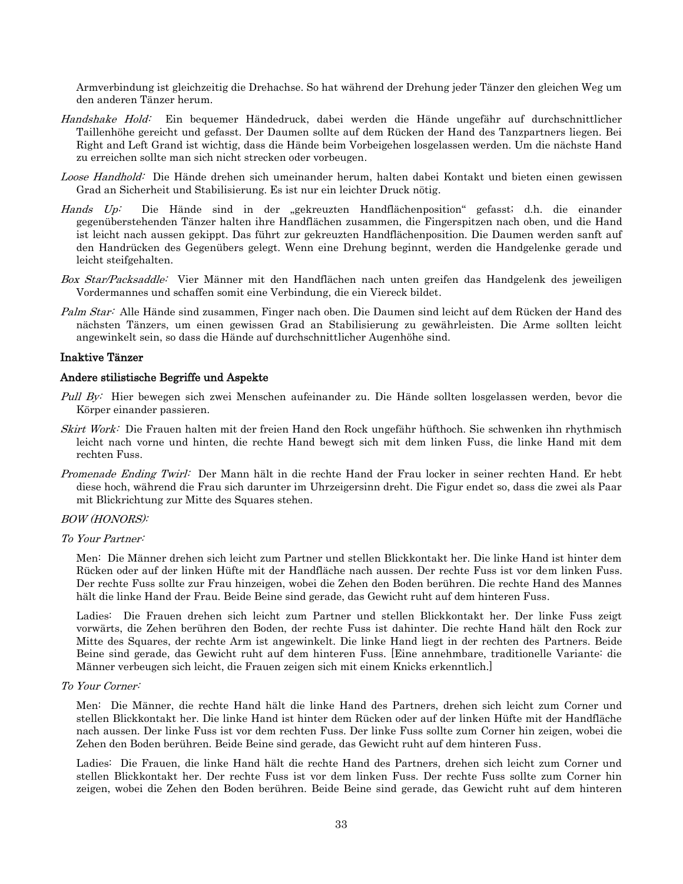Armverbindung ist gleichzeitig die Drehachse. So hat während der Drehung jeder Tänzer den gleichen Weg um den anderen Tänzer herum.

*Handshake Hold:* Ein bequemer Händedruck, dabei werden die Hände ungefähr auf durchschnittlicher Taillenhöhe gereicht und gefasst. Der Daumen sollte auf dem Rücken der Hand des Tanzpartners liegen. Bei Right and Left Grand ist wichtig, dass die Hände beim Vorbeigehen losgelassen werden. Um die nächste Hand zu erreichen sollte man sich nicht strecken oder vorbeugen.

*Loose Handhold:* Die Hände drehen sich umeinander herum, halten dabei Kontakt und bieten einen gewissen Grad an Sicherheit und Stabilisierung. Es ist nur ein leichter Druck nötig.

*Hands Up:* Die Hände sind in der „gekreuzten Handflächenposition" gefasst; d.h. die einander gegenüberstehenden Tänzer halten ihre Handflächen zusammen, die Fingerspitzen nach oben, und die Hand ist leicht nach aussen gekippt. Das führt zur gekreuzten Handflächenposition. Die Daumen werden sanft auf den Handrücken des Gegenübers gelegt. Wenn eine Drehung beginnt, werden die Handgelenke gerade und leicht steifgehalten.

*Box Star/Packsaddle:* Vier Männer mit den Handflächen nach unten greifen das Handgelenk des jeweiligen Vordermannes und schaffen somit eine Verbindung, die ein Viereck bildet.

*Palm Star:* Alle Hände sind zusammen, Finger nach oben. Die Daumen sind leicht auf dem Rücken der Hand des nächsten Tänzers, um einen gewissen Grad an Stabilisierung zu gewährleisten. Die Arme sollten leicht angewinkelt sein, so dass die Hände auf durchschnittlicher Augenhöhe sind.

**Inaktive Tänzer**

**Andere stilistische Begriffe und Aspekte**

*Pull By:* Hier bewegen sich zwei Menschen aufeinander zu. Die Hände sollten losgelassen werden, bevor die Körper einander passieren.

*Skirt Work:* Die Frauen halten mit der freien Hand den Rock ungefähr hüfthoch. Sie schwenken ihn rhythmisch leicht nach vorne und hinten, die rechte Hand bewegt sich mit dem linken Fuss, die linke Hand mit dem rechten Fuss.

*Promenade Ending Twirl:* Der Mann hält in die rechte Hand der Frau locker in seiner rechten Hand. Er hebt diese hoch, während die Frau sich darunter im Uhrzeigersinn dreht. Die Figur endet so, dass die zwei als Paar mit Blickrichtung zur Mitte des Squares stehen.

*BOW (HONORS):*

*To Your Partner:*

Men: Die Männer drehen sich leicht zum Partner und stellen Blickkontakt her. Die linke Hand ist hinter dem Rücken oder auf der linken Hüfte mit der Handfläche nach aussen. Der rechte Fuss ist vor dem linken Fuss. Der rechte Fuss sollte zur Frau hinzeigen, wobei die Zehen den Boden berühren. Die rechte Hand des Mannes hält die linke Hand der Frau. Beide Beine sind gerade, das Gewicht ruht auf dem hinteren Fuss.

Ladies: Die Frauen drehen sich leicht zum Partner und stellen Blickkontakt her. Der linke Fuss zeigt vorwärts, die Zehen berühren den Boden, der rechte Fuss ist dahinter. Die rechte Hand hält den Rock zur Mitte des Squares, der rechte Arm ist angewinkelt. Die linke Hand liegt in der rechten des Partners. Beide Beine sind gerade, das Gewicht ruht auf dem hinteren Fuss. [Eine annehmbare, traditionelle Variante: die Männer verbeugen sich leicht, die Frauen zeigen sich mit einem Knicks erkenntlich.]

*To Your Corner:*

Men: Die Männer, die rechte Hand hält die linke Hand des Partners, drehen sich leicht zum Corner und stellen Blickkontakt her. Die linke Hand ist hinter dem Rücken oder auf der linken Hüfte mit der Handfläche nach aussen. Der linke Fuss ist vor dem rechten Fuss. Der linke Fuss sollte zum Corner hin zeigen, wobei die Zehen den Boden berühren. Beide Beine sind gerade, das Gewicht ruht auf dem hinteren Fuss.

Ladies: Die Frauen, die linke Hand hält die rechte Hand des Partners, drehen sich leicht zum Corner und stellen Blickkontakt her. Der rechte Fuss ist vor dem linken Fuss. Der rechte Fuss sollte zum Corner hin zeigen, wobei die Zehen den Boden berühren. Beide Beine sind gerade, das Gewicht ruht auf dem hinteren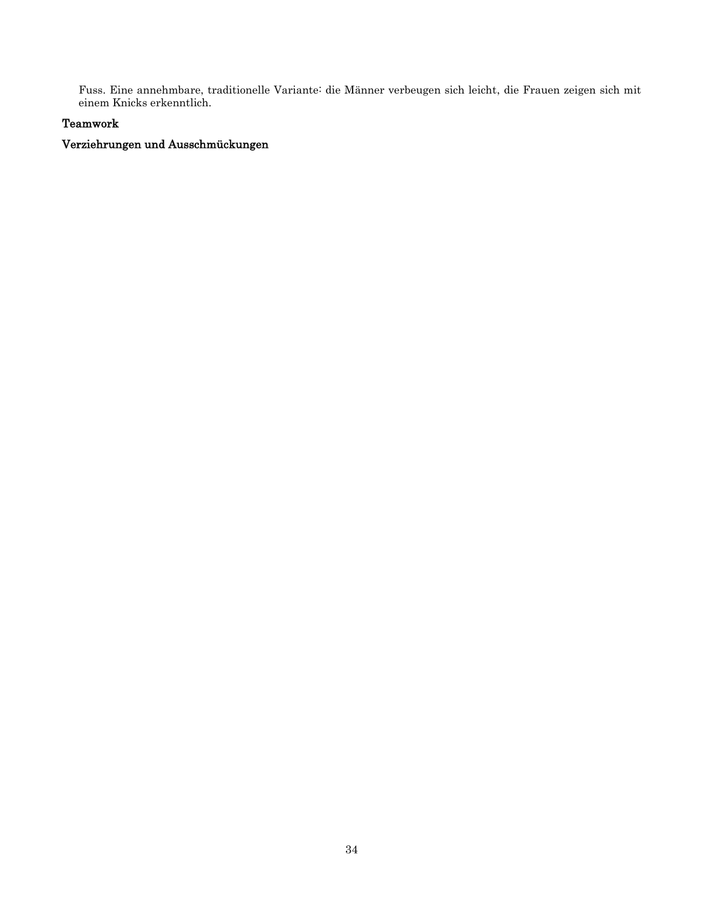Fuss. Eine annehmbare, traditionelle Variante: die Männer verbeugen sich leicht, die Frauen zeigen sich mit einem Knicks erkenntlich.

**Teamwork**

**Verziehrungen und Ausschmückungen**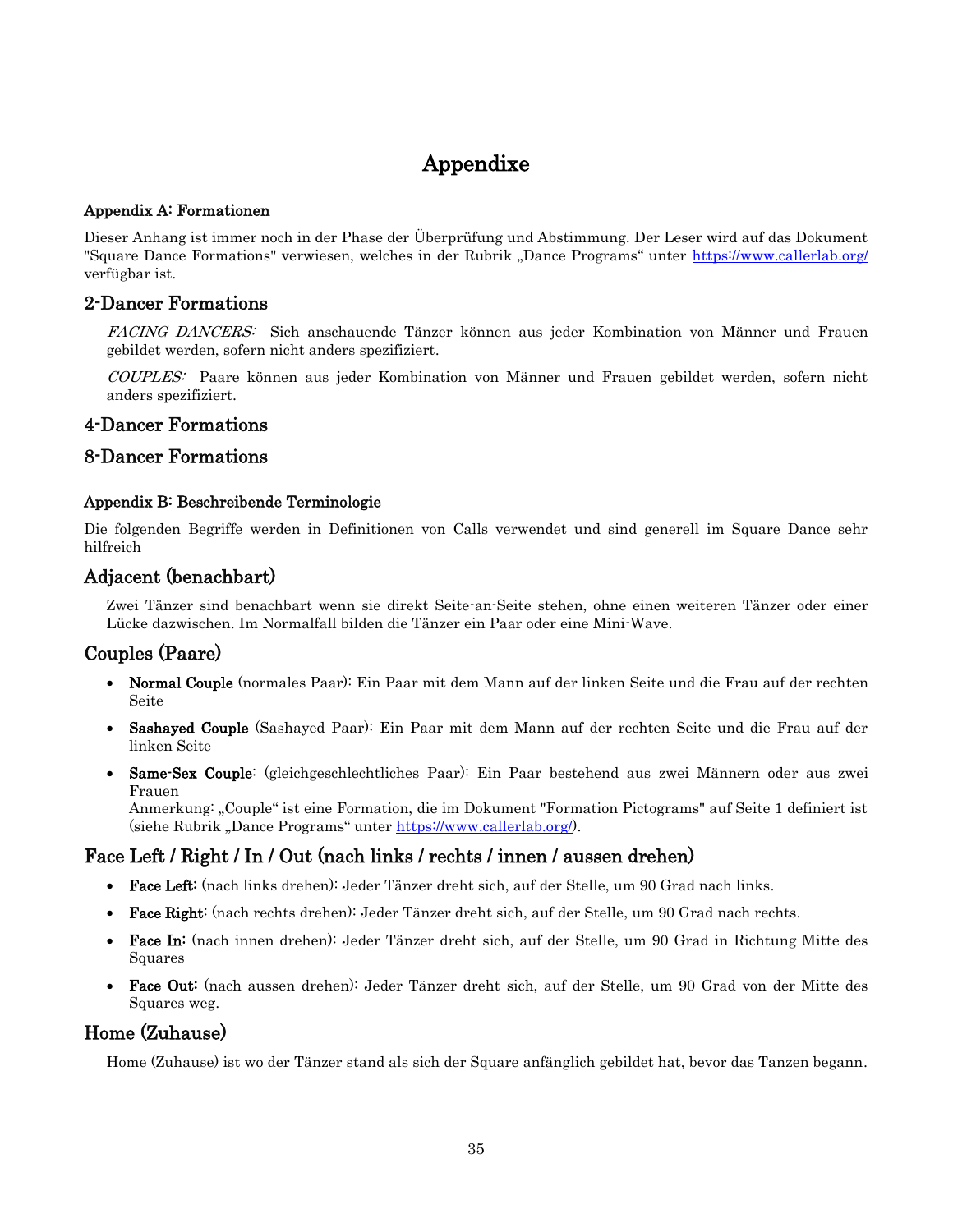# Appendixe

#### Appendix A: Formationen

Dieser Anhang ist immer noch in der Phase der Überprüfung und Abstimmung. Der Leser wird auf das Dokument "Square Dance Formations" verwiesen, welches in der Rubrik „Dance Programs“ unter https://www.callerlab.org/ verfügbar ist.

## 2-Dancer Formations

*FACING DANCERS:* Sich anschauende Tänzer können aus jeder Kombination von Männer und Frauen gebildet werden, sofern nicht anders spezifiziert.

*COUPLES:* Paare können aus jeder Kombination von Männer und Frauen gebildet werden, sofern nicht anders spezifiziert.

## 4-Dancer Formations

## 8-Dancer Formations

#### Appendix B: Beschreibende Terminologie

Die folgenden Begriffe werden in Definitionen von Calls verwendet und sind generell im Square Dance sehr hilfreich

## Adjacent (benachbart)

Zwei Tänzer sind benachbart wenn sie direkt Seite-an-Seite stehen, ohne einen weiteren Tänzer oder einer Lücke dazwischen. Im Normalfall bilden die Tänzer ein Paar oder eine Mini-Wave.

## Couples (Paare)

- **Normal Couple** (normales Paar): Ein Paar mit dem Mann auf der linken Seite und die Frau auf der rechten Seite
- **Sashayed Couple** (Sashayed Paar): Ein Paar mit dem Mann auf der rechten Seite und die Frau auf der linken Seite
- **Same-Sex Couple**: (gleichgeschlechtliches Paar): Ein Paar bestehend aus zwei Männern oder aus zwei Frauen
  Anmerkung: „Couple“ ist eine Formation, die im Dokument "Formation Pictograms" auf Seite 1 definiert ist (siehe Rubrik „Dance Programs“ unter https://www.callerlab.org/).

## Face Left / Right / In / Out (nach links / rechts / innen / aussen drehen)

- **Face Left:** (nach links drehen): Jeder Tänzer dreht sich, auf der Stelle, um 90 Grad nach links.
- **Face Right**: (nach rechts drehen): Jeder Tänzer dreht sich, auf der Stelle, um 90 Grad nach rechts.
- **Face In:** (nach innen drehen): Jeder Tänzer dreht sich, auf der Stelle, um 90 Grad in Richtung Mitte des Squares
- **Face Out:** (nach aussen drehen): Jeder Tänzer dreht sich, auf der Stelle, um 90 Grad von der Mitte des Squares weg.

## Home (Zuhause)

Home (Zuhause) ist wo der Tänzer stand als sich der Square anfänglich gebildet hat, bevor das Tanzen begann.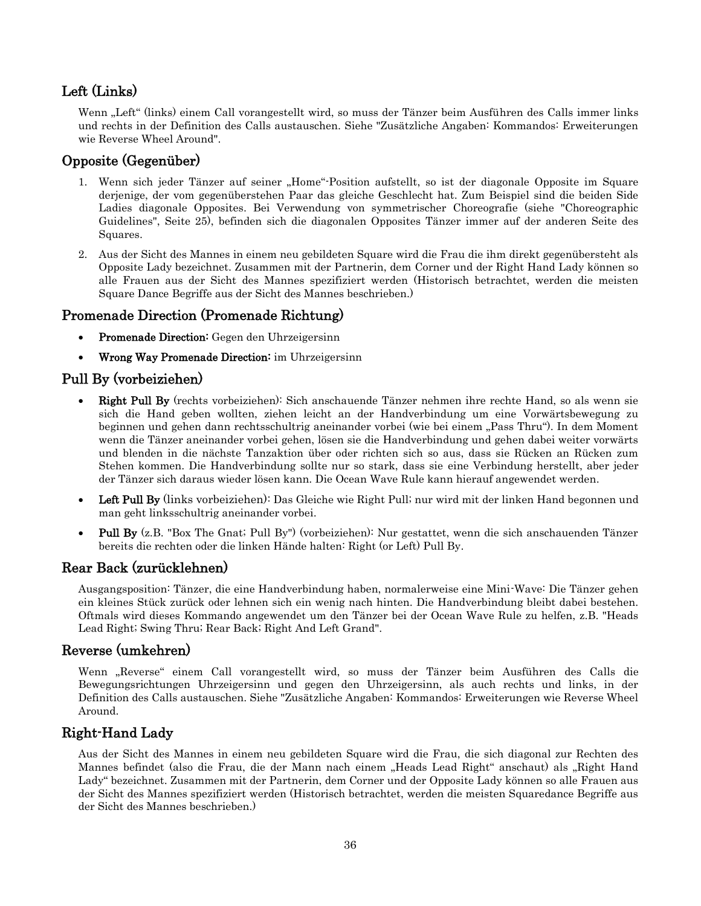## Left (Links)

Wenn „Left“ (links) einem Call vorangestellt wird, so muss der Tänzer beim Ausführen des Calls immer links und rechts in der Definition des Calls austauschen. Siehe "Zusätzliche Angaben: Kommandos: Erweiterungen wie Reverse Wheel Around".

## Opposite (Gegenüber)

1. Wenn sich jeder Tänzer auf seiner „Home“-Position aufstellt, so ist der diagonale Opposite im Square derjenige, der vom gegenüberstehen Paar das gleiche Geschlecht hat. Zum Beispiel sind die beiden Side Ladies diagonale Opposites. Bei Verwendung von symmetrischer Choreografie (siehe "Choreographic Guidelines", Seite 25), befinden sich die diagonalen Opposites Tänzer immer auf der anderen Seite des Squares.
2. Aus der Sicht des Mannes in einem neu gebildeten Square wird die Frau die ihm direkt gegenübersteht als Opposite Lady bezeichnet. Zusammen mit der Partnerin, dem Corner und der Right Hand Lady können so alle Frauen aus der Sicht des Mannes spezifiziert werden (Historisch betrachtet, werden die meisten Square Dance Begriffe aus der Sicht des Mannes beschrieben.)

## Promenade Direction (Promenade Richtung)

- **Promenade Direction:** Gegen den Uhrzeigersinn
- **Wrong Way Promenade Direction:** im Uhrzeigersinn

## Pull By (vorbeiziehen)

- **Right Pull By** (rechts vorbeiziehen): Sich anschauende Tänzer nehmen ihre rechte Hand, so als wenn sie sich die Hand geben wollten, ziehen leicht an der Handverbindung um eine Vorwärtsbewegung zu beginnen und gehen dann rechtsschultrig aneinander vorbei (wie bei einem „Pass Thru“). In dem Moment wenn die Tänzer aneinander vorbei gehen, lösen sie die Handverbindung und gehen dabei weiter vorwärts und blenden in die nächste Tanzaktion über oder richten sich so aus, dass sie Rücken an Rücken zum Stehen kommen. Die Handverbindung sollte nur so stark, dass sie eine Verbindung herstellt, aber jeder der Tänzer sich daraus wieder lösen kann. Die Ocean Wave Rule kann hierauf angewendet werden.
- **Left Pull By** (links vorbeiziehen): Das Gleiche wie Right Pull; nur wird mit der linken Hand begonnen und man geht linksschultrig aneinander vorbei.
- **Pull By** (z.B. "Box The Gnat; Pull By") (vorbeiziehen): Nur gestattet, wenn die sich anschauenden Tänzer bereits die rechten oder die linken Hände halten: Right (or Left) Pull By.

## Rear Back (zurücklehnen)

Ausgangsposition: Tänzer, die eine Handverbindung haben, normalerweise eine Mini-Wave: Die Tänzer gehen ein kleines Stück zurück oder lehnen sich ein wenig nach hinten. Die Handverbindung bleibt dabei bestehen. Oftmals wird dieses Kommando angewendet um den Tänzer bei der Ocean Wave Rule zu helfen, z.B. "Heads Lead Right; Swing Thru; Rear Back; Right And Left Grand".

## Reverse (umkehren)

Wenn „Reverse“ einem Call vorangestellt wird, so muss der Tänzer beim Ausführen des Calls die Bewegungsrichtungen Uhrzeigersinn und gegen den Uhrzeigersinn, als auch rechts und links, in der Definition des Calls austauschen. Siehe "Zusätzliche Angaben: Kommandos: Erweiterungen wie Reverse Wheel Around.

## Right-Hand Lady

Aus der Sicht des Mannes in einem neu gebildeten Square wird die Frau, die sich diagonal zur Rechten des Mannes befindet (also die Frau, die der Mann nach einem „Heads Lead Right“ anschaut) als „Right Hand Lady“ bezeichnet. Zusammen mit der Partnerin, dem Corner und der Opposite Lady können so alle Frauen aus der Sicht des Mannes spezifiziert werden (Historisch betrachtet, werden die meisten Squaredance Begriffe aus der Sicht des Mannes beschrieben.)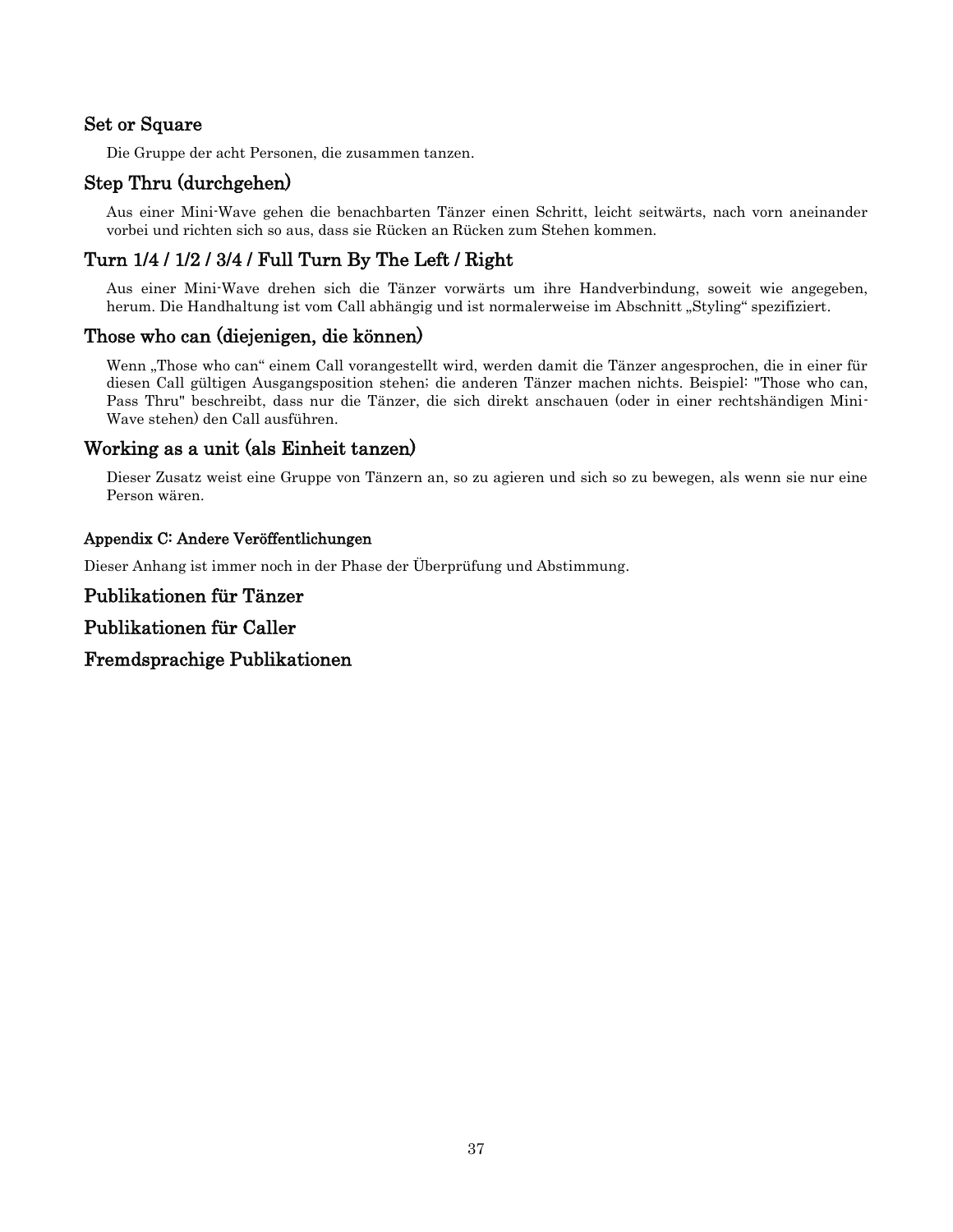### Set or Square

Die Gruppe der acht Personen, die zusammen tanzen.

### Step Thru (durchgehen)

Aus einer Mini-Wave gehen die benachbarten Tänzer einen Schritt, leicht seitwärts, nach vorn aneinander vorbei und richten sich so aus, dass sie Rücken an Rücken zum Stehen kommen.

### Turn 1/4 / 1/2 / 3/4 / Full Turn By The Left / Right

Aus einer Mini-Wave drehen sich die Tänzer vorwärts um ihre Handverbindung, soweit wie angegeben, herum. Die Handhaltung ist vom Call abhängig und ist normalerweise im Abschnitt „Styling“ spezifiziert.

### Those who can (diejenigen, die können)

Wenn „Those who can“ einem Call vorangestellt wird, werden damit die Tänzer angesprochen, die in einer für diesen Call gültigen Ausgangsposition stehen; die anderen Tänzer machen nichts. Beispiel: "Those who can, Pass Thru" beschreibt, dass nur die Tänzer, die sich direkt anschauen (oder in einer rechtshändigen Mini-Wave stehen) den Call ausführen.

### Working as a unit (als Einheit tanzen)

Dieser Zusatz weist eine Gruppe von Tänzern an, so zu agieren und sich so zu bewegen, als wenn sie nur eine Person wären.

#### Appendix C: Andere Veröffentlichungen

Dieser Anhang ist immer noch in der Phase der Überprüfung und Abstimmung.

### Publikationen für Tänzer

### Publikationen für Caller

### Fremdsprachige Publikationen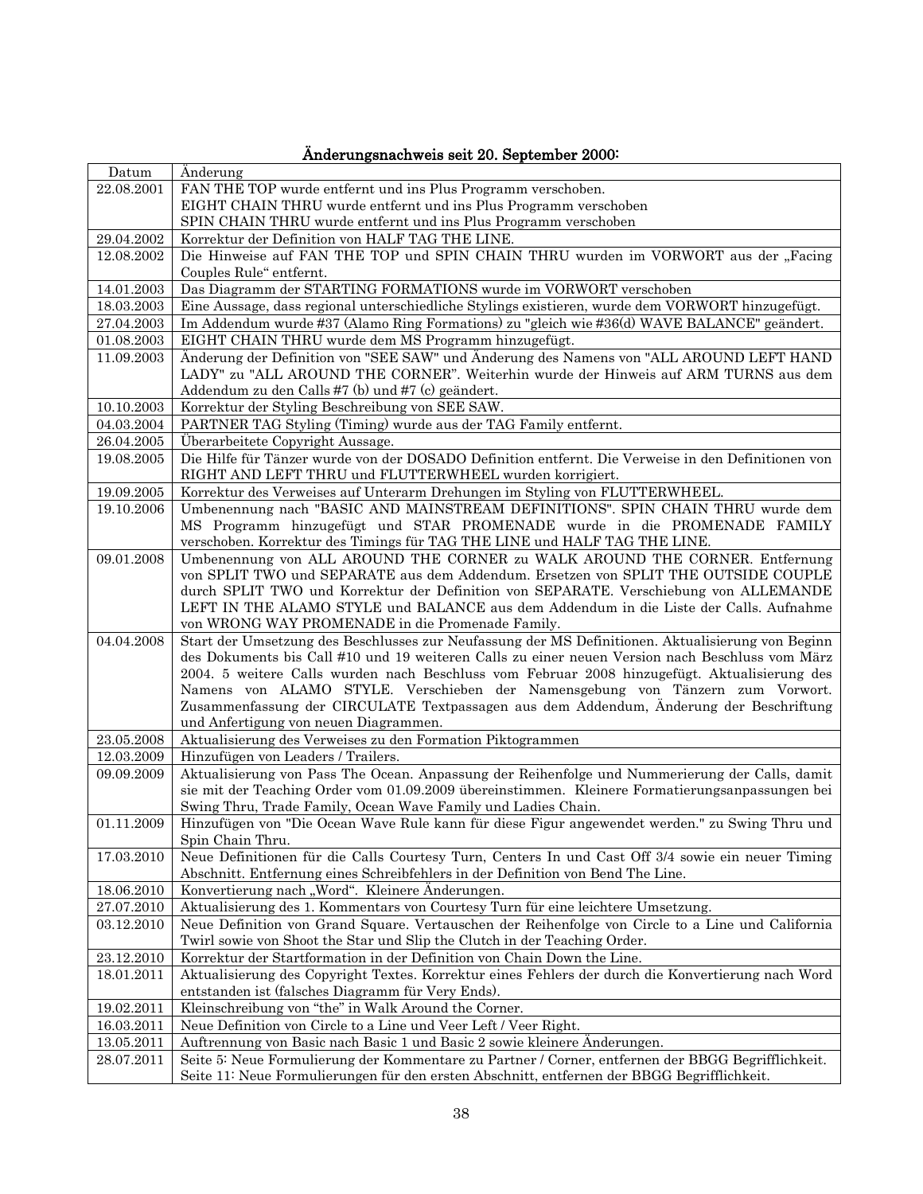**Änderungsnachweis seit 20. September 2000:**

| Datum | Änderung |
|---|---|
| 22.08.2001 | FAN THE TOP wurde entfernt und ins Plus Programm verschoben. EIGHT CHAIN THRU wurde entfernt und ins Plus Programm verschoben SPIN CHAIN THRU wurde entfernt und ins Plus Programm verschoben |
| 29.04.2002 | Korrektur der Definition von HALF TAG THE LINE. |
| 12.08.2002 | Die Hinweise auf FAN THE TOP und SPIN CHAIN THRU wurden im VORWORT aus der „Facing Couples Rule“ entfernt. |
| 14.01.2003 | Das Diagramm der STARTING FORMATIONS wurde im VORWORT verschoben |
| 18.03.2003 | Eine Aussage, dass regional unterschiedliche Stylings existieren, wurde dem VORWORT hinzugefügt. |
| 27.04.2003 | Im Addendum wurde #37 (Alamo Ring Formations) zu "gleich wie #36(d) WAVE BALANCE" geändert. |
| 01.08.2003 | EIGHT CHAIN THRU wurde dem MS Programm hinzugefügt. |
| 11.09.2003 | Änderung der Definition von "SEE SAW" und Änderung des Namens von "ALL AROUND LEFT HAND LADY" zu "ALL AROUND THE CORNER". Weiterhin wurde der Hinweis auf ARM TURNS aus dem Addendum zu den Calls #7 (b) und #7 (c) geändert. |
| 10.10.2003 | Korrektur der Styling Beschreibung von SEE SAW. |
| 04.03.2004 | PARTNER TAG Styling (Timing) wurde aus der TAG Family entfernt. |
| 26.04.2005 | Überarbeitete Copyright Aussage. |
| 19.08.2005 | Die Hilfe für Tänzer wurde von der DOSADO Definition entfernt. Die Verweise in den Definitionen von RIGHT AND LEFT THRU und FLUTTERWHEEL wurden korrigiert. |
| 19.09.2005 | Korrektur des Verweises auf Unterarm Drehungen im Styling von FLUTTERWHEEL. |
| 19.10.2006 | Umbenennung nach "BASIC AND MAINSTREAM DEFINITIONS". SPIN CHAIN THRU wurde dem MS Programm hinzugefügt und STAR PROMENADE wurde in die PROMENADE FAMILY verschoben. Korrektur des Timings für TAG THE LINE und HALF TAG THE LINE. |
| 09.01.2008 | Umbenennung von ALL AROUND THE CORNER zu WALK AROUND THE CORNER. Entfernung von SPLIT TWO und SEPARATE aus dem Addendum. Ersetzen von SPLIT THE OUTSIDE COUPLE durch SPLIT TWO und Korrektur der Definition von SEPARATE. Verschiebung von ALLEMANDE LEFT IN THE ALAMO STYLE und BALANCE aus dem Addendum in die Liste der Calls. Aufnahme von WRONG WAY PROMENADE in die Promenade Family. |
| 04.04.2008 | Start der Umsetzung des Beschlusses zur Neufassung der MS Definitionen. Aktualisierung von Beginn des Dokuments bis Call #10 und 19 weiteren Calls zu einer neuen Version nach Beschluss vom März 2004. 5 weitere Calls wurden nach Beschluss vom Februar 2008 hinzugefügt. Aktualisierung des Namens von ALAMO STYLE. Verschieben der Namensgebung von Tänzern zum Vorwort. Zusammenfassung der CIRCULATE Textpassagen aus dem Addendum, Änderung der Beschriftung und Anfertigung von neuen Diagrammen. |
| 23.05.2008 | Aktualisierung des Verweises zu den Formation Piktogrammen |
| 12.03.2009 | Hinzufügen von Leaders / Trailers. |
| 09.09.2009 | Aktualisierung von Pass The Ocean. Anpassung der Reihenfolge und Nummerierung der Calls, damit sie mit der Teaching Order vom 01.09.2009 übereinstimmen. Kleinere Formatierungsanpassungen bei Swing Thru, Trade Family, Ocean Wave Family und Ladies Chain. |
| 01.11.2009 | Hinzufügen von "Die Ocean Wave Rule kann für diese Figur angewendet werden." zu Swing Thru und Spin Chain Thru. |
| 17.03.2010 | Neue Definitionen für die Calls Courtesy Turn, Centers In und Cast Off 3/4 sowie ein neuer Timing Abschnitt. Entfernung eines Schreibfehlers in der Definition von Bend The Line. |
| 18.06.2010 | Konvertierung nach „Word“. Kleinere Änderungen. |
| 27.07.2010 | Aktualisierung des 1. Kommentars von Courtesy Turn für eine leichtere Umsetzung. |
| 03.12.2010 | Neue Definition von Grand Square. Vertauschen der Reihenfolge von Circle to a Line und California Twirl sowie von Shoot the Star und Slip the Clutch in der Teaching Order. |
| 23.12.2010 | Korrektur der Startformation in der Definition von Chain Down the Line. |
| 18.01.2011 | Aktualisierung des Copyright Textes. Korrektur eines Fehlers der durch die Konvertierung nach Word entstanden ist (falsches Diagramm für Very Ends). |
| 19.02.2011 | Kleinschreibung von "the" in Walk Around the Corner. |
| 16.03.2011 | Neue Definition von Circle to a Line und Veer Left / Veer Right. |
| 13.05.2011 | Auftrennung von Basic nach Basic 1 und Basic 2 sowie kleinere Änderungen. |
| 28.07.2011 | Seite 5: Neue Formulierung der Kommentare zu Partner / Corner, entfernen der BBGG Begrifflichkeit. Seite 11: Neue Formulierungen für den ersten Abschnitt, entfernen der BBGG Begrifflichkeit. |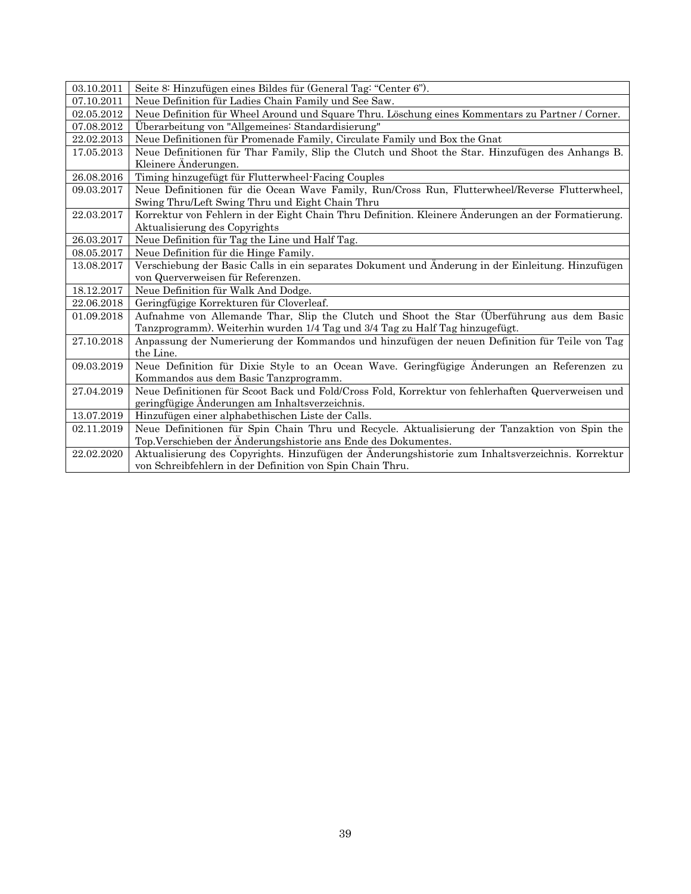| | |
|---|---|
| 03.10.2011 | Seite 8: Hinzufügen eines Bildes für (General Tag: "Center 6"). |
| 07.10.2011 | Neue Definition für Ladies Chain Family und See Saw. |
| 02.05.2012 | Neue Definition für Wheel Around und Square Thru. Löschung eines Kommentars zu Partner / Corner. |
| 07.08.2012 | Überarbeitung von "Allgemeines: Standardisierung" |
| 22.02.2013 | Neue Definitionen für Promenade Family, Circulate Family und Box the Gnat |
| 17.05.2013 | Neue Definitionen für Thar Family, Slip the Clutch und Shoot the Star. Hinzufügen des Anhangs B. Kleinere Änderungen. |
| 26.08.2016 | Timing hinzugefügt für Flutterwheel-Facing Couples |
| 09.03.2017 | Neue Definitionen für die Ocean Wave Family, Run/Cross Run, Flutterwheel/Reverse Flutterwheel, Swing Thru/Left Swing Thru und Eight Chain Thru |
| 22.03.2017 | Korrektur von Fehlern in der Eight Chain Thru Definition. Kleinere Änderungen an der Formatierung. Aktualisierung des Copyrights |
| 26.03.2017 | Neue Definition für Tag the Line und Half Tag. |
| 08.05.2017 | Neue Definition für die Hinge Family. |
| 13.08.2017 | Verschiebung der Basic Calls in ein separates Dokument und Änderung in der Einleitung. Hinzufügen von Querverweisen für Referenzen. |
| 18.12.2017 | Neue Definition für Walk And Dodge. |
| 22.06.2018 | Geringfügige Korrekturen für Cloverleaf. |
| 01.09.2018 | Aufnahme von Allemande Thar, Slip the Clutch und Shoot the Star (Überführung aus dem Basic Tanzprogramm). Weiterhin wurden 1/4 Tag und 3/4 Tag zu Half Tag hinzugefügt. |
| 27.10.2018 | Anpassung der Numerierung der Kommandos und hinzufügen der neuen Definition für Teile von Tag the Line. |
| 09.03.2019 | Neue Definition für Dixie Style to an Ocean Wave. Geringfügige Änderungen an Referenzen zu Kommandos aus dem Basic Tanzprogramm. |
| 27.04.2019 | Neue Definitionen für Scoot Back und Fold/Cross Fold, Korrektur von fehlerhaften Querverweisen und geringfügige Änderungen am Inhaltsverzeichnis. |
| 13.07.2019 | Hinzufügen einer alphabethischen Liste der Calls. |
| 02.11.2019 | Neue Definitionen für Spin Chain Thru und Recycle. Aktualisierung der Tanzaktion von Spin the Top.Verschieben der Änderungshistorie ans Ende des Dokumentes. |
| 22.02.2020 | Aktualisierung des Copyrights. Hinzufügen der Änderungshistorie zum Inhaltsverzeichnis. Korrektur von Schreibfehlern in der Definition von Spin Chain Thru. |